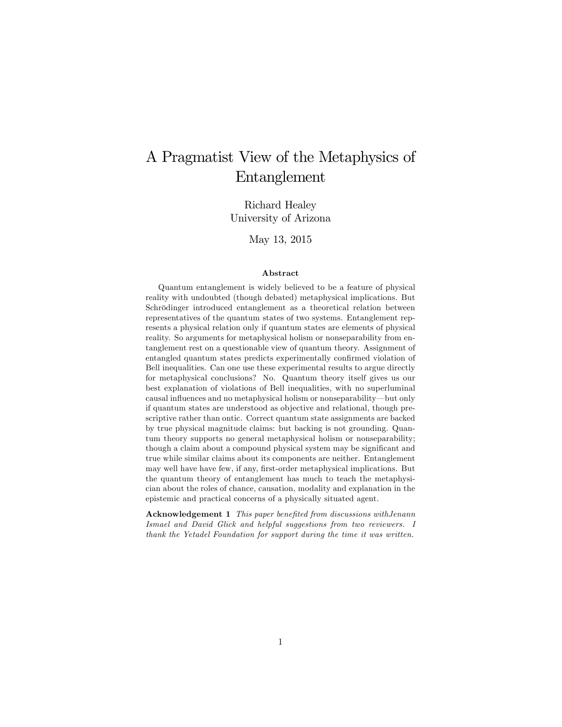# A Pragmatist View of the Metaphysics of Entanglement

Richard Healey
University of Arizona

May 13, 2015

### Abstract

Quantum entanglement is widely believed to be a feature of physical reality with undoubted (though debated) metaphysical implications. But Schrödinger introduced entanglement as a theoretical relation between representatives of the quantum states of two systems. Entanglement represents a physical relation only if quantum states are elements of physical reality. So arguments for metaphysical holism or nonseparability from entanglement rest on a questionable view of quantum theory. Assignment of entangled quantum states predicts experimentally confirmed violation of Bell inequalities. Can one use these experimental results to argue directly for metaphysical conclusions? No. Quantum theory itself gives us our best explanation of violations of Bell inequalities, with no superluminal causal influences and no metaphysical holism or nonseparability—but only if quantum states are understood as objective and relational, though prescriptive rather than ontic. Correct quantum state assignments are backed by true physical magnitude claims: but backing is not grounding. Quantum theory supports no general metaphysical holism or nonseparability; though a claim about a compound physical system may be significant and true while similar claims about its components are neither. Entanglement may well have have few, if any, first-order metaphysical implications. But the quantum theory of entanglement has much to teach the metaphysician about the roles of chance, causation, modality and explanation in the epistemic and practical concerns of a physically situated agent.

**Acknowledgement 1** *This paper benefited from discussions withJenann Ismael and David Glick and helpful suggestions from two reviewers. I thank the Yetadel Foundation for support during the time it was written.*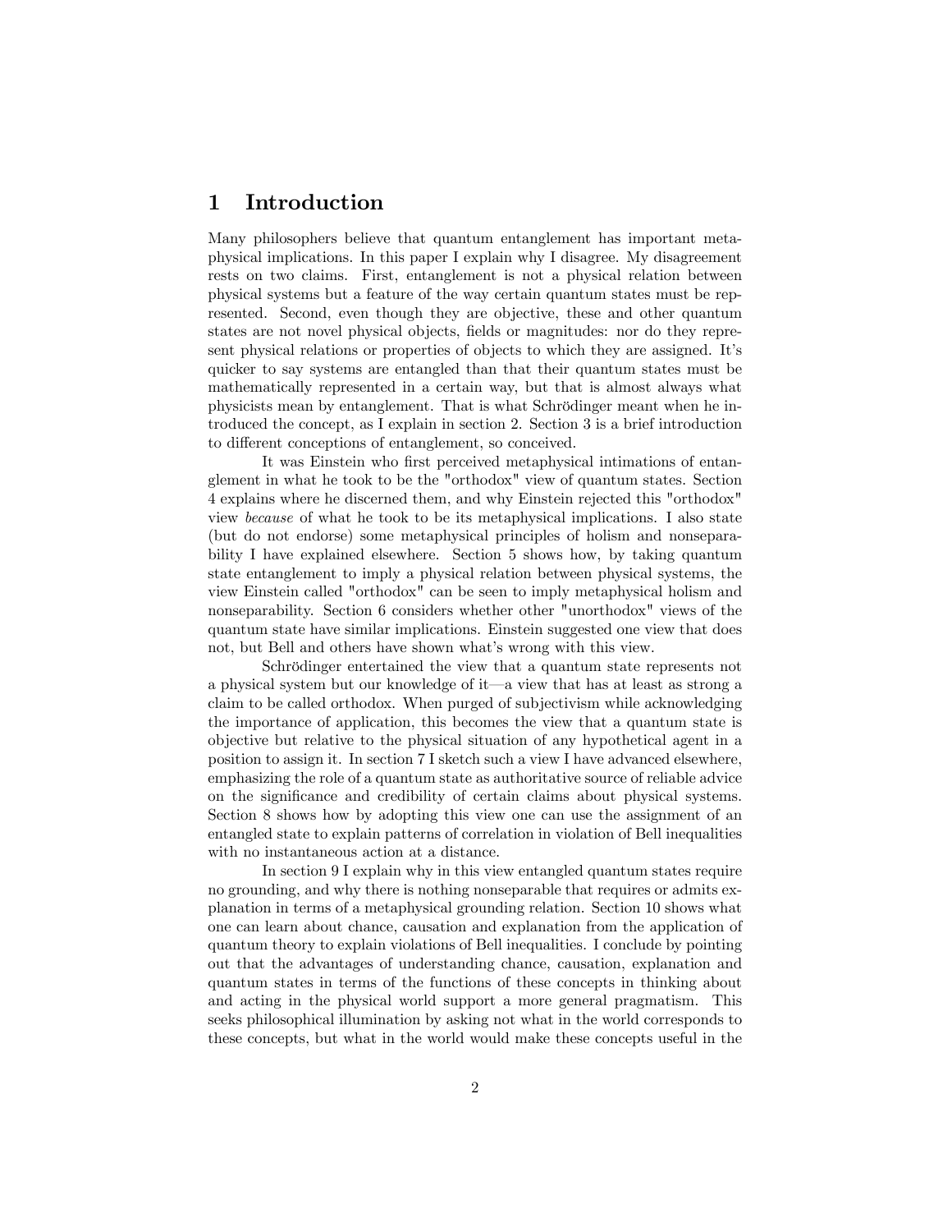# 1 Introduction

Many philosophers believe that quantum entanglement has important metaphysical implications. In this paper I explain why I disagree. My disagreement rests on two claims. First, entanglement is not a physical relation between physical systems but a feature of the way certain quantum states must be represented. Second, even though they are objective, these and other quantum states are not novel physical objects, fields or magnitudes: nor do they represent physical relations or properties of objects to which they are assigned. It's quicker to say systems are entangled than that their quantum states must be mathematically represented in a certain way, but that is almost always what physicists mean by entanglement. That is what Schrödinger meant when he introduced the concept, as I explain in section 2. Section 3 is a brief introduction to different conceptions of entanglement, so conceived.

It was Einstein who first perceived metaphysical intimations of entanglement in what he took to be the "orthodox" view of quantum states. Section 4 explains where he discerned them, and why Einstein rejected this "orthodox" view *because* of what he took to be its metaphysical implications. I also state (but do not endorse) some metaphysical principles of holism and nonseparability I have explained elsewhere. Section 5 shows how, by taking quantum state entanglement to imply a physical relation between physical systems, the view Einstein called "orthodox" can be seen to imply metaphysical holism and nonseparability. Section 6 considers whether other "unorthodox" views of the quantum state have similar implications. Einstein suggested one view that does not, but Bell and others have shown what's wrong with this view.

Schrödinger entertained the view that a quantum state represents not a physical system but our knowledge of it—a view that has at least as strong a claim to be called orthodox. When purged of subjectivism while acknowledging the importance of application, this becomes the view that a quantum state is objective but relative to the physical situation of any hypothetical agent in a position to assign it. In section 7 I sketch such a view I have advanced elsewhere, emphasizing the role of a quantum state as authoritative source of reliable advice on the significance and credibility of certain claims about physical systems. Section 8 shows how by adopting this view one can use the assignment of an entangled state to explain patterns of correlation in violation of Bell inequalities with no instantaneous action at a distance.

In section 9 I explain why in this view entangled quantum states require no grounding, and why there is nothing nonseparable that requires or admits explanation in terms of a metaphysical grounding relation. Section 10 shows what one can learn about chance, causation and explanation from the application of quantum theory to explain violations of Bell inequalities. I conclude by pointing out that the advantages of understanding chance, causation, explanation and quantum states in terms of the functions of these concepts in thinking about and acting in the physical world support a more general pragmatism. This seeks philosophical illumination by asking not what in the world corresponds to these concepts, but what in the world would make these concepts useful in the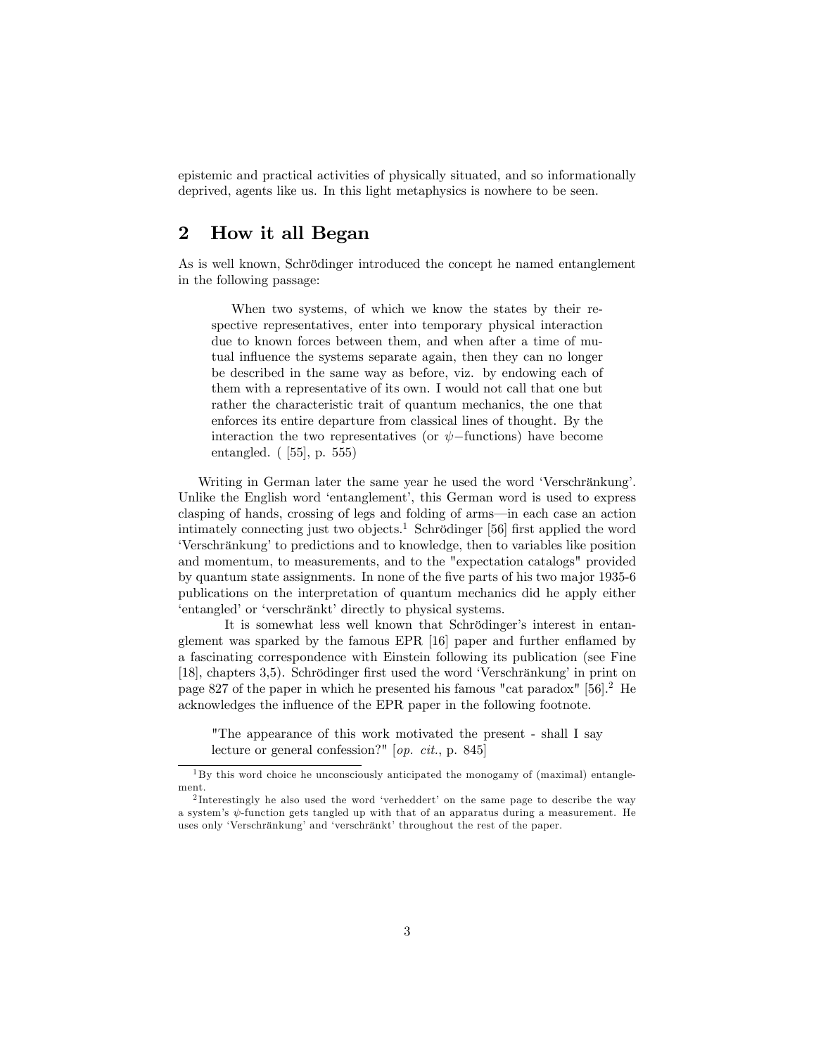epistemic and practical activities of physically situated, and so informationally deprived, agents like us. In this light metaphysics is nowhere to be seen.

## 2 How it all Began

As is well known, Schrödinger introduced the concept he named entanglement in the following passage:

> When two systems, of which we know the states by their respective representatives, enter into temporary physical interaction due to known forces between them, and when after a time of mutual influence the systems separate again, then they can no longer be described in the same way as before, viz. by endowing each of them with a representative of its own. I would not call that one but rather the characteristic trait of quantum mechanics, the one that enforces its entire departure from classical lines of thought. By the interaction the two representatives (or $\psi-$functions) have become entangled. ( [55], p. 555)

Writing in German later the same year he used the word 'Verschränkung'. Unlike the English word 'entanglement', this German word is used to express clasping of hands, crossing of legs and folding of arms—in each case an action intimately connecting just two objects.[1] Schrödinger [56] first applied the word 'Verschränkung' to predictions and to knowledge, then to variables like position and momentum, to measurements, and to the "expectation catalogs" provided by quantum state assignments. In none of the five parts of his two major 1935-6 publications on the interpretation of quantum mechanics did he apply either 'entangled' or 'verschränkt' directly to physical systems.

It is somewhat less well known that Schrödinger's interest in entanglement was sparked by the famous EPR [16] paper and further enflamed by a fascinating correspondence with Einstein following its publication (see Fine [18], chapters 3,5). Schrödinger first used the word 'Verschränkung' in print on page 827 of the paper in which he presented his famous "cat paradox" [56].[2] He acknowledges the influence of the EPR paper in the following footnote.

> "The appearance of this work motivated the present - shall I say lecture or general confession?" [*op. cit.*, p. 845]

[1] By this word choice he unconsciously anticipated the monogamy of (maximal) entanglement.

[2] Interestingly he also used the word 'verheddert' on the same page to describe the way a system's $\psi$-function gets tangled up with that of an apparatus during a measurement. He uses only 'Verschränkung' and 'verschränkt' throughout the rest of the paper.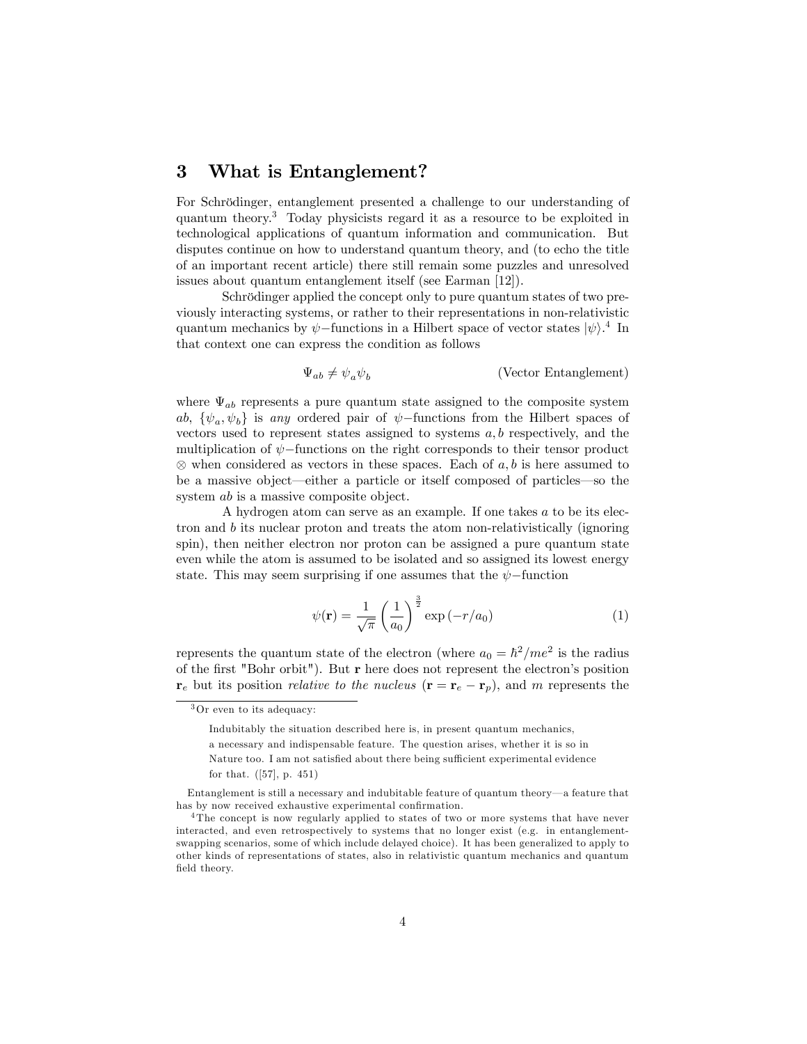## 3 What is Entanglement?

For Schrödinger, entanglement presented a challenge to our understanding of quantum theory.[3] Today physicists regard it as a resource to be exploited in technological applications of quantum information and communication. But disputes continue on how to understand quantum theory, and (to echo the title of an important recent article) there still remain some puzzles and unresolved issues about quantum entanglement itself (see Earman [12]).

Schrödinger applied the concept only to pure quantum states of two previously interacting systems, or rather to their representations in non-relativistic quantum mechanics by $\psi-$functions in a Hilbert space of vector states $|\psi\rangle$.[4] In that context one can express the condition as follows

$$\Psi_{ab} \neq \psi_a \psi_b \qquad \text{(Vector Entanglement)}$$

where $\Psi_{ab}$ represents a pure quantum state assigned to the composite system $ab$, $\{\psi_a, \psi_b\}$ is *any* ordered pair of $\psi-$functions from the Hilbert spaces of vectors used to represent states assigned to systems $a, b$ respectively, and the multiplication of $\psi-$functions on the right corresponds to their tensor product $\otimes$ when considered as vectors in these spaces. Each of $a, b$ is here assumed to be a massive object—either a particle or itself composed of particles—so the system $ab$ is a massive composite object.

A hydrogen atom can serve as an example. If one takes $a$ to be its electron and $b$ its nuclear proton and treats the atom non-relativistically (ignoring spin), then neither electron nor proton can be assigned a pure quantum state even while the atom is assumed to be isolated and so assigned its lowest energy state. This may seem surprising if one assumes that the $\psi-$function

$$\psi(\mathbf{r}) = \frac{1}{\sqrt{\pi}} \left(\frac{1}{a_0}\right)^{\frac{3}{2}} \exp\left(-r/a_0\right) \tag{1}$$

represents the quantum state of the electron (where $a_0 = \hbar^2/me^2$ is the radius of the first "Bohr orbit"). But $\mathbf{r}$ here does not represent the electron's position $\mathbf{r}_e$ but its position *relative to the nucleus* ($\mathbf{r} = \mathbf{r}_e - \mathbf{r}_p$), and $m$ represents the

---

[3] Or even to its adequacy:

> Indubitably the situation described here is, in present quantum mechanics, a necessary and indispensable feature. The question arises, whether it is so in Nature too. I am not satisfied about there being sufficient experimental evidence for that. ([57], p. 451)

Entanglement is still a necessary and indubitable feature of quantum theory—a feature that has by now received exhaustive experimental confirmation.

[4] The concept is now regularly applied to states of two or more systems that have never interacted, and even retrospectively to systems that no longer exist (e.g. in entanglement-swapping scenarios, some of which include delayed choice). It has been generalized to apply to other kinds of representations of states, also in relativistic quantum mechanics and quantum field theory.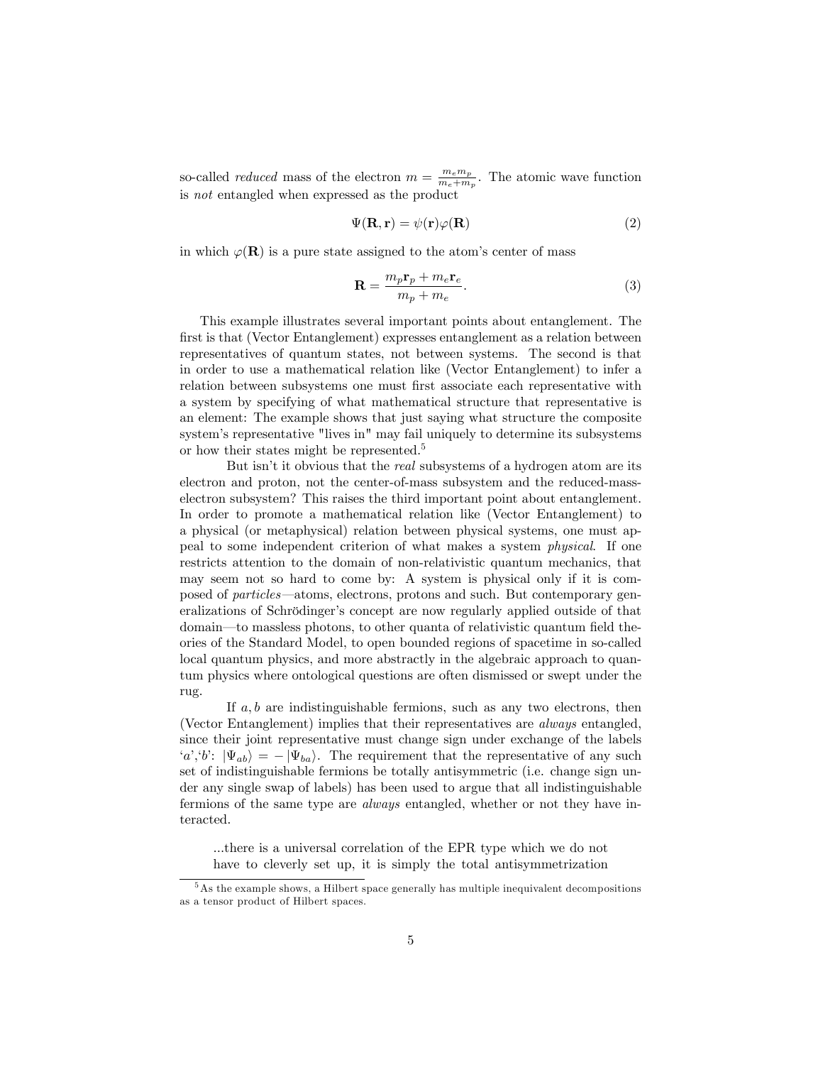so-called *reduced* mass of the electron $m = \frac{m_e m_p}{m_e + m_p}$. The atomic wave function is *not* entangled when expressed as the product

$$\Psi(\mathbf{R}, \mathbf{r}) = \psi(\mathbf{r})\varphi(\mathbf{R}) \tag{2}$$

in which $\varphi(\mathbf{R})$ is a pure state assigned to the atom's center of mass

$$\mathbf{R} = \frac{m_p \mathbf{r}_p + m_e \mathbf{r}_e}{m_p + m_e}. \tag{3}$$

This example illustrates several important points about entanglement. The first is that (Vector Entanglement) expresses entanglement as a relation between representatives of quantum states, not between systems. The second is that in order to use a mathematical relation like (Vector Entanglement) to infer a relation between subsystems one must first associate each representative with a system by specifying of what mathematical structure that representative is an element: The example shows that just saying what structure the composite system's representative "lives in" may fail uniquely to determine its subsystems or how their states might be represented.[5]

But isn't it obvious that the *real* subsystems of a hydrogen atom are its electron and proton, not the center-of-mass subsystem and the reduced-mass-electron subsystem? This raises the third important point about entanglement. In order to promote a mathematical relation like (Vector Entanglement) to a physical (or metaphysical) relation between physical systems, one must appeal to some independent criterion of what makes a system *physical*. If one restricts attention to the domain of non-relativistic quantum mechanics, that may seem not so hard to come by: A system is physical only if it is composed of *particles*—atoms, electrons, protons and such. But contemporary generalizations of Schrödinger's concept are now regularly applied outside of that domain—to massless photons, to other quanta of relativistic quantum field theories of the Standard Model, to open bounded regions of spacetime in so-called local quantum physics, and more abstractly in the algebraic approach to quantum physics where ontological questions are often dismissed or swept under the rug.

If $a, b$ are indistinguishable fermions, such as any two electrons, then (Vector Entanglement) implies that their representatives are *always* entangled, since their joint representative must change sign under exchange of the labels '$a$','$b$': $|\Psi_{ab}\rangle = -|\Psi_{ba}\rangle$. The requirement that the representative of any such set of indistinguishable fermions be totally antisymmetric (i.e. change sign under any single swap of labels) has been used to argue that all indistinguishable fermions of the same type are *always* entangled, whether or not they have interacted.

> ...there is a universal correlation of the EPR type which we do not have to cleverly set up, it is simply the total antisymmetrization

[5] As the example shows, a Hilbert space generally has multiple inequivalent decompositions as a tensor product of Hilbert spaces.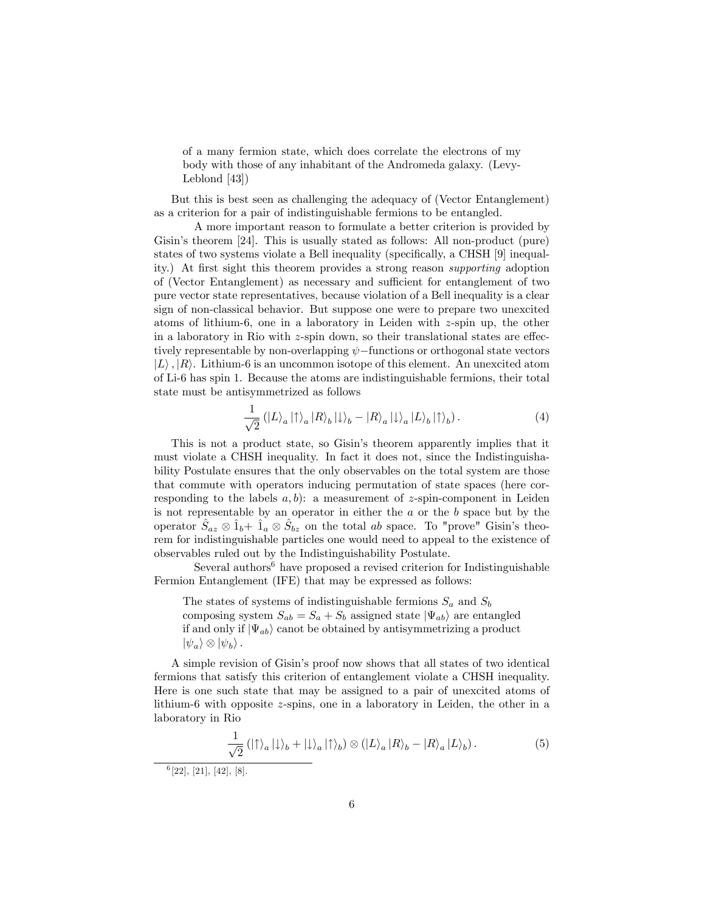> of a many fermion state, which does correlate the electrons of my body with those of any inhabitant of the Andromeda galaxy. (Levy-Leblond [43])

But this is best seen as challenging the adequacy of (Vector Entanglement) as a criterion for a pair of indistinguishable fermions to be entangled.

A more important reason to formulate a better criterion is provided by Gisin's theorem [24]. This is usually stated as follows: All non-product (pure) states of two systems violate a Bell inequality (specifically, a CHSH [9] inequality.) At first sight this theorem provides a strong reason *supporting* adoption of (Vector Entanglement) as necessary and sufficient for entanglement of two pure vector state representatives, because violation of a Bell inequality is a clear sign of non-classical behavior. But suppose one were to prepare two unexcited atoms of lithium-6, one in a laboratory in Leiden with $z$-spin up, the other in a laboratory in Rio with $z$-spin down, so their translational states are effectively representable by non-overlapping $\psi-$functions or orthogonal state vectors $|L\rangle, |R\rangle$. Lithium-6 is an uncommon isotope of this element. An unexcited atom of Li-6 has spin 1. Because the atoms are indistinguishable fermions, their total state must be antisymmetrized as follows

$$\frac{1}{\sqrt{2}}\left(|L\rangle_a |\uparrow\rangle_a |R\rangle_b |\downarrow\rangle_b - |R\rangle_a |\downarrow\rangle_a |L\rangle_b |\uparrow\rangle_b\right). \tag{4}$$

This is not a product state, so Gisin's theorem apparently implies that it must violate a CHSH inequality. In fact it does not, since the Indistinguishability Postulate ensures that the only observables on the total system are those that commute with operators inducing permutation of state spaces (here corresponding to the labels $a, b$): a measurement of $z$-spin-component in Leiden is not representable by an operator in either the $a$ or the $b$ space but by the operator $\hat{S}_{az} \otimes \hat{1}_b + \hat{1}_a \otimes \hat{S}_{bz}$ on the total $ab$ space. To "prove" Gisin's theorem for indistinguishable particles one would need to appeal to the existence of observables ruled out by the Indistinguishability Postulate.

Several authors[6] have proposed a revised criterion for Indistinguishable Fermion Entanglement (IFE) that may be expressed as follows:

> The states of systems of indistinguishable fermions $S_a$ and $S_b$ composing system $S_{ab} = S_a + S_b$ assigned state $|\Psi_{ab}\rangle$ are entangled if and only if $|\Psi_{ab}\rangle$ canot be obtained by antisymmetrizing a product $|\psi_a\rangle \otimes |\psi_b\rangle$.

A simple revision of Gisin's proof now shows that all states of two identical fermions that satisfy this criterion of entanglement violate a CHSH inequality. Here is one such state that may be assigned to a pair of unexcited atoms of lithium-6 with opposite $z$-spins, one in a laboratory in Leiden, the other in a laboratory in Rio

$$\frac{1}{\sqrt{2}}\left(|\uparrow\rangle_a |\downarrow\rangle_b + |\downarrow\rangle_a |\uparrow\rangle_b\right) \otimes \left(|L\rangle_a |R\rangle_b - |R\rangle_a |L\rangle_b\right). \tag{5}$$

[6] [22], [21], [42], [8].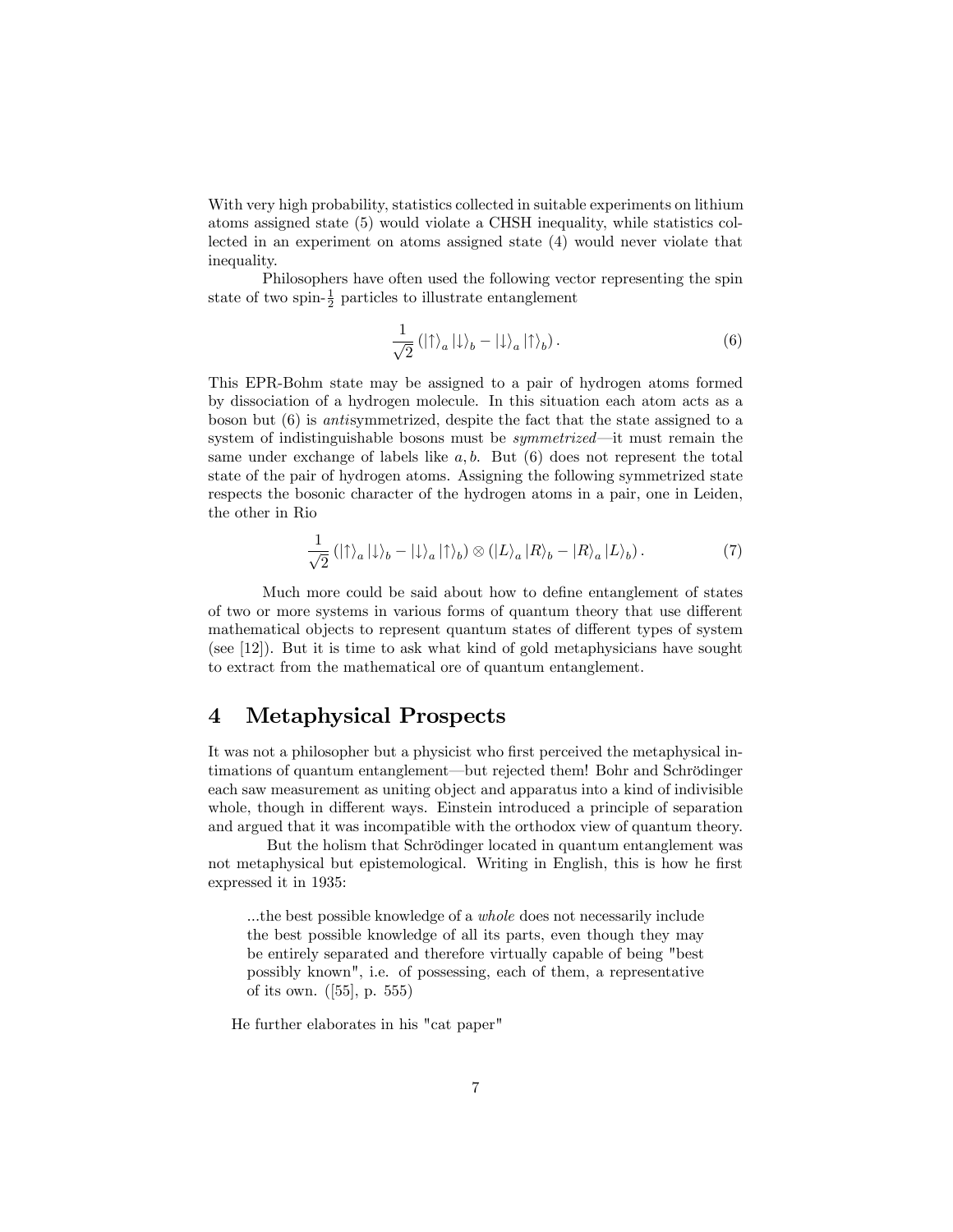With very high probability, statistics collected in suitable experiments on lithium atoms assigned state (5) would violate a CHSH inequality, while statistics collected in an experiment on atoms assigned state (4) would never violate that inequality.

Philosophers have often used the following vector representing the spin state of two spin-$\frac{1}{2}$ particles to illustrate entanglement

$$\frac{1}{\sqrt{2}}\left(\left|\uparrow\right\rangle_a \left|\downarrow\right\rangle_b - \left|\downarrow\right\rangle_a \left|\uparrow\right\rangle_b\right). \tag{6}$$

This EPR-Bohm state may be assigned to a pair of hydrogen atoms formed by dissociation of a hydrogen molecule. In this situation each atom acts as a boson but (6) is *anti*symmetrized, despite the fact that the state assigned to a system of indistinguishable bosons must be *symmetrized*—it must remain the same under exchange of labels like $a, b$. But (6) does not represent the total state of the pair of hydrogen atoms. Assigning the following symmetrized state respects the bosonic character of the hydrogen atoms in a pair, one in Leiden, the other in Rio

$$\frac{1}{\sqrt{2}}\left(\left|\uparrow\right\rangle_a \left|\downarrow\right\rangle_b - \left|\downarrow\right\rangle_a \left|\uparrow\right\rangle_b\right) \otimes \left(\left|L\right\rangle_a \left|R\right\rangle_b - \left|R\right\rangle_a \left|L\right\rangle_b\right). \tag{7}$$

Much more could be said about how to define entanglement of states of two or more systems in various forms of quantum theory that use different mathematical objects to represent quantum states of different types of system (see [12]). But it is time to ask what kind of gold metaphysicians have sought to extract from the mathematical ore of quantum entanglement.

## 4 Metaphysical Prospects

It was not a philosopher but a physicist who first perceived the metaphysical intimations of quantum entanglement—but rejected them! Bohr and Schrödinger each saw measurement as uniting object and apparatus into a kind of indivisible whole, though in different ways. Einstein introduced a principle of separation and argued that it was incompatible with the orthodox view of quantum theory.

But the holism that Schrödinger located in quantum entanglement was not metaphysical but epistemological. Writing in English, this is how he first expressed it in 1935:

> ...the best possible knowledge of a *whole* does not necessarily include the best possible knowledge of all its parts, even though they may be entirely separated and therefore virtually capable of being "best possibly known", i.e. of possessing, each of them, a representative of its own. ([55], p. 555)

He further elaborates in his "cat paper"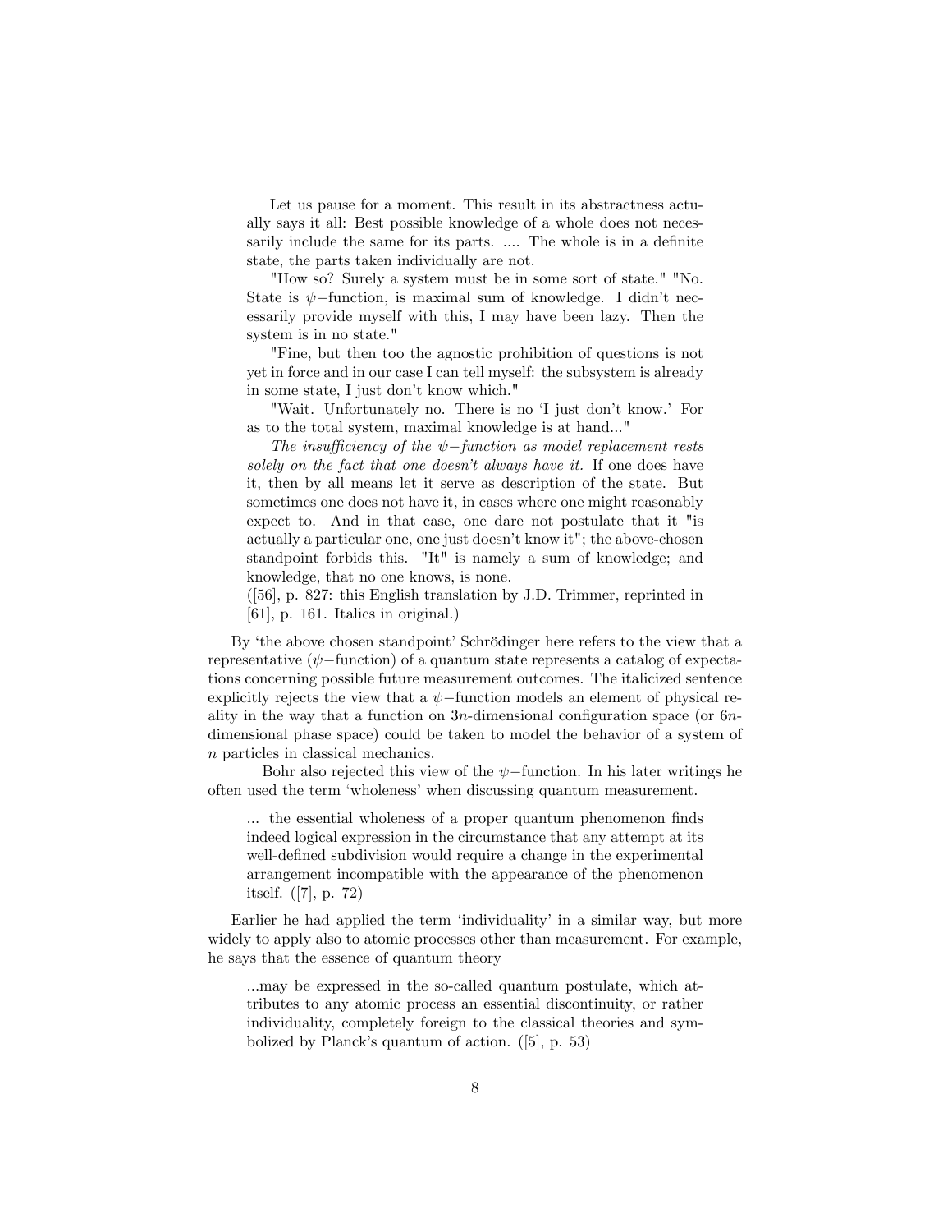> Let us pause for a moment. This result in its abstractness actually says it all: Best possible knowledge of a whole does not necessarily include the same for its parts. .... The whole is in a definite state, the parts taken individually are not.
>
> "How so? Surely a system must be in some sort of state." "No. State is $\psi-$function, is maximal sum of knowledge. I didn't necessarily provide myself with this, I may have been lazy. Then the system is in no state."
>
> "Fine, but then too the agnostic prohibition of questions is not yet in force and in our case I can tell myself: the subsystem is already in some state, I just don't know which."
>
> "Wait. Unfortunately no. There is no 'I just don't know.' For as to the total system, maximal knowledge is at hand..."
>
> *The insufficiency of the $\psi-$function as model replacement rests solely on the fact that one doesn't always have it.* If one does have it, then by all means let it serve as description of the state. But sometimes one does not have it, in cases where one might reasonably expect to. And in that case, one dare not postulate that it "is actually a particular one, one just doesn't know it"; the above-chosen standpoint forbids this. "It" is namely a sum of knowledge; and knowledge, that no one knows, is none.
>
> ([56], p. 827: this English translation by J.D. Trimmer, reprinted in [61], p. 161. Italics in original.)

By 'the above chosen standpoint' Schrödinger here refers to the view that a representative ($\psi-$function) of a quantum state represents a catalog of expectations concerning possible future measurement outcomes. The italicized sentence explicitly rejects the view that a $\psi-$function models an element of physical reality in the way that a function on $3n$-dimensional configuration space (or $6n$-dimensional phase space) could be taken to model the behavior of a system of $n$ particles in classical mechanics.

Bohr also rejected this view of the $\psi-$function. In his later writings he often used the term 'wholeness' when discussing quantum measurement.

> ... the essential wholeness of a proper quantum phenomenon finds indeed logical expression in the circumstance that any attempt at its well-defined subdivision would require a change in the experimental arrangement incompatible with the appearance of the phenomenon itself. ([7], p. 72)

Earlier he had applied the term 'individuality' in a similar way, but more widely to apply also to atomic processes other than measurement. For example, he says that the essence of quantum theory

> ...may be expressed in the so-called quantum postulate, which attributes to any atomic process an essential discontinuity, or rather individuality, completely foreign to the classical theories and symbolized by Planck's quantum of action. ([5], p. 53)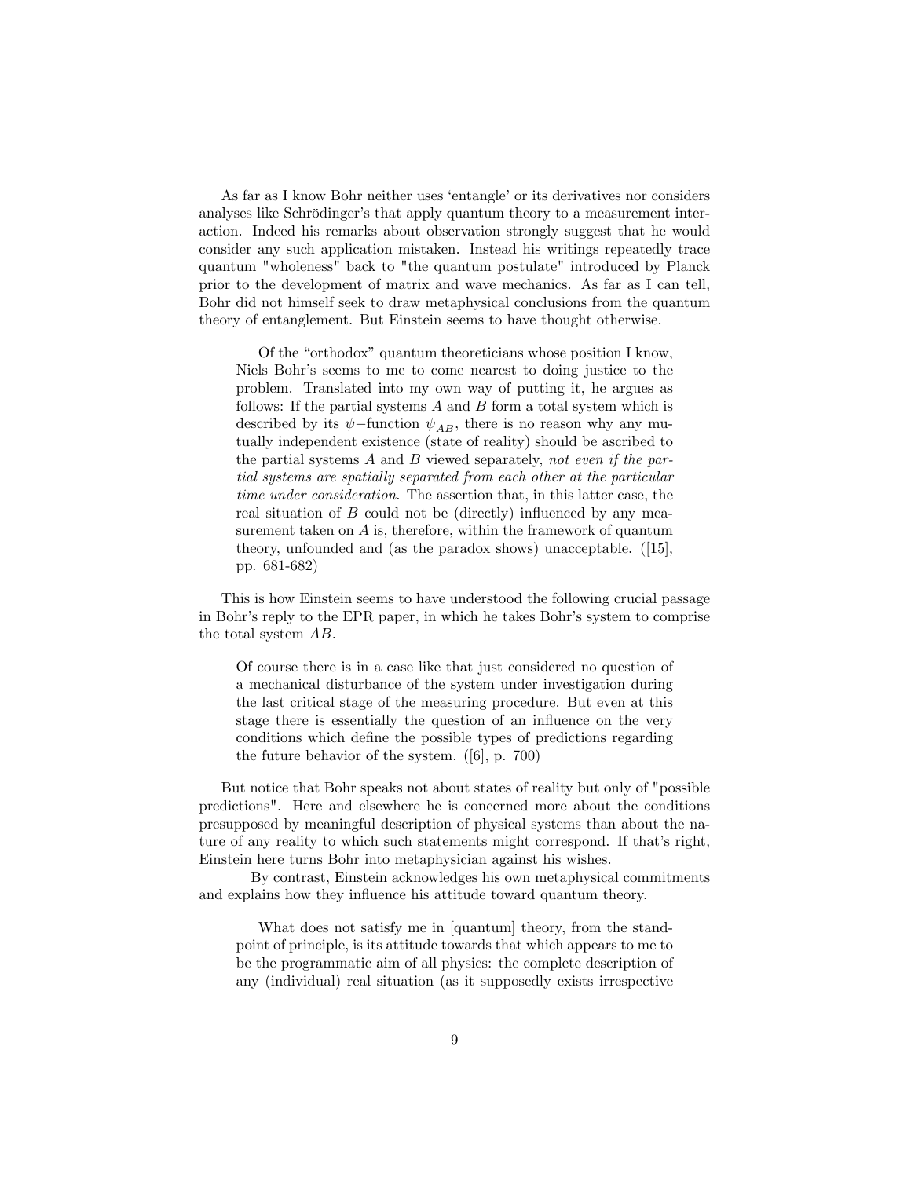As far as I know Bohr neither uses 'entangle' or its derivatives nor considers analyses like Schrödinger's that apply quantum theory to a measurement interaction. Indeed his remarks about observation strongly suggest that he would consider any such application mistaken. Instead his writings repeatedly trace quantum "wholeness" back to "the quantum postulate" introduced by Planck prior to the development of matrix and wave mechanics. As far as I can tell, Bohr did not himself seek to draw metaphysical conclusions from the quantum theory of entanglement. But Einstein seems to have thought otherwise.

> Of the "orthodox" quantum theoreticians whose position I know, Niels Bohr's seems to me to come nearest to doing justice to the problem. Translated into my own way of putting it, he argues as follows: If the partial systems $A$ and $B$ form a total system which is described by its $\psi$−function $\psi_{AB}$, there is no reason why any mutually independent existence (state of reality) should be ascribed to the partial systems $A$ and $B$ viewed separately, *not even if the partial systems are spatially separated from each other at the particular time under consideration*. The assertion that, in this latter case, the real situation of $B$ could not be (directly) influenced by any measurement taken on $A$ is, therefore, within the framework of quantum theory, unfounded and (as the paradox shows) unacceptable. ([15], pp. 681-682)

This is how Einstein seems to have understood the following crucial passage in Bohr's reply to the EPR paper, in which he takes Bohr's system to comprise the total system $AB$.

> Of course there is in a case like that just considered no question of a mechanical disturbance of the system under investigation during the last critical stage of the measuring procedure. But even at this stage there is essentially the question of an influence on the very conditions which define the possible types of predictions regarding the future behavior of the system. ([6], p. 700)

But notice that Bohr speaks not about states of reality but only of "possible predictions". Here and elsewhere he is concerned more about the conditions presupposed by meaningful description of physical systems than about the nature of any reality to which such statements might correspond. If that's right, Einstein here turns Bohr into metaphysician against his wishes.

By contrast, Einstein acknowledges his own metaphysical commitments and explains how they influence his attitude toward quantum theory.

> What does not satisfy me in [quantum] theory, from the standpoint of principle, is its attitude towards that which appears to me to be the programmatic aim of all physics: the complete description of any (individual) real situation (as it supposedly exists irrespective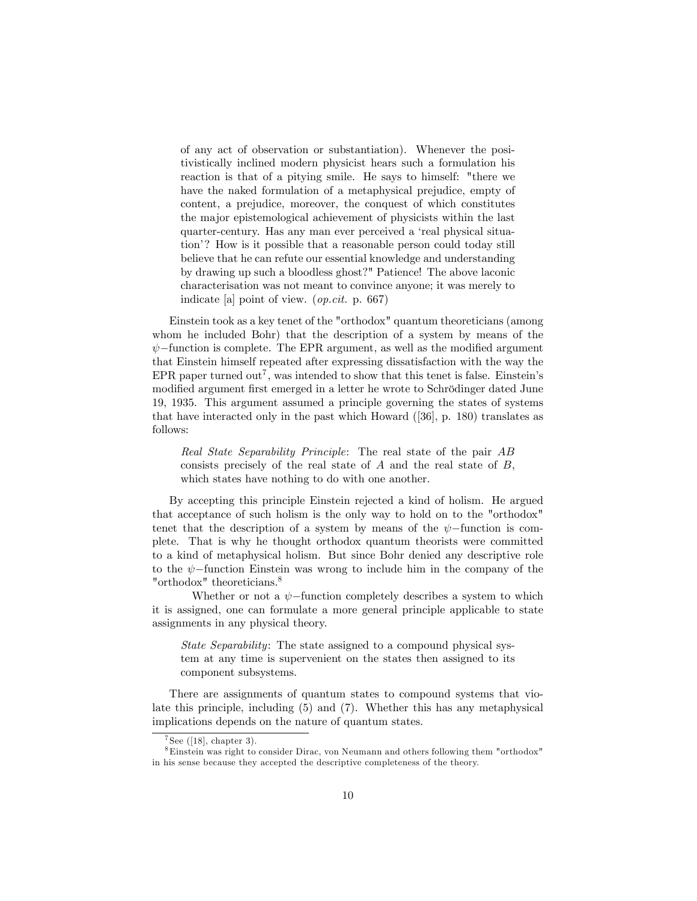> of any act of observation or substantiation). Whenever the positivistically inclined modern physicist hears such a formulation his reaction is that of a pitying smile. He says to himself: "there we have the naked formulation of a metaphysical prejudice, empty of content, a prejudice, moreover, the conquest of which constitutes the major epistemological achievement of physicists within the last quarter-century. Has any man ever perceived a 'real physical situation'? How is it possible that a reasonable person could today still believe that he can refute our essential knowledge and understanding by drawing up such a bloodless ghost?" Patience! The above laconic characterisation was not meant to convince anyone; it was merely to indicate [a] point of view. (*op.cit.* p. 667)

Einstein took as a key tenet of the "orthodox" quantum theoreticians (among whom he included Bohr) that the description of a system by means of the $\psi-$function is complete. The EPR argument, as well as the modified argument that Einstein himself repeated after expressing dissatisfaction with the way the EPR paper turned out[7], was intended to show that this tenet is false. Einstein's modified argument first emerged in a letter he wrote to Schrödinger dated June 19, 1935. This argument assumed a principle governing the states of systems that have interacted only in the past which Howard ([36], p. 180) translates as follows:

> *Real State Separability Principle*: The real state of the pair $AB$ consists precisely of the real state of $A$ and the real state of $B$, which states have nothing to do with one another.

By accepting this principle Einstein rejected a kind of holism. He argued that acceptance of such holism is the only way to hold on to the "orthodox" tenet that the description of a system by means of the $\psi-$function is complete. That is why he thought orthodox quantum theorists were committed to a kind of metaphysical holism. But since Bohr denied any descriptive role to the $\psi-$function Einstein was wrong to include him in the company of the "orthodox" theoreticians.[8]

Whether or not a $\psi-$function completely describes a system to which it is assigned, one can formulate a more general principle applicable to state assignments in any physical theory.

> *State Separability*: The state assigned to a compound physical system at any time is supervenient on the states then assigned to its component subsystems.

There are assignments of quantum states to compound systems that violate this principle, including (5) and (7). Whether this has any metaphysical implications depends on the nature of quantum states.

[7] See ([18], chapter 3).

[8] Einstein was right to consider Dirac, von Neumann and others following them "orthodox" in his sense because they accepted the descriptive completeness of the theory.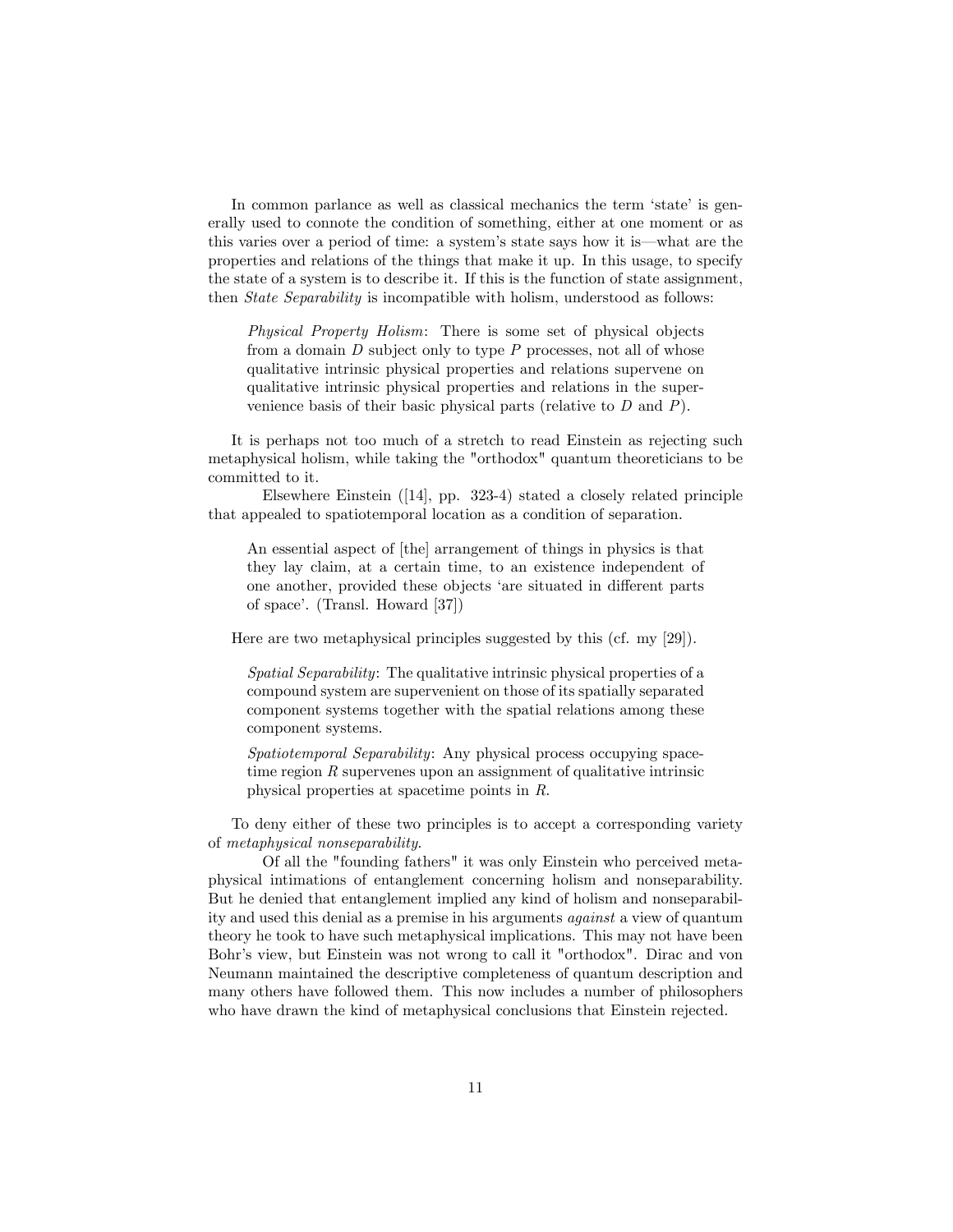In common parlance as well as classical mechanics the term 'state' is generally used to connote the condition of something, either at one moment or as this varies over a period of time: a system's state says how it is—what are the properties and relations of the things that make it up. In this usage, to specify the state of a system is to describe it. If this is the function of state assignment, then *State Separability* is incompatible with holism, understood as follows:

> *Physical Property Holism*: There is some set of physical objects from a domain $D$ subject only to type $P$ processes, not all of whose qualitative intrinsic physical properties and relations supervene on qualitative intrinsic physical properties and relations in the supervenience basis of their basic physical parts (relative to $D$ and $P$).

It is perhaps not too much of a stretch to read Einstein as rejecting such metaphysical holism, while taking the "orthodox" quantum theoreticians to be committed to it.

Elsewhere Einstein ([14], pp. 323-4) stated a closely related principle that appealed to spatiotemporal location as a condition of separation.

> An essential aspect of [the] arrangement of things in physics is that they lay claim, at a certain time, to an existence independent of one another, provided these objects 'are situated in different parts of space'. (Transl. Howard [37])

Here are two metaphysical principles suggested by this (cf. my [29]).

> *Spatial Separability*: The qualitative intrinsic physical properties of a compound system are supervenient on those of its spatially separated component systems together with the spatial relations among these component systems.
>
> *Spatiotemporal Separability*: Any physical process occupying spacetime region $R$ supervenes upon an assignment of qualitative intrinsic physical properties at spacetime points in $R$.

To deny either of these two principles is to accept a corresponding variety of *metaphysical nonseparability*.

Of all the "founding fathers" it was only Einstein who perceived metaphysical intimations of entanglement concerning holism and nonseparability. But he denied that entanglement implied any kind of holism and nonseparability and used this denial as a premise in his arguments *against* a view of quantum theory he took to have such metaphysical implications. This may not have been Bohr's view, but Einstein was not wrong to call it "orthodox". Dirac and von Neumann maintained the descriptive completeness of quantum description and many others have followed them. This now includes a number of philosophers who have drawn the kind of metaphysical conclusions that Einstein rejected.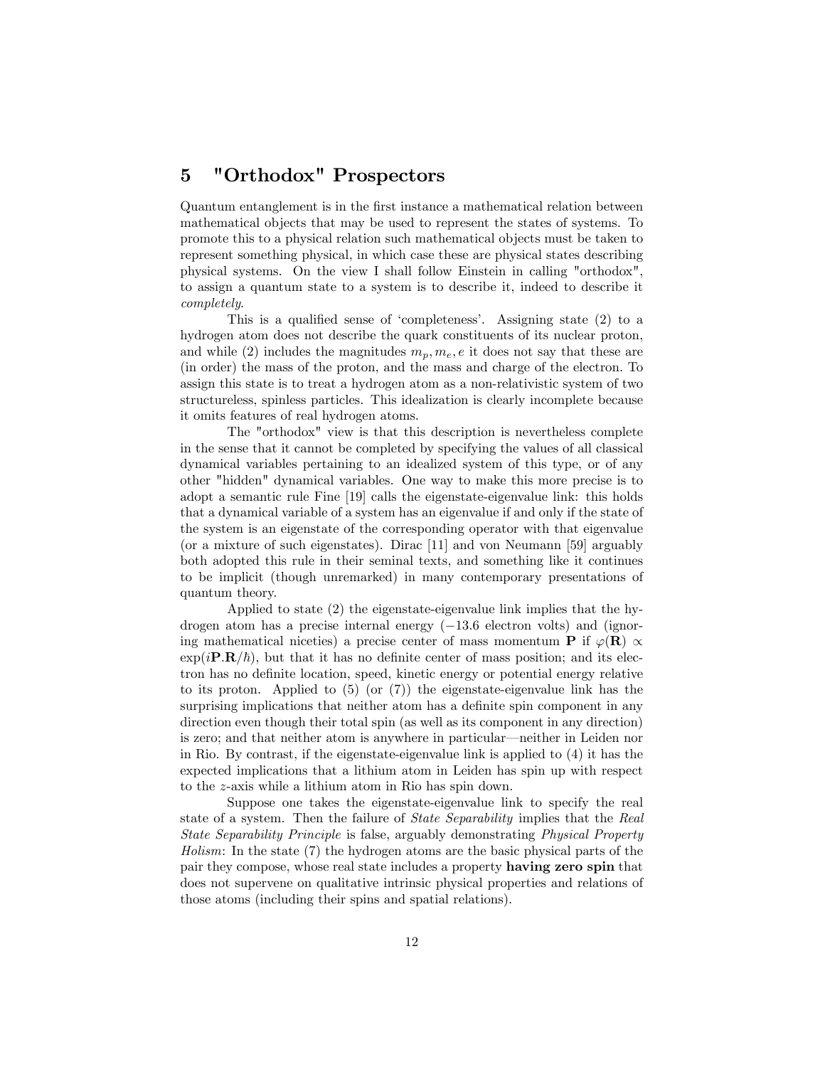## 5 "Orthodox" Prospectors

Quantum entanglement is in the first instance a mathematical relation between mathematical objects that may be used to represent the states of systems. To promote this to a physical relation such mathematical objects must be taken to represent something physical, in which case these are physical states describing physical systems. On the view I shall follow Einstein in calling "orthodox", to assign a quantum state to a system is to describe it, indeed to describe it *completely*.

This is a qualified sense of 'completeness'. Assigning state (2) to a hydrogen atom does not describe the quark constituents of its nuclear proton, and while (2) includes the magnitudes $m_p, m_e, e$ it does not say that these are (in order) the mass of the proton, and the mass and charge of the electron. To assign this state is to treat a hydrogen atom as a non-relativistic system of two structureless, spinless particles. This idealization is clearly incomplete because it omits features of real hydrogen atoms.

The "orthodox" view is that this description is nevertheless complete in the sense that it cannot be completed by specifying the values of all classical dynamical variables pertaining to an idealized system of this type, or of any other "hidden" dynamical variables. One way to make this more precise is to adopt a semantic rule Fine [19] calls the eigenstate-eigenvalue link: this holds that a dynamical variable of a system has an eigenvalue if and only if the state of the system is an eigenstate of the corresponding operator with that eigenvalue (or a mixture of such eigenstates). Dirac [11] and von Neumann [59] arguably both adopted this rule in their seminal texts, and something like it continues to be implicit (though unremarked) in many contemporary presentations of quantum theory.

Applied to state (2) the eigenstate-eigenvalue link implies that the hydrogen atom has a precise internal energy ($-13.6$ electron volts) and (ignoring mathematical niceties) a precise center of mass momentum $\mathbf{P}$ if $\varphi(\mathbf{R}) \propto \exp(i\mathbf{P}.\mathbf{R}/\hbar)$, but that it has no definite center of mass position; and its electron has no definite location, speed, kinetic energy or potential energy relative to its proton. Applied to (5) (or (7)) the eigenstate-eigenvalue link has the surprising implications that neither atom has a definite spin component in any direction even though their total spin (as well as its component in any direction) is zero; and that neither atom is anywhere in particular—neither in Leiden nor in Rio. By contrast, if the eigenstate-eigenvalue link is applied to (4) it has the expected implications that a lithium atom in Leiden has spin up with respect to the $z$-axis while a lithium atom in Rio has spin down.

Suppose one takes the eigenstate-eigenvalue link to specify the real state of a system. Then the failure of *State Separability* implies that the *Real State Separability Principle* is false, arguably demonstrating *Physical Property Holism*: In the state (7) the hydrogen atoms are the basic physical parts of the pair they compose, whose real state includes a property **having zero spin** that does not supervene on qualitative intrinsic physical properties and relations of those atoms (including their spins and spatial relations).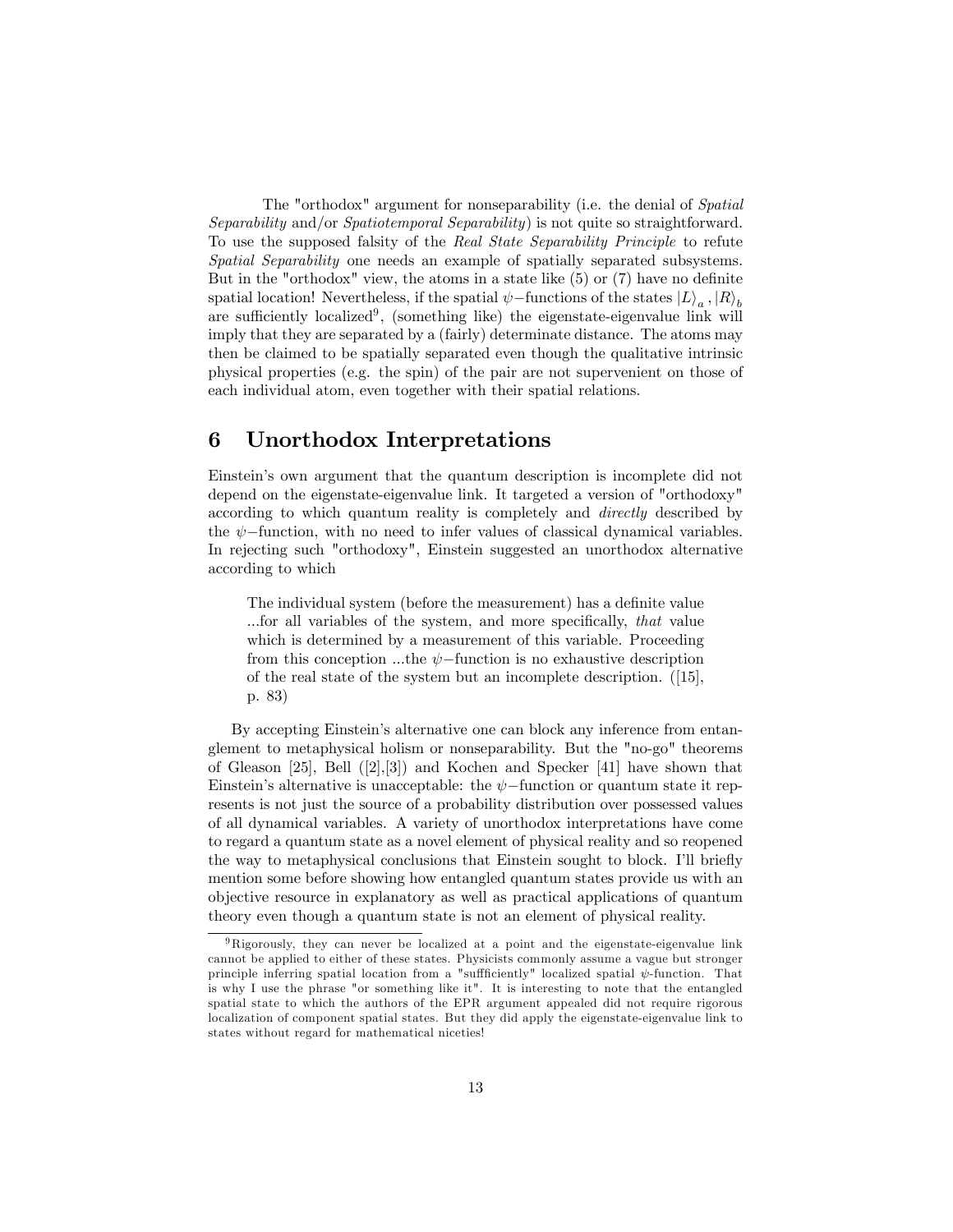The "orthodox" argument for nonseparability (i.e. the denial of *Spatial Separability* and/or *Spatiotemporal Separability*) is not quite so straightforward. To use the supposed falsity of the *Real State Separability Principle* to refute *Spatial Separability* one needs an example of spatially separated subsystems. But in the "orthodox" view, the atoms in a state like (5) or (7) have no definite spatial location! Nevertheless, if the spatial $\psi-$functions of the states $|L\rangle_a, |R\rangle_b$ are sufficiently localized[9], (something like) the eigenstate-eigenvalue link will imply that they are separated by a (fairly) determinate distance. The atoms may then be claimed to be spatially separated even though the qualitative intrinsic physical properties (e.g. the spin) of the pair are not supervenient on those of each individual atom, even together with their spatial relations.

# 6 Unorthodox Interpretations

Einstein's own argument that the quantum description is incomplete did not depend on the eigenstate-eigenvalue link. It targeted a version of "orthodoxy" according to which quantum reality is completely and *directly* described by the $\psi-$function, with no need to infer values of classical dynamical variables. In rejecting such "orthodoxy", Einstein suggested an unorthodox alternative according to which

> The individual system (before the measurement) has a definite value ...for all variables of the system, and more specifically, *that* value which is determined by a measurement of this variable. Proceeding from this conception ...the $\psi-$function is no exhaustive description of the real state of the system but an incomplete description. ([15], p. 83)

By accepting Einstein's alternative one can block any inference from entanglement to metaphysical holism or nonseparability. But the "no-go" theorems of Gleason [25], Bell ([2],[3]) and Kochen and Specker [41] have shown that Einstein's alternative is unacceptable: the $\psi-$function or quantum state it represents is not just the source of a probability distribution over possessed values of all dynamical variables. A variety of unorthodox interpretations have come to regard a quantum state as a novel element of physical reality and so reopened the way to metaphysical conclusions that Einstein sought to block. I'll briefly mention some before showing how entangled quantum states provide us with an objective resource in explanatory as well as practical applications of quantum theory even though a quantum state is not an element of physical reality.

[9] Rigorously, they can never be localized at a point and the eigenstate-eigenvalue link cannot be applied to either of these states. Physicists commonly assume a vague but stronger principle inferring spatial location from a "suffficiently" localized spatial $\psi$-function. That is why I use the phrase "or something like it". It is interesting to note that the entangled spatial state to which the authors of the EPR argument appealed did not require rigorous localization of component spatial states. But they did apply the eigenstate-eigenvalue link to states without regard for mathematical niceties!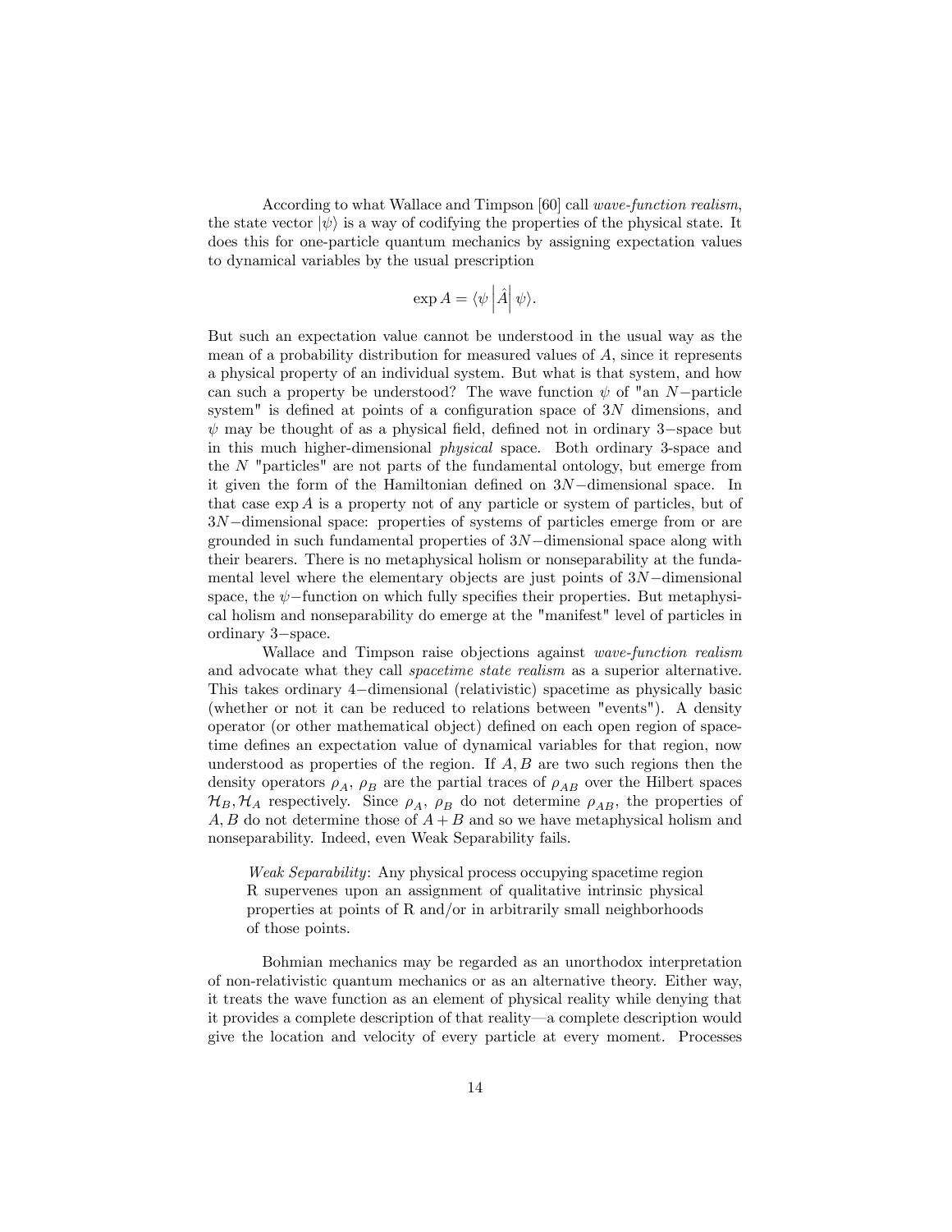According to what Wallace and Timpson [60] call *wave-function realism*, the state vector $|\psi\rangle$ is a way of codifying the properties of the physical state. It does this for one-particle quantum mechanics by assigning expectation values to dynamical variables by the usual prescription

$$\exp A = \langle \psi \left| \hat{A} \right| \psi \rangle.$$

But such an expectation value cannot be understood in the usual way as the mean of a probability distribution for measured values of $A$, since it represents a physical property of an individual system. But what is that system, and how can such a property be understood? The wave function $\psi$ of "an $N-$particle system" is defined at points of a configuration space of $3N$ dimensions, and $\psi$ may be thought of as a physical field, defined not in ordinary $3-$space but in this much higher-dimensional *physical* space. Both ordinary 3-space and the $N$ "particles" are not parts of the fundamental ontology, but emerge from it given the form of the Hamiltonian defined on $3N-$dimensional space. In that case $\exp A$ is a property not of any particle or system of particles, but of $3N-$dimensional space: properties of systems of particles emerge from or are grounded in such fundamental properties of $3N-$dimensional space along with their bearers. There is no metaphysical holism or nonseparability at the fundamental level where the elementary objects are just points of $3N-$dimensional space, the $\psi-$function on which fully specifies their properties. But metaphysical holism and nonseparability do emerge at the "manifest" level of particles in ordinary $3-$space.

Wallace and Timpson raise objections against *wave-function realism* and advocate what they call *spacetime state realism* as a superior alternative. This takes ordinary $4-$dimensional (relativistic) spacetime as physically basic (whether or not it can be reduced to relations between "events"). A density operator (or other mathematical object) defined on each open region of spacetime defines an expectation value of dynamical variables for that region, now understood as properties of the region. If $A, B$ are two such regions then the density operators $\rho_A$, $\rho_B$ are the partial traces of $\rho_{AB}$ over the Hilbert spaces $\mathcal{H}_B, \mathcal{H}_A$ respectively. Since $\rho_A$, $\rho_B$ do not determine $\rho_{AB}$, the properties of $A, B$ do not determine those of $A + B$ and so we have metaphysical holism and nonseparability. Indeed, even Weak Separability fails.

> *Weak Separability*: Any physical process occupying spacetime region R supervenes upon an assignment of qualitative intrinsic physical properties at points of R and/or in arbitrarily small neighborhoods of those points.

Bohmian mechanics may be regarded as an unorthodox interpretation of non-relativistic quantum mechanics or as an alternative theory. Either way, it treats the wave function as an element of physical reality while denying that it provides a complete description of that reality—a complete description would give the location and velocity of every particle at every moment. Processes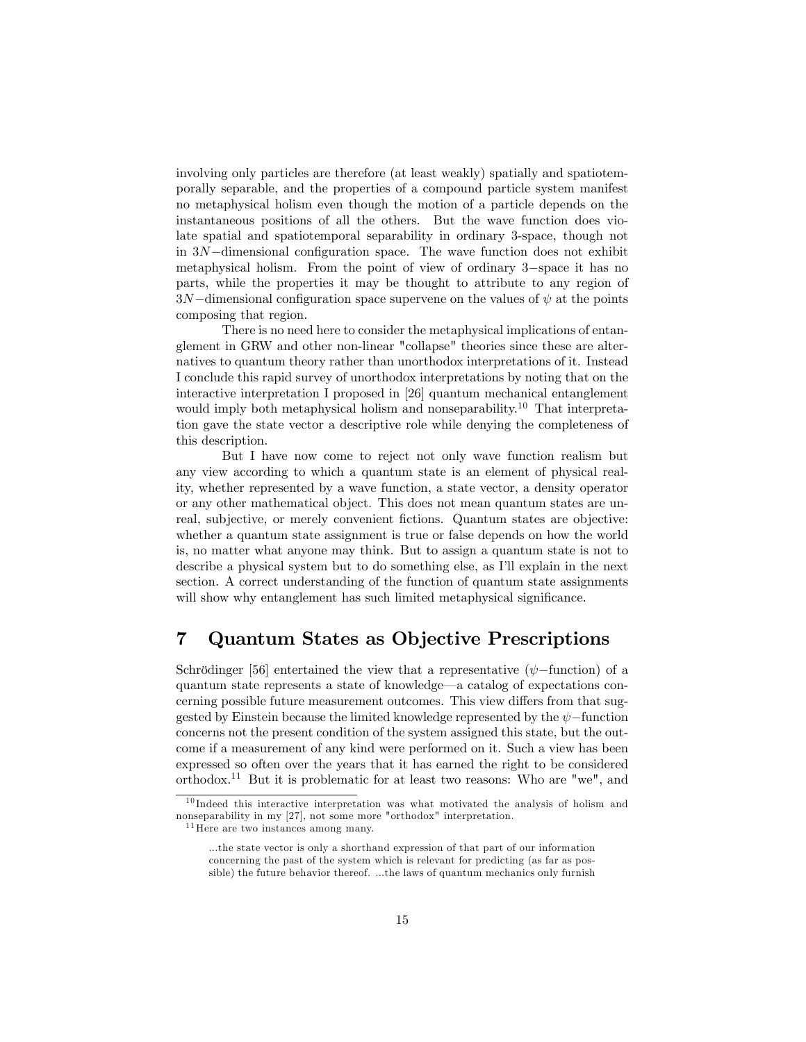involving only particles are therefore (at least weakly) spatially and spatiotemporally separable, and the properties of a compound particle system manifest no metaphysical holism even though the motion of a particle depends on the instantaneous positions of all the others. But the wave function does violate spatial and spatiotemporal separability in ordinary 3-space, though not in $3N-$dimensional configuration space. The wave function does not exhibit metaphysical holism. From the point of view of ordinary $3-$space it has no parts, while the properties it may be thought to attribute to any region of $3N-$dimensional configuration space supervene on the values of $\psi$ at the points composing that region.

There is no need here to consider the metaphysical implications of entanglement in GRW and other non-linear "collapse" theories since these are alternatives to quantum theory rather than unorthodox interpretations of it. Instead I conclude this rapid survey of unorthodox interpretations by noting that on the interactive interpretation I proposed in [26] quantum mechanical entanglement would imply both metaphysical holism and nonseparability.[10] That interpretation gave the state vector a descriptive role while denying the completeness of this description.

But I have now come to reject not only wave function realism but any view according to which a quantum state is an element of physical reality, whether represented by a wave function, a state vector, a density operator or any other mathematical object. This does not mean quantum states are unreal, subjective, or merely convenient fictions. Quantum states are objective: whether a quantum state assignment is true or false depends on how the world is, no matter what anyone may think. But to assign a quantum state is not to describe a physical system but to do something else, as I'll explain in the next section. A correct understanding of the function of quantum state assignments will show why entanglement has such limited metaphysical significance.

## 7 Quantum States as Objective Prescriptions

Schrödinger [56] entertained the view that a representative ($\psi-$function) of a quantum state represents a state of knowledge—a catalog of expectations concerning possible future measurement outcomes. This view differs from that suggested by Einstein because the limited knowledge represented by the $\psi-$function concerns not the present condition of the system assigned this state, but the outcome if a measurement of any kind were performed on it. Such a view has been expressed so often over the years that it has earned the right to be considered orthodox.[11] But it is problematic for at least two reasons: Who are "we", and

---

[10] Indeed this interactive interpretation was what motivated the analysis of holism and nonseparability in my [27], not some more "orthodox" interpretation.

[11] Here are two instances among many.

> ...the state vector is only a shorthand expression of that part of our information concerning the past of the system which is relevant for predicting (as far as possible) the future behavior thereof. ...the laws of quantum mechanics only furnish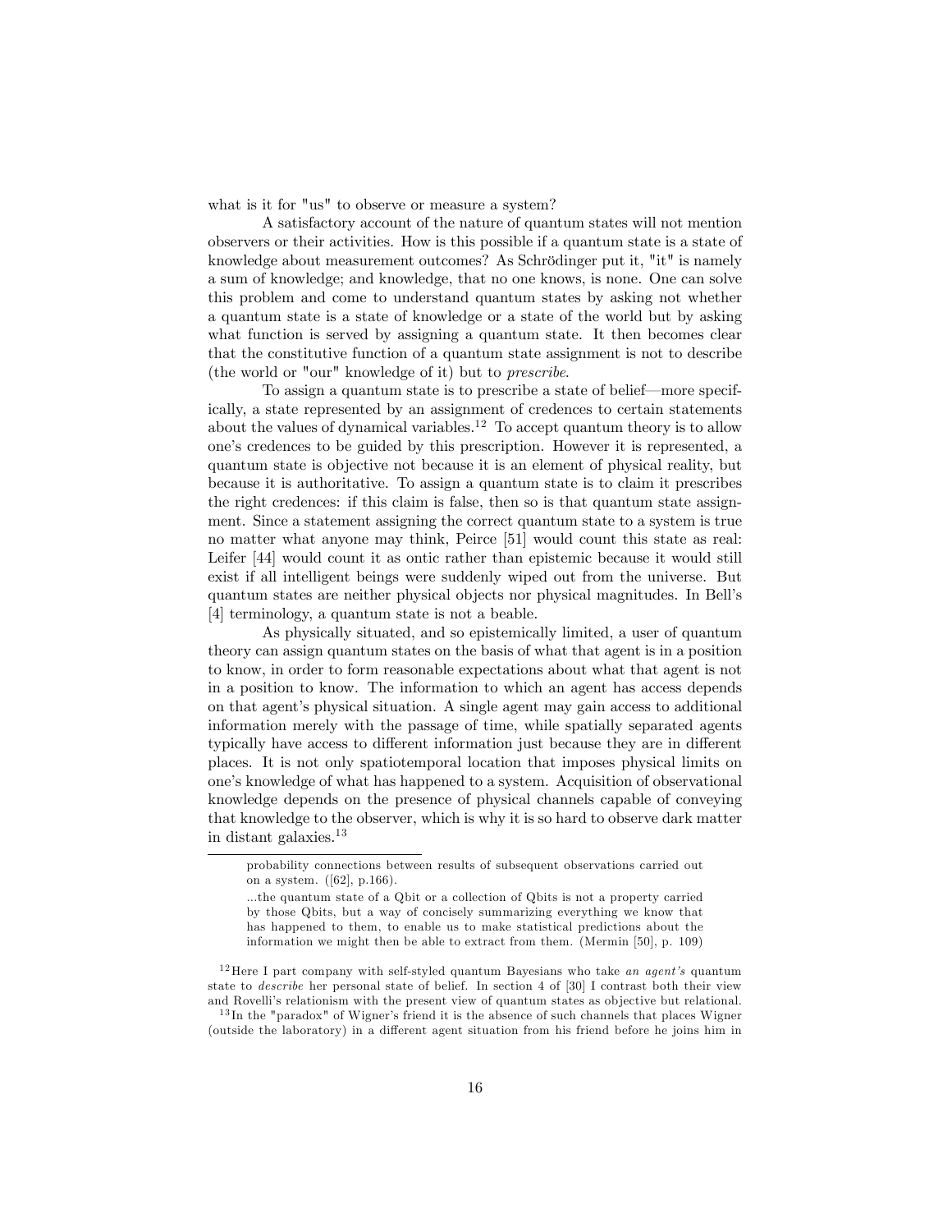what is it for "us" to observe or measure a system?

A satisfactory account of the nature of quantum states will not mention observers or their activities. How is this possible if a quantum state is a state of knowledge about measurement outcomes? As Schrödinger put it, "it" is namely a sum of knowledge; and knowledge, that no one knows, is none. One can solve this problem and come to understand quantum states by asking not whether a quantum state is a state of knowledge or a state of the world but by asking what function is served by assigning a quantum state. It then becomes clear that the constitutive function of a quantum state assignment is not to describe (the world or "our" knowledge of it) but to *prescribe*.

To assign a quantum state is to prescribe a state of belief—more specifically, a state represented by an assignment of credences to certain statements about the values of dynamical variables.[12] To accept quantum theory is to allow one's credences to be guided by this prescription. However it is represented, a quantum state is objective not because it is an element of physical reality, but because it is authoritative. To assign a quantum state is to claim it prescribes the right credences: if this claim is false, then so is that quantum state assignment. Since a statement assigning the correct quantum state to a system is true no matter what anyone may think, Peirce [51] would count this state as real: Leifer [44] would count it as ontic rather than epistemic because it would still exist if all intelligent beings were suddenly wiped out from the universe. But quantum states are neither physical objects nor physical magnitudes. In Bell's [4] terminology, a quantum state is not a beable.

As physically situated, and so epistemically limited, a user of quantum theory can assign quantum states on the basis of what that agent is in a position to know, in order to form reasonable expectations about what that agent is not in a position to know. The information to which an agent has access depends on that agent's physical situation. A single agent may gain access to additional information merely with the passage of time, while spatially separated agents typically have access to different information just because they are in different places. It is not only spatiotemporal location that imposes physical limits on one's knowledge of what has happened to a system. Acquisition of observational knowledge depends on the presence of physical channels capable of conveying that knowledge to the observer, which is why it is so hard to observe dark matter in distant galaxies.[13]

---

probability connections between results of subsequent observations carried out on a system. ([62], p.166).

...the quantum state of a Qbit or a collection of Qbits is not a property carried by those Qbits, but a way of concisely summarizing everything we know that has happened to them, to enable us to make statistical predictions about the information we might then be able to extract from them. (Mermin [50], p. 109)

[12] Here I part company with self-styled quantum Bayesians who take *an agent's* quantum state to *describe* her personal state of belief. In section 4 of [30] I contrast both their view and Rovelli's relationism with the present view of quantum states as objective but relational.

[13] In the "paradox" of Wigner's friend it is the absence of such channels that places Wigner (outside the laboratory) in a different agent situation from his friend before he joins him in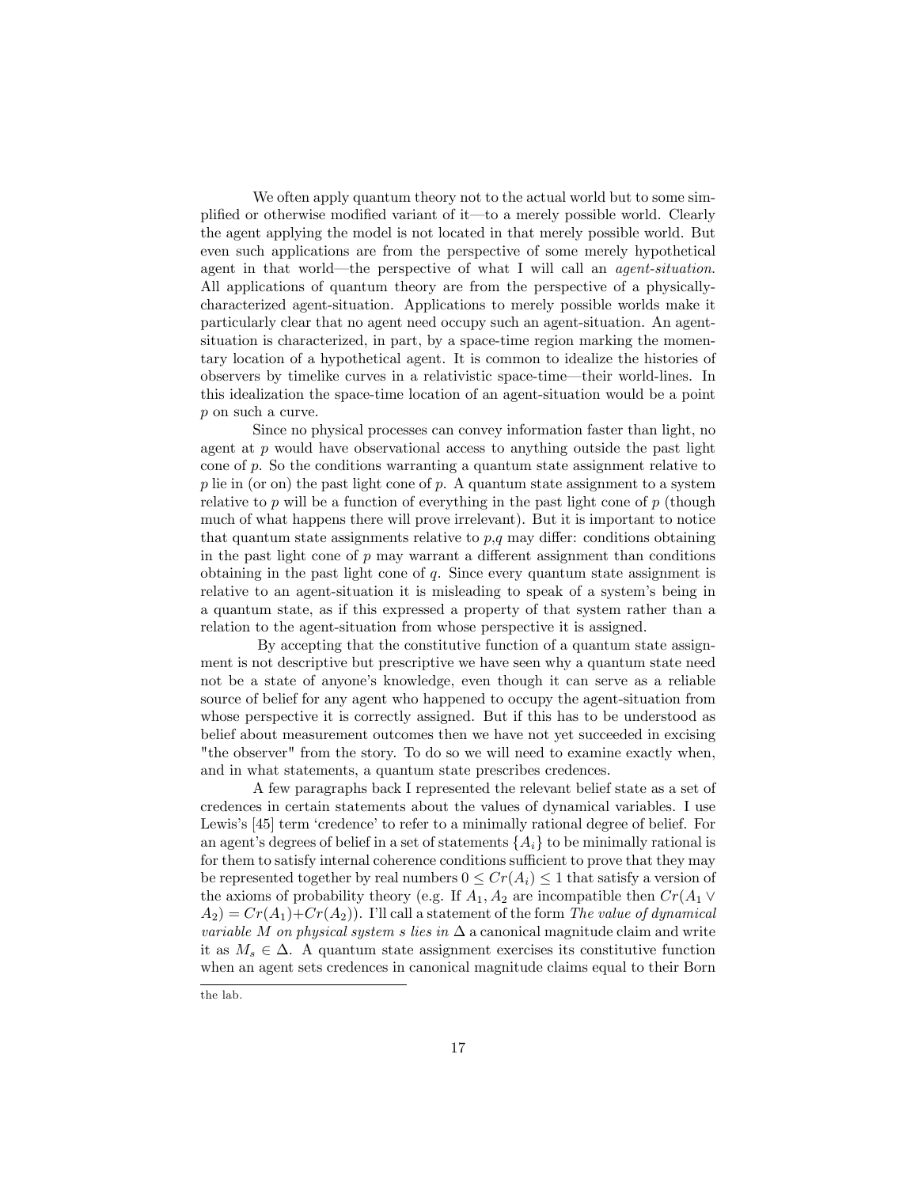We often apply quantum theory not to the actual world but to some simplified or otherwise modified variant of it—to a merely possible world. Clearly the agent applying the model is not located in that merely possible world. But even such applications are from the perspective of some merely hypothetical agent in that world—the perspective of what I will call an *agent-situation*. All applications of quantum theory are from the perspective of a physically-characterized agent-situation. Applications to merely possible worlds make it particularly clear that no agent need occupy such an agent-situation. An agent-situation is characterized, in part, by a space-time region marking the momentary location of a hypothetical agent. It is common to idealize the histories of observers by timelike curves in a relativistic space-time—their world-lines. In this idealization the space-time location of an agent-situation would be a point $p$ on such a curve.

Since no physical processes can convey information faster than light, no agent at $p$ would have observational access to anything outside the past light cone of $p$. So the conditions warranting a quantum state assignment relative to $p$ lie in (or on) the past light cone of $p$. A quantum state assignment to a system relative to $p$ will be a function of everything in the past light cone of $p$ (though much of what happens there will prove irrelevant). But it is important to notice that quantum state assignments relative to $p$,$q$ may differ: conditions obtaining in the past light cone of $p$ may warrant a different assignment than conditions obtaining in the past light cone of $q$. Since every quantum state assignment is relative to an agent-situation it is misleading to speak of a system's being in a quantum state, as if this expressed a property of that system rather than a relation to the agent-situation from whose perspective it is assigned.

By accepting that the constitutive function of a quantum state assignment is not descriptive but prescriptive we have seen why a quantum state need not be a state of anyone's knowledge, even though it can serve as a reliable source of belief for any agent who happened to occupy the agent-situation from whose perspective it is correctly assigned. But if this has to be understood as belief about measurement outcomes then we have not yet succeeded in excising "the observer" from the story. To do so we will need to examine exactly when, and in what statements, a quantum state prescribes credences.

A few paragraphs back I represented the relevant belief state as a set of credences in certain statements about the values of dynamical variables. I use Lewis's [45] term 'credence' to refer to a minimally rational degree of belief. For an agent's degrees of belief in a set of statements $\{A_i\}$ to be minimally rational is for them to satisfy internal coherence conditions sufficient to prove that they may be represented together by real numbers $0 \leq Cr(A_i) \leq 1$ that satisfy a version of the axioms of probability theory (e.g. If $A_1, A_2$ are incompatible then $Cr(A_1 \vee A_2) = Cr(A_1)+Cr(A_2)$). I'll call a statement of the form *The value of dynamical variable $M$ on physical system $s$ lies in* $\Delta$ a canonical magnitude claim and write it as $M_s \in \Delta$. A quantum state assignment exercises its constitutive function when an agent sets credences in canonical magnitude claims equal to their Born

the lab.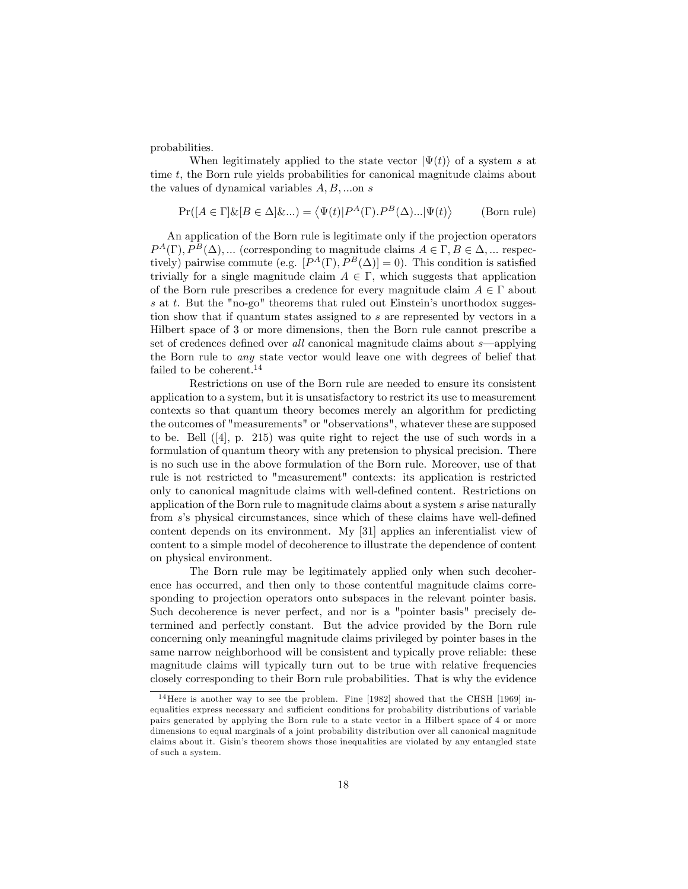probabilities.

When legitimately applied to the state vector $|\Psi(t)\rangle$ of a system $s$ at time $t$, the Born rule yields probabilities for canonical magnitude claims about the values of dynamical variables $A, B, ...$on $s$

$$\Pr([A \in \Gamma]\&[B \in \Delta]\&...) = \left\langle \Psi(t)|P^A(\Gamma).P^B(\Delta)...|\Psi(t)\right\rangle \qquad \text{(Born rule)}$$

An application of the Born rule is legitimate only if the projection operators $P^A(\Gamma), P^B(\Delta), ...$ (corresponding to magnitude claims $A \in \Gamma, B \in \Delta, ...$ respectively) pairwise commute (e.g. $[P^A(\Gamma), P^B(\Delta)] = 0$). This condition is satisfied trivially for a single magnitude claim $A \in \Gamma$, which suggests that application of the Born rule prescribes a credence for every magnitude claim $A \in \Gamma$ about $s$ at $t$. But the "no-go" theorems that ruled out Einstein's unorthodox suggestion show that if quantum states assigned to $s$ are represented by vectors in a Hilbert space of 3 or more dimensions, then the Born rule cannot prescribe a set of credences defined over *all* canonical magnitude claims about $s$—applying the Born rule to *any* state vector would leave one with degrees of belief that failed to be coherent.[14]

Restrictions on use of the Born rule are needed to ensure its consistent application to a system, but it is unsatisfactory to restrict its use to measurement contexts so that quantum theory becomes merely an algorithm for predicting the outcomes of "measurements" or "observations", whatever these are supposed to be. Bell ([4], p. 215) was quite right to reject the use of such words in a formulation of quantum theory with any pretension to physical precision. There is no such use in the above formulation of the Born rule. Moreover, use of that rule is not restricted to "measurement" contexts: its application is restricted only to canonical magnitude claims with well-defined content. Restrictions on application of the Born rule to magnitude claims about a system $s$ arise naturally from $s$'s physical circumstances, since which of these claims have well-defined content depends on its environment. My [31] applies an inferentialist view of content to a simple model of decoherence to illustrate the dependence of content on physical environment.

The Born rule may be legitimately applied only when such decoherence has occurred, and then only to those contentful magnitude claims corresponding to projection operators onto subspaces in the relevant pointer basis. Such decoherence is never perfect, and nor is a "pointer basis" precisely determined and perfectly constant. But the advice provided by the Born rule concerning only meaningful magnitude claims privileged by pointer bases in the same narrow neighborhood will be consistent and typically prove reliable: these magnitude claims will typically turn out to be true with relative frequencies closely corresponding to their Born rule probabilities. That is why the evidence

[14] Here is another way to see the problem. Fine [1982] showed that the CHSH [1969] inequalities express necessary and sufficient conditions for probability distributions of variable pairs generated by applying the Born rule to a state vector in a Hilbert space of 4 or more dimensions to equal marginals of a joint probability distribution over all canonical magnitude claims about it. Gisin's theorem shows those inequalities are violated by any entangled state of such a system.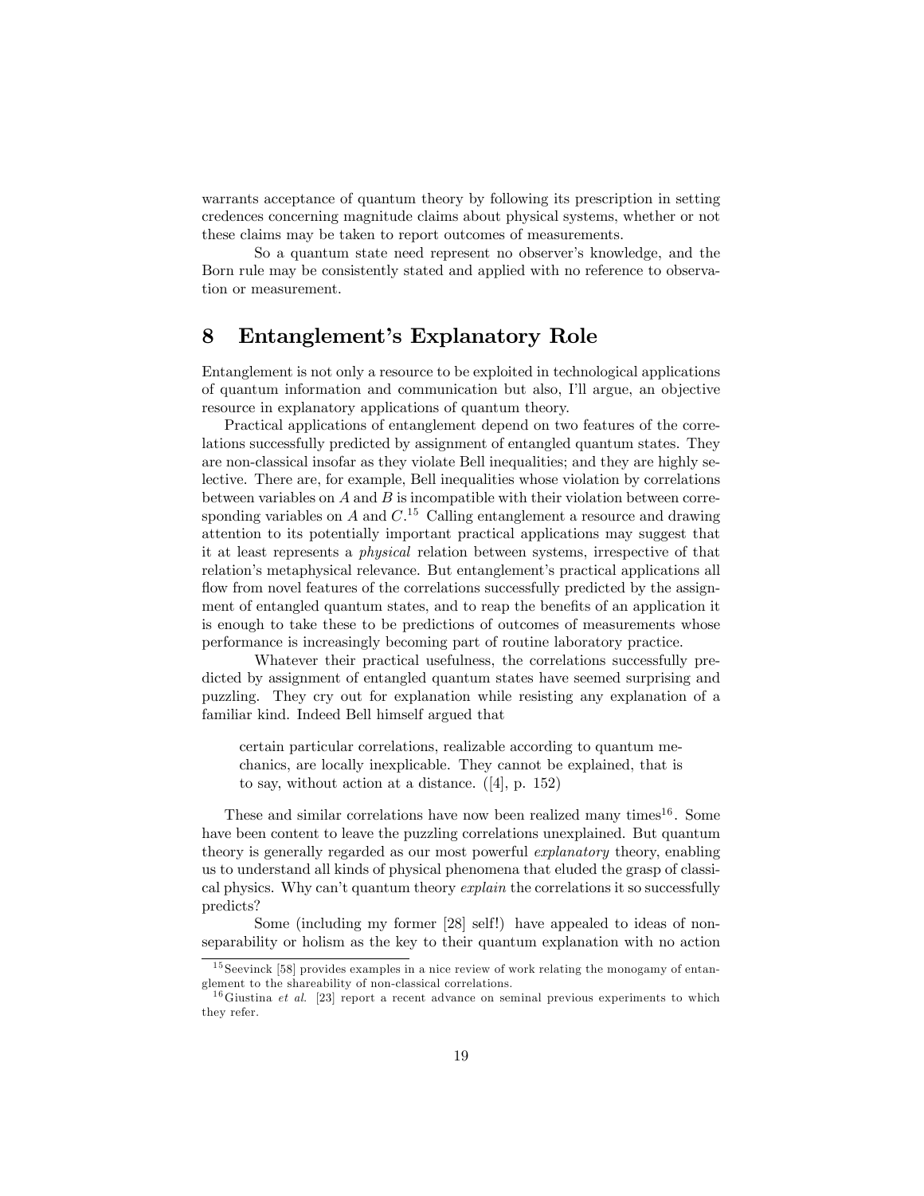warrants acceptance of quantum theory by following its prescription in setting credences concerning magnitude claims about physical systems, whether or not these claims may be taken to report outcomes of measurements.

So a quantum state need represent no observer's knowledge, and the Born rule may be consistently stated and applied with no reference to observation or measurement.

## 8 Entanglement's Explanatory Role

Entanglement is not only a resource to be exploited in technological applications of quantum information and communication but also, I'll argue, an objective resource in explanatory applications of quantum theory.

Practical applications of entanglement depend on two features of the correlations successfully predicted by assignment of entangled quantum states. They are non-classical insofar as they violate Bell inequalities; and they are highly selective. There are, for example, Bell inequalities whose violation by correlations between variables on $A$ and $B$ is incompatible with their violation between corresponding variables on $A$ and $C$.[15] Calling entanglement a resource and drawing attention to its potentially important practical applications may suggest that it at least represents a *physical* relation between systems, irrespective of that relation's metaphysical relevance. But entanglement's practical applications all flow from novel features of the correlations successfully predicted by the assignment of entangled quantum states, and to reap the benefits of an application it is enough to take these to be predictions of outcomes of measurements whose performance is increasingly becoming part of routine laboratory practice.

Whatever their practical usefulness, the correlations successfully predicted by assignment of entangled quantum states have seemed surprising and puzzling. They cry out for explanation while resisting any explanation of a familiar kind. Indeed Bell himself argued that

> certain particular correlations, realizable according to quantum mechanics, are locally inexplicable. They cannot be explained, that is to say, without action at a distance. ([4], p. 152)

These and similar correlations have now been realized many times[16]. Some have been content to leave the puzzling correlations unexplained. But quantum theory is generally regarded as our most powerful *explanatory* theory, enabling us to understand all kinds of physical phenomena that eluded the grasp of classical physics. Why can't quantum theory *explain* the correlations it so successfully predicts?

Some (including my former [28] self!) have appealed to ideas of nonseparability or holism as the key to their quantum explanation with no action

[15] Seevinck [58] provides examples in a nice review of work relating the monogamy of entanglement to the shareability of non-classical correlations.

[16] Giustina *et al.* [23] report a recent advance on seminal previous experiments to which they refer.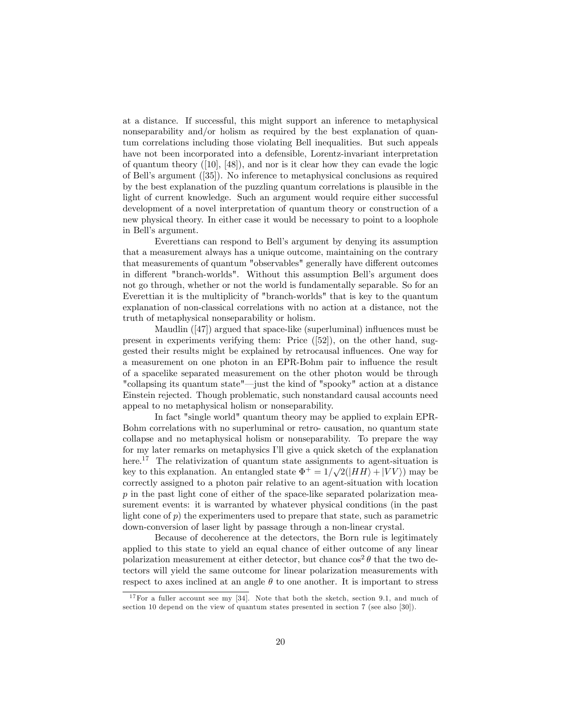at a distance. If successful, this might support an inference to metaphysical nonseparability and/or holism as required by the best explanation of quantum correlations including those violating Bell inequalities. But such appeals have not been incorporated into a defensible, Lorentz-invariant interpretation of quantum theory ([10], [48]), and nor is it clear how they can evade the logic of Bell's argument ([35]). No inference to metaphysical conclusions as required by the best explanation of the puzzling quantum correlations is plausible in the light of current knowledge. Such an argument would require either successful development of a novel interpretation of quantum theory or construction of a new physical theory. In either case it would be necessary to point to a loophole in Bell's argument.

Everettians can respond to Bell's argument by denying its assumption that a measurement always has a unique outcome, maintaining on the contrary that measurements of quantum "observables" generally have different outcomes in different "branch-worlds". Without this assumption Bell's argument does not go through, whether or not the world is fundamentally separable. So for an Everettian it is the multiplicity of "branch-worlds" that is key to the quantum explanation of non-classical correlations with no action at a distance, not the truth of metaphysical nonseparability or holism.

Maudlin ([47]) argued that space-like (superluminal) influences must be present in experiments verifying them: Price ([52]), on the other hand, suggested their results might be explained by retrocausal influences. One way for a measurement on one photon in an EPR-Bohm pair to influence the result of a spacelike separated measurement on the other photon would be through "collapsing its quantum state"—just the kind of "spooky" action at a distance Einstein rejected. Though problematic, such nonstandard causal accounts need appeal to no metaphysical holism or nonseparability.

In fact "single world" quantum theory may be applied to explain EPR-Bohm correlations with no superluminal or retro- causation, no quantum state collapse and no metaphysical holism or nonseparability. To prepare the way for my later remarks on metaphysics I'll give a quick sketch of the explanation here.[17] The relativization of quantum state assignments to agent-situation is key to this explanation. An entangled state $\Phi^+ = 1/\sqrt{2}(|HH\rangle + |VV\rangle)$ may be correctly assigned to a photon pair relative to an agent-situation with location $p$ in the past light cone of either of the space-like separated polarization measurement events: it is warranted by whatever physical conditions (in the past light cone of $p$) the experimenters used to prepare that state, such as parametric down-conversion of laser light by passage through a non-linear crystal.

Because of decoherence at the detectors, the Born rule is legitimately applied to this state to yield an equal chance of either outcome of any linear polarization measurement at either detector, but chance $\cos^2\theta$ that the two detectors will yield the same outcome for linear polarization measurements with respect to axes inclined at an angle $\theta$ to one another. It is important to stress

[17] For a fuller account see my [34]. Note that both the sketch, section 9.1, and much of section 10 depend on the view of quantum states presented in section 7 (see also [30]).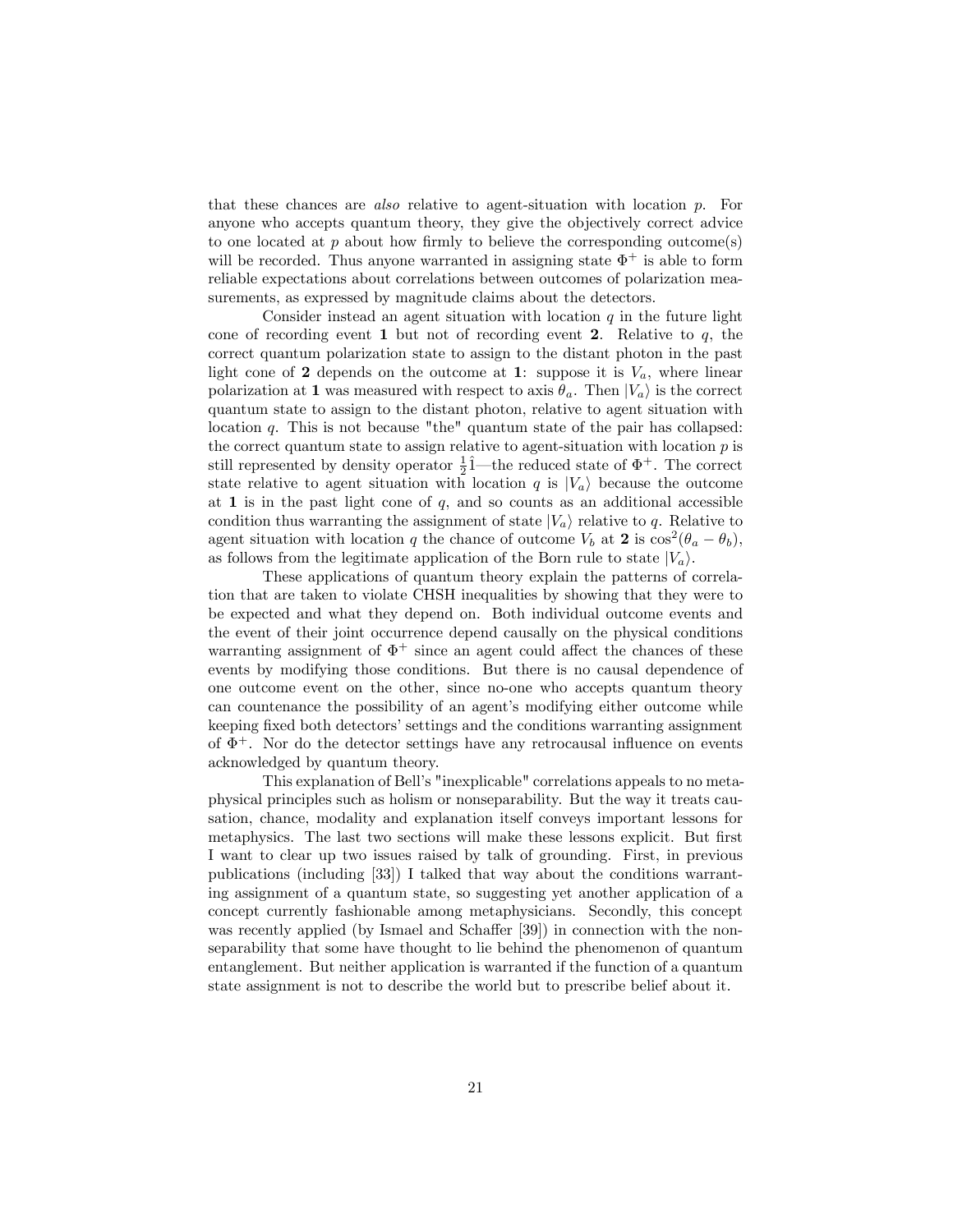that these chances are *also* relative to agent-situation with location $p$. For anyone who accepts quantum theory, they give the objectively correct advice to one located at $p$ about how firmly to believe the corresponding outcome(s) will be recorded. Thus anyone warranted in assigning state $\Phi^+$ is able to form reliable expectations about correlations between outcomes of polarization measurements, as expressed by magnitude claims about the detectors.

Consider instead an agent situation with location $q$ in the future light cone of recording event **1** but not of recording event **2**. Relative to $q$, the correct quantum polarization state to assign to the distant photon in the past light cone of **2** depends on the outcome at **1**: suppose it is $V_a$, where linear polarization at **1** was measured with respect to axis $\theta_a$. Then $|V_a\rangle$ is the correct quantum state to assign to the distant photon, relative to agent situation with location $q$. This is not because "the" quantum state of the pair has collapsed: the correct quantum state to assign relative to agent-situation with location $p$ is still represented by density operator $\frac{1}{2}\hat{1}$—the reduced state of $\Phi^+$. The correct state relative to agent situation with location $q$ is $|V_a\rangle$ because the outcome at **1** is in the past light cone of $q$, and so counts as an additional accessible condition thus warranting the assignment of state $|V_a\rangle$ relative to $q$. Relative to agent situation with location $q$ the chance of outcome $V_b$ at **2** is $\cos^2(\theta_a - \theta_b)$, as follows from the legitimate application of the Born rule to state $|V_a\rangle$.

These applications of quantum theory explain the patterns of correlation that are taken to violate CHSH inequalities by showing that they were to be expected and what they depend on. Both individual outcome events and the event of their joint occurrence depend causally on the physical conditions warranting assignment of $\Phi^+$ since an agent could affect the chances of these events by modifying those conditions. But there is no causal dependence of one outcome event on the other, since no-one who accepts quantum theory can countenance the possibility of an agent's modifying either outcome while keeping fixed both detectors' settings and the conditions warranting assignment of $\Phi^+$. Nor do the detector settings have any retrocausal influence on events acknowledged by quantum theory.

This explanation of Bell's "inexplicable" correlations appeals to no metaphysical principles such as holism or nonseparability. But the way it treats causation, chance, modality and explanation itself conveys important lessons for metaphysics. The last two sections will make these lessons explicit. But first I want to clear up two issues raised by talk of grounding. First, in previous publications (including [33]) I talked that way about the conditions warranting assignment of a quantum state, so suggesting yet another application of a concept currently fashionable among metaphysicians. Secondly, this concept was recently applied (by Ismael and Schaffer [39]) in connection with the nonseparability that some have thought to lie behind the phenomenon of quantum entanglement. But neither application is warranted if the function of a quantum state assignment is not to describe the world but to prescribe belief about it.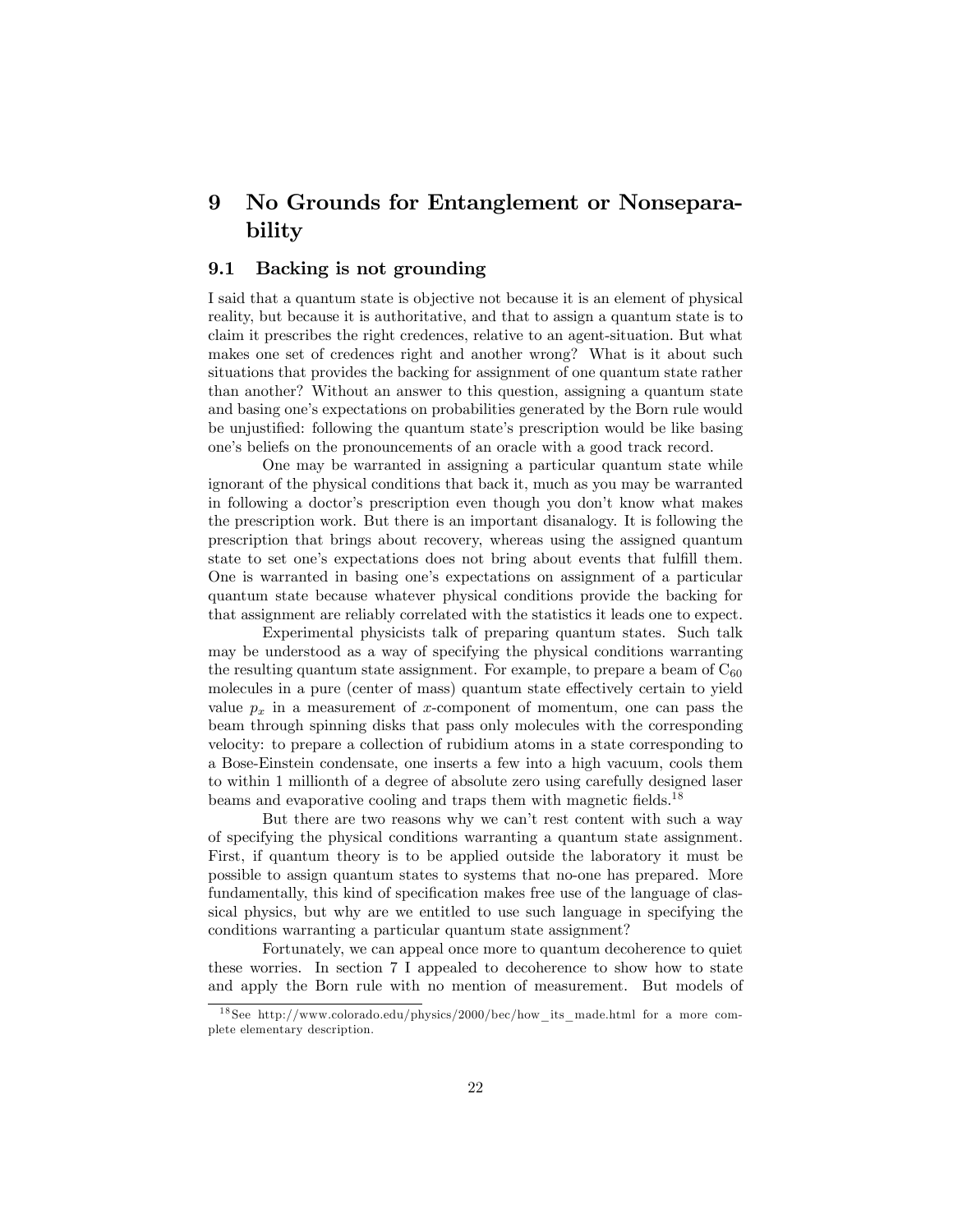# 9 No Grounds for Entanglement or Nonseparability

## 9.1 Backing is not grounding

I said that a quantum state is objective not because it is an element of physical reality, but because it is authoritative, and that to assign a quantum state is to claim it prescribes the right credences, relative to an agent-situation. But what makes one set of credences right and another wrong? What is it about such situations that provides the backing for assignment of one quantum state rather than another? Without an answer to this question, assigning a quantum state and basing one's expectations on probabilities generated by the Born rule would be unjustified: following the quantum state's prescription would be like basing one's beliefs on the pronouncements of an oracle with a good track record.

One may be warranted in assigning a particular quantum state while ignorant of the physical conditions that back it, much as you may be warranted in following a doctor's prescription even though you don't know what makes the prescription work. But there is an important disanalogy. It is following the prescription that brings about recovery, whereas using the assigned quantum state to set one's expectations does not bring about events that fulfill them. One is warranted in basing one's expectations on assignment of a particular quantum state because whatever physical conditions provide the backing for that assignment are reliably correlated with the statistics it leads one to expect.

Experimental physicists talk of preparing quantum states. Such talk may be understood as a way of specifying the physical conditions warranting the resulting quantum state assignment. For example, to prepare a beam of $C_{60}$ molecules in a pure (center of mass) quantum state effectively certain to yield value $p_x$ in a measurement of $x$-component of momentum, one can pass the beam through spinning disks that pass only molecules with the corresponding velocity: to prepare a collection of rubidium atoms in a state corresponding to a Bose-Einstein condensate, one inserts a few into a high vacuum, cools them to within 1 millionth of a degree of absolute zero using carefully designed laser beams and evaporative cooling and traps them with magnetic fields.[18]

But there are two reasons why we can't rest content with such a way of specifying the physical conditions warranting a quantum state assignment. First, if quantum theory is to be applied outside the laboratory it must be possible to assign quantum states to systems that no-one has prepared. More fundamentally, this kind of specification makes free use of the language of classical physics, but why are we entitled to use such language in specifying the conditions warranting a particular quantum state assignment?

Fortunately, we can appeal once more to quantum decoherence to quiet these worries. In section 7 I appealed to decoherence to show how to state and apply the Born rule with no mention of measurement. But models of

[18] See http://www.colorado.edu/physics/2000/bec/how_its_made.html for a more complete elementary description.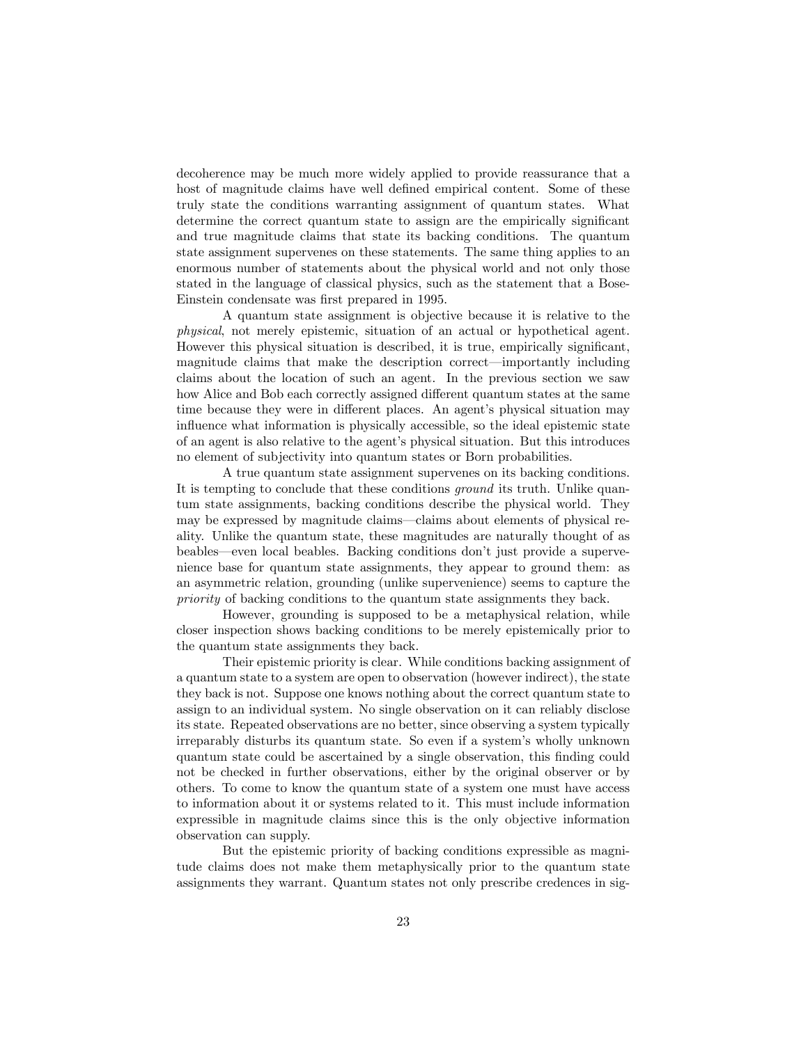decoherence may be much more widely applied to provide reassurance that a host of magnitude claims have well defined empirical content. Some of these truly state the conditions warranting assignment of quantum states. What determine the correct quantum state to assign are the empirically significant and true magnitude claims that state its backing conditions. The quantum state assignment supervenes on these statements. The same thing applies to an enormous number of statements about the physical world and not only those stated in the language of classical physics, such as the statement that a Bose-Einstein condensate was first prepared in 1995.

A quantum state assignment is objective because it is relative to the *physical*, not merely epistemic, situation of an actual or hypothetical agent. However this physical situation is described, it is true, empirically significant, magnitude claims that make the description correct—importantly including claims about the location of such an agent. In the previous section we saw how Alice and Bob each correctly assigned different quantum states at the same time because they were in different places. An agent's physical situation may influence what information is physically accessible, so the ideal epistemic state of an agent is also relative to the agent's physical situation. But this introduces no element of subjectivity into quantum states or Born probabilities.

A true quantum state assignment supervenes on its backing conditions. It is tempting to conclude that these conditions *ground* its truth. Unlike quantum state assignments, backing conditions describe the physical world. They may be expressed by magnitude claims—claims about elements of physical reality. Unlike the quantum state, these magnitudes are naturally thought of as beables—even local beables. Backing conditions don't just provide a supervenience base for quantum state assignments, they appear to ground them: as an asymmetric relation, grounding (unlike supervenience) seems to capture the *priority* of backing conditions to the quantum state assignments they back.

However, grounding is supposed to be a metaphysical relation, while closer inspection shows backing conditions to be merely epistemically prior to the quantum state assignments they back.

Their epistemic priority is clear. While conditions backing assignment of a quantum state to a system are open to observation (however indirect), the state they back is not. Suppose one knows nothing about the correct quantum state to assign to an individual system. No single observation on it can reliably disclose its state. Repeated observations are no better, since observing a system typically irreparably disturbs its quantum state. So even if a system's wholly unknown quantum state could be ascertained by a single observation, this finding could not be checked in further observations, either by the original observer or by others. To come to know the quantum state of a system one must have access to information about it or systems related to it. This must include information expressible in magnitude claims since this is the only objective information observation can supply.

But the epistemic priority of backing conditions expressible as magnitude claims does not make them metaphysically prior to the quantum state assignments they warrant. Quantum states not only prescribe credences in sig-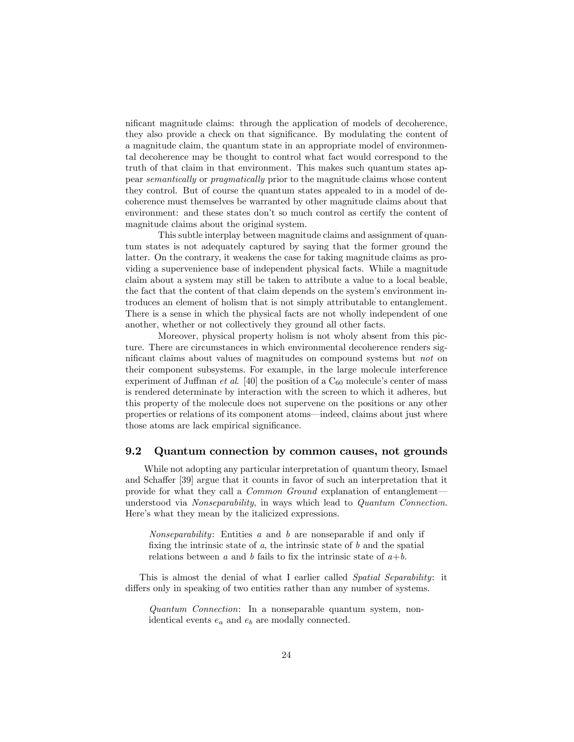nificant magnitude claims: through the application of models of decoherence, they also provide a check on that significance. By modulating the content of a magnitude claim, the quantum state in an appropriate model of environmental decoherence may be thought to control what fact would correspond to the truth of that claim in that environment. This makes such quantum states appear *semantically* or *pragmatically* prior to the magnitude claims whose content they control. But of course the quantum states appealed to in a model of decoherence must themselves be warranted by other magnitude claims about that environment: and these states don't so much control as certify the content of magnitude claims about the original system.

This subtle interplay between magnitude claims and assignment of quantum states is not adequately captured by saying that the former ground the latter. On the contrary, it weakens the case for taking magnitude claims as providing a supervenience base of independent physical facts. While a magnitude claim about a system may still be taken to attribute a value to a local beable, the fact that the content of that claim depends on the system's environment introduces an element of holism that is not simply attributable to entanglement. There is a sense in which the physical facts are not wholly independent of one another, whether or not collectively they ground all other facts.

Moreover, physical property holism is not wholy absent from this picture. There are circumstances in which environmental decoherence renders significant claims about values of magnitudes on compound systems but *not* on their component subsystems. For example, in the large molecule interference experiment of Juffman *et al*. [40] the position of a $C_{60}$ molecule's center of mass is rendered determinate by interaction with the screen to which it adheres, but this property of the molecule does not supervene on the positions or any other properties or relations of its component atoms—indeed, claims about just where those atoms are lack empirical significance.

## 9.2 Quantum connection by common causes, not grounds

While not adopting any particular interpretation of quantum theory, Ismael and Schaffer [39] argue that it counts in favor of such an interpretation that it provide for what they call a *Common Ground* explanation of entanglement—understood via *Nonseparability*, in ways which lead to *Quantum Connection*. Here's what they mean by the italicized expressions.

> *Nonseparability*: Entities $a$ and $b$ are nonseparable if and only if fixing the intrinsic state of $a$, the intrinsic state of $b$ and the spatial relations between $a$ and $b$ fails to fix the intrinsic state of $a+b$.

This is almost the denial of what I earlier called *Spatial Separability*: it differs only in speaking of two entities rather than any number of systems.

> *Quantum Connection*: In a nonseparable quantum system, non-identical events $e_a$ and $e_b$ are modally connected.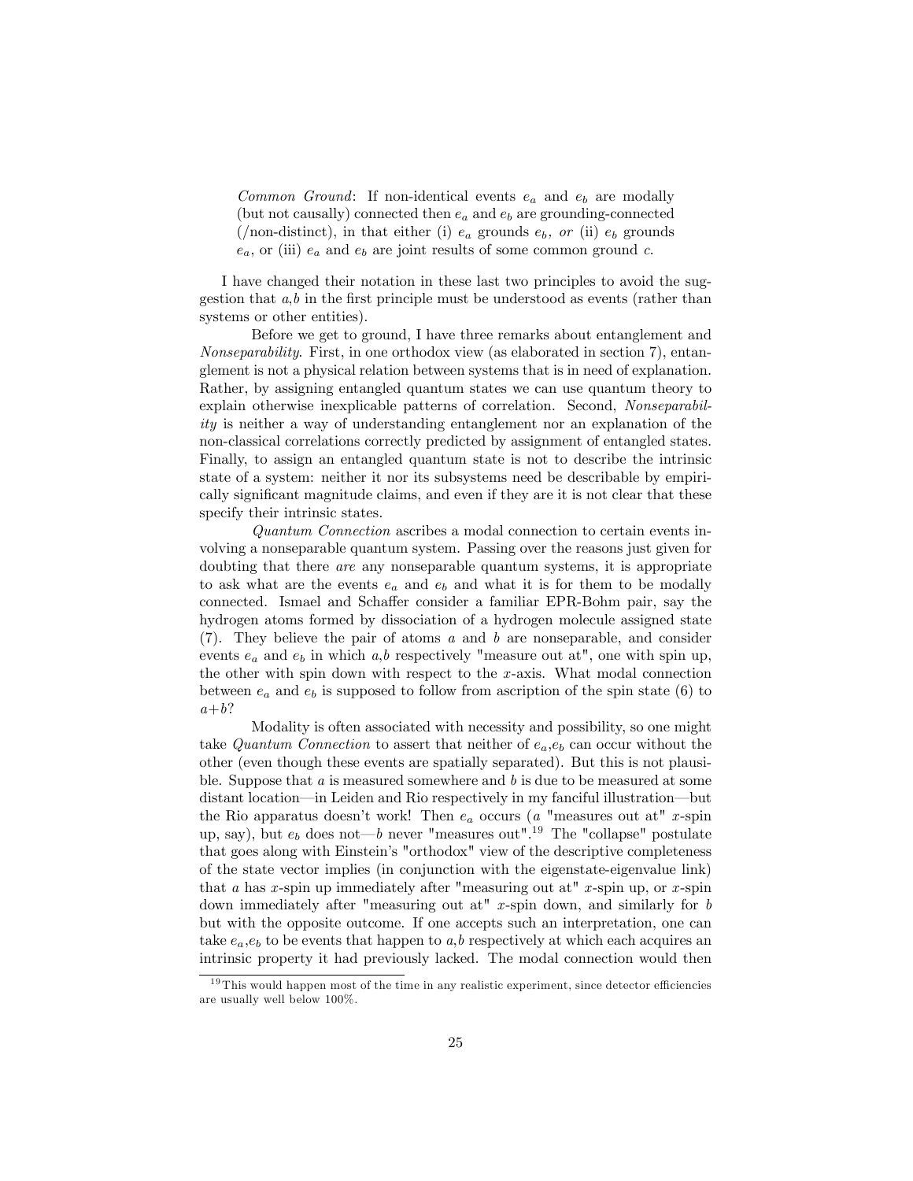*Common Ground*: If non-identical events $e_a$ and $e_b$ are modally (but not causally) connected then $e_a$ and $e_b$ are grounding-connected (/non-distinct), in that either (i) $e_a$ grounds $e_b$, *or* (ii) $e_b$ grounds $e_a$, or (iii) $e_a$ and $e_b$ are joint results of some common ground $c$.

I have changed their notation in these last two principles to avoid the suggestion that $a$,$b$ in the first principle must be understood as events (rather than systems or other entities).

Before we get to ground, I have three remarks about entanglement and *Nonseparability*. First, in one orthodox view (as elaborated in section 7), entanglement is not a physical relation between systems that is in need of explanation. Rather, by assigning entangled quantum states we can use quantum theory to explain otherwise inexplicable patterns of correlation. Second, *Nonseparability* is neither a way of understanding entanglement nor an explanation of the non-classical correlations correctly predicted by assignment of entangled states. Finally, to assign an entangled quantum state is not to describe the intrinsic state of a system: neither it nor its subsystems need be describable by empirically significant magnitude claims, and even if they are it is not clear that these specify their intrinsic states.

*Quantum Connection* ascribes a modal connection to certain events involving a nonseparable quantum system. Passing over the reasons just given for doubting that there *are* any nonseparable quantum systems, it is appropriate to ask what are the events $e_a$ and $e_b$ and what it is for them to be modally connected. Ismael and Schaffer consider a familiar EPR-Bohm pair, say the hydrogen atoms formed by dissociation of a hydrogen molecule assigned state (7). They believe the pair of atoms $a$ and $b$ are nonseparable, and consider events $e_a$ and $e_b$ in which $a$,$b$ respectively "measure out at", one with spin up, the other with spin down with respect to the $x$-axis. What modal connection between $e_a$ and $e_b$ is supposed to follow from ascription of the spin state (6) to $a+b$?

Modality is often associated with necessity and possibility, so one might take *Quantum Connection* to assert that neither of $e_a$,$e_b$ can occur without the other (even though these events are spatially separated). But this is not plausible. Suppose that $a$ is measured somewhere and $b$ is due to be measured at some distant location—in Leiden and Rio respectively in my fanciful illustration—but the Rio apparatus doesn't work! Then $e_a$ occurs ($a$ "measures out at" $x$-spin up, say), but $e_b$ does not—$b$ never "measures out".[19] The "collapse" postulate that goes along with Einstein's "orthodox" view of the descriptive completeness of the state vector implies (in conjunction with the eigenstate-eigenvalue link) that $a$ has $x$-spin up immediately after "measuring out at" $x$-spin up, or $x$-spin down immediately after "measuring out at" $x$-spin down, and similarly for $b$ but with the opposite outcome. If one accepts such an interpretation, one can take $e_a$,$e_b$ to be events that happen to $a$,$b$ respectively at which each acquires an intrinsic property it had previously lacked. The modal connection would then

[19] This would happen most of the time in any realistic experiment, since detector efficiencies are usually well below 100%.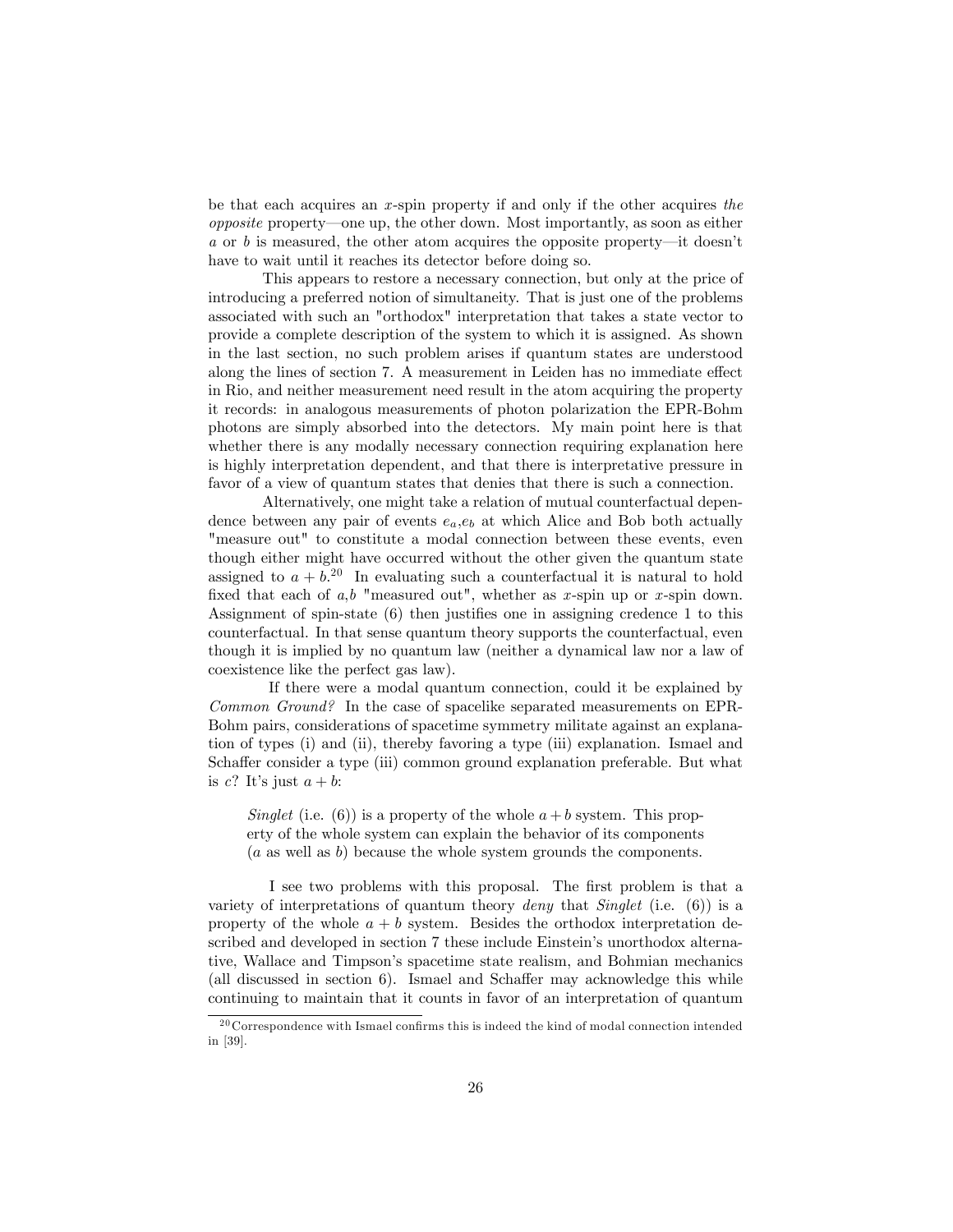be that each acquires an $x$-spin property if and only if the other acquires *the opposite* property—one up, the other down. Most importantly, as soon as either $a$ or $b$ is measured, the other atom acquires the opposite property—it doesn't have to wait until it reaches its detector before doing so.

This appears to restore a necessary connection, but only at the price of introducing a preferred notion of simultaneity. That is just one of the problems associated with such an "orthodox" interpretation that takes a state vector to provide a complete description of the system to which it is assigned. As shown in the last section, no such problem arises if quantum states are understood along the lines of section 7. A measurement in Leiden has no immediate effect in Rio, and neither measurement need result in the atom acquiring the property it records: in analogous measurements of photon polarization the EPR-Bohm photons are simply absorbed into the detectors. My main point here is that whether there is any modally necessary connection requiring explanation here is highly interpretation dependent, and that there is interpretative pressure in favor of a view of quantum states that denies that there is such a connection.

Alternatively, one might take a relation of mutual counterfactual dependence between any pair of events $e_a$,$e_b$ at which Alice and Bob both actually "measure out" to constitute a modal connection between these events, even though either might have occurred without the other given the quantum state assigned to $a + b$.[20] In evaluating such a counterfactual it is natural to hold fixed that each of $a$,$b$ "measured out", whether as $x$-spin up or $x$-spin down. Assignment of spin-state (6) then justifies one in assigning credence 1 to this counterfactual. In that sense quantum theory supports the counterfactual, even though it is implied by no quantum law (neither a dynamical law nor a law of coexistence like the perfect gas law).

If there were a modal quantum connection, could it be explained by *Common Ground?* In the case of spacelike separated measurements on EPR-Bohm pairs, considerations of spacetime symmetry militate against an explanation of types (i) and (ii), thereby favoring a type (iii) explanation. Ismael and Schaffer consider a type (iii) common ground explanation preferable. But what is $c$? It's just $a + b$:

> *Singlet* (i.e. (6)) is a property of the whole $a + b$ system. This property of the whole system can explain the behavior of its components ($a$ as well as $b$) because the whole system grounds the components.

I see two problems with this proposal. The first problem is that a variety of interpretations of quantum theory *deny* that *Singlet* (i.e. (6)) is a property of the whole $a + b$ system. Besides the orthodox interpretation described and developed in section 7 these include Einstein's unorthodox alternative, Wallace and Timpson's spacetime state realism, and Bohmian mechanics (all discussed in section 6). Ismael and Schaffer may acknowledge this while continuing to maintain that it counts in favor of an interpretation of quantum

[20] Correspondence with Ismael confirms this is indeed the kind of modal connection intended in [39].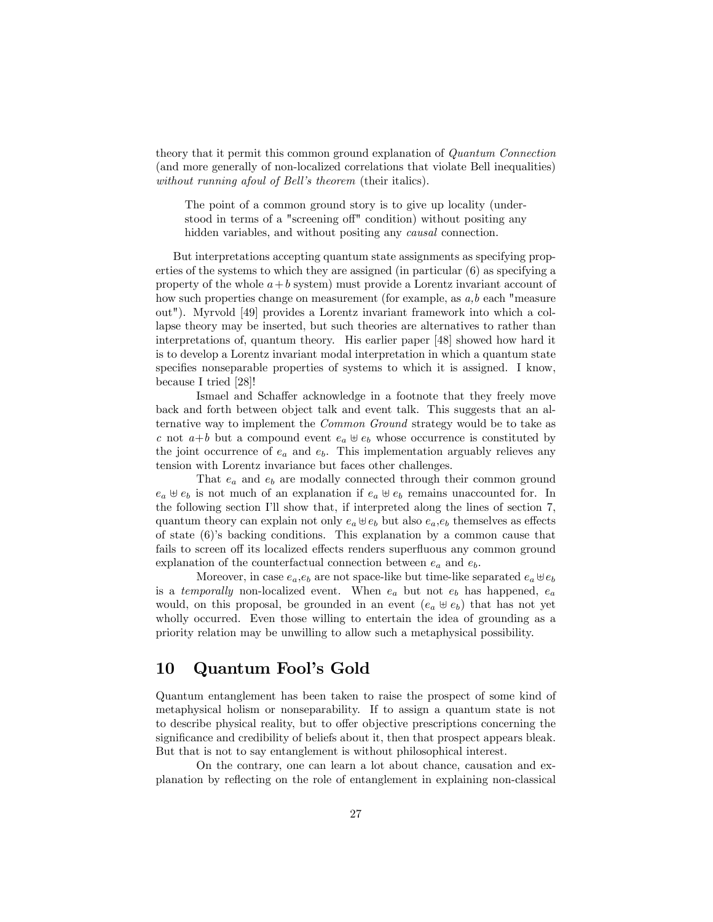theory that it permit this common ground explanation of *Quantum Connection* (and more generally of non-localized correlations that violate Bell inequalities) *without running afoul of Bell's theorem* (their italics).

> The point of a common ground story is to give up locality (understood in terms of a "screening off" condition) without positing any hidden variables, and without positing any *causal* connection.

But interpretations accepting quantum state assignments as specifying properties of the systems to which they are assigned (in particular (6) as specifying a property of the whole $a+b$ system) must provide a Lorentz invariant account of how such properties change on measurement (for example, as $a,b$ each "measure out"). Myrvold [49] provides a Lorentz invariant framework into which a collapse theory may be inserted, but such theories are alternatives to rather than interpretations of, quantum theory. His earlier paper [48] showed how hard it is to develop a Lorentz invariant modal interpretation in which a quantum state specifies nonseparable properties of systems to which it is assigned. I know, because I tried [28]!

Ismael and Schaffer acknowledge in a footnote that they freely move back and forth between object talk and event talk. This suggests that an alternative way to implement the *Common Ground* strategy would be to take as $c$ not $a+b$ but a compound event $e_a \uplus e_b$ whose occurrence is constituted by the joint occurrence of $e_a$ and $e_b$. This implementation arguably relieves any tension with Lorentz invariance but faces other challenges.

That $e_a$ and $e_b$ are modally connected through their common ground $e_a \uplus e_b$ is not much of an explanation if $e_a \uplus e_b$ remains unaccounted for. In the following section I'll show that, if interpreted along the lines of section 7, quantum theory can explain not only $e_a \uplus e_b$ but also $e_a$,$e_b$ themselves as effects of state (6)'s backing conditions. This explanation by a common cause that fails to screen off its localized effects renders superfluous any common ground explanation of the counterfactual connection between $e_a$ and $e_b$.

Moreover, in case $e_a$,$e_b$ are not space-like but time-like separated $e_a \uplus e_b$ is a *temporally* non-localized event. When $e_a$ but not $e_b$ has happened, $e_a$ would, on this proposal, be grounded in an event ($e_a \uplus e_b$) that has not yet wholly occurred. Even those willing to entertain the idea of grounding as a priority relation may be unwilling to allow such a metaphysical possibility.

## 10 Quantum Fool's Gold

Quantum entanglement has been taken to raise the prospect of some kind of metaphysical holism or nonseparability. If to assign a quantum state is not to describe physical reality, but to offer objective prescriptions concerning the significance and credibility of beliefs about it, then that prospect appears bleak. But that is not to say entanglement is without philosophical interest.

On the contrary, one can learn a lot about chance, causation and explanation by reflecting on the role of entanglement in explaining non-classical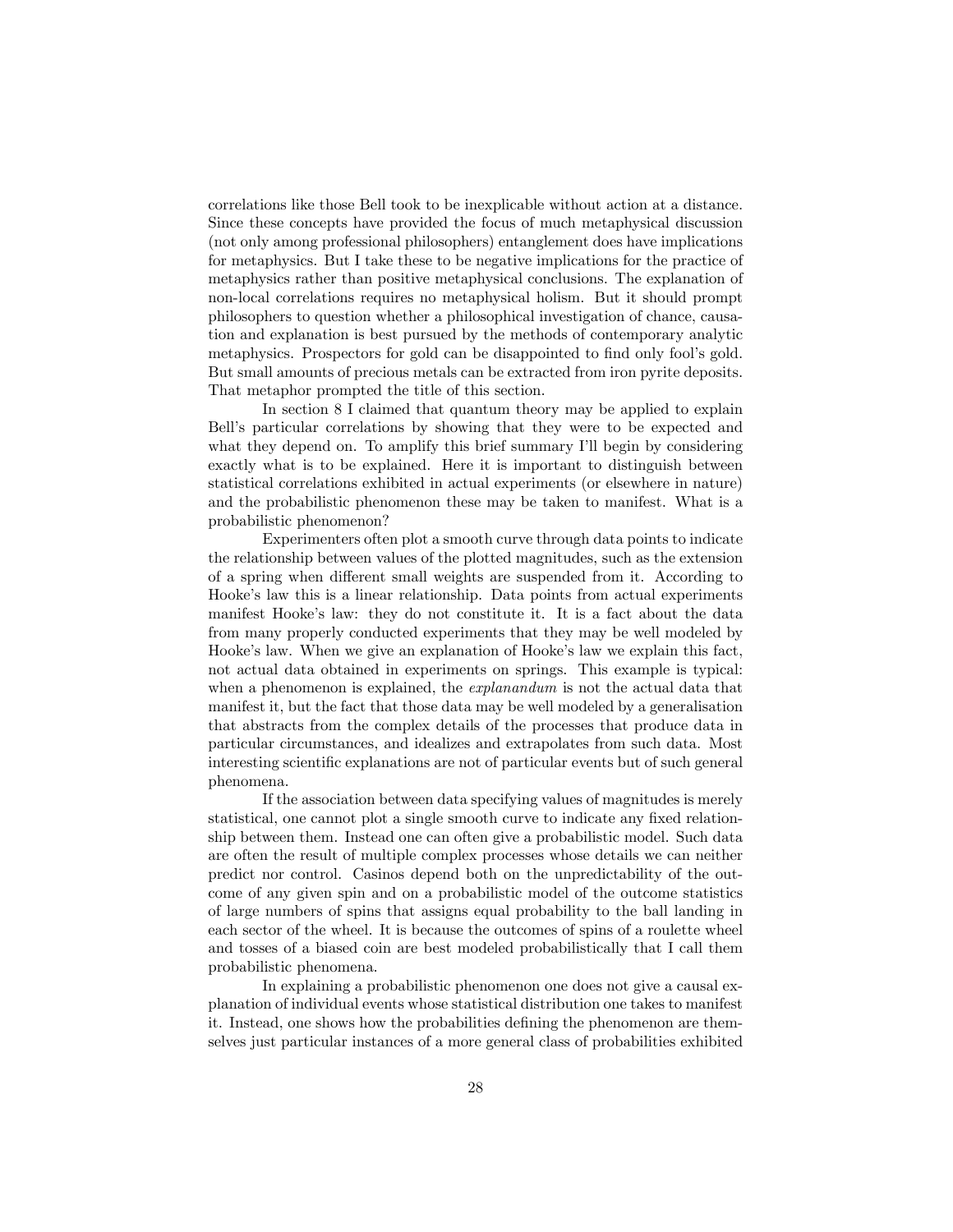correlations like those Bell took to be inexplicable without action at a distance. Since these concepts have provided the focus of much metaphysical discussion (not only among professional philosophers) entanglement does have implications for metaphysics. But I take these to be negative implications for the practice of metaphysics rather than positive metaphysical conclusions. The explanation of non-local correlations requires no metaphysical holism. But it should prompt philosophers to question whether a philosophical investigation of chance, causation and explanation is best pursued by the methods of contemporary analytic metaphysics. Prospectors for gold can be disappointed to find only fool's gold. But small amounts of precious metals can be extracted from iron pyrite deposits. That metaphor prompted the title of this section.

In section 8 I claimed that quantum theory may be applied to explain Bell's particular correlations by showing that they were to be expected and what they depend on. To amplify this brief summary I'll begin by considering exactly what is to be explained. Here it is important to distinguish between statistical correlations exhibited in actual experiments (or elsewhere in nature) and the probabilistic phenomenon these may be taken to manifest. What is a probabilistic phenomenon?

Experimenters often plot a smooth curve through data points to indicate the relationship between values of the plotted magnitudes, such as the extension of a spring when different small weights are suspended from it. According to Hooke's law this is a linear relationship. Data points from actual experiments manifest Hooke's law: they do not constitute it. It is a fact about the data from many properly conducted experiments that they may be well modeled by Hooke's law. When we give an explanation of Hooke's law we explain this fact, not actual data obtained in experiments on springs. This example is typical: when a phenomenon is explained, the *explanandum* is not the actual data that manifest it, but the fact that those data may be well modeled by a generalisation that abstracts from the complex details of the processes that produce data in particular circumstances, and idealizes and extrapolates from such data. Most interesting scientific explanations are not of particular events but of such general phenomena.

If the association between data specifying values of magnitudes is merely statistical, one cannot plot a single smooth curve to indicate any fixed relationship between them. Instead one can often give a probabilistic model. Such data are often the result of multiple complex processes whose details we can neither predict nor control. Casinos depend both on the unpredictability of the outcome of any given spin and on a probabilistic model of the outcome statistics of large numbers of spins that assigns equal probability to the ball landing in each sector of the wheel. It is because the outcomes of spins of a roulette wheel and tosses of a biased coin are best modeled probabilistically that I call them probabilistic phenomena.

In explaining a probabilistic phenomenon one does not give a causal explanation of individual events whose statistical distribution one takes to manifest it. Instead, one shows how the probabilities defining the phenomenon are themselves just particular instances of a more general class of probabilities exhibited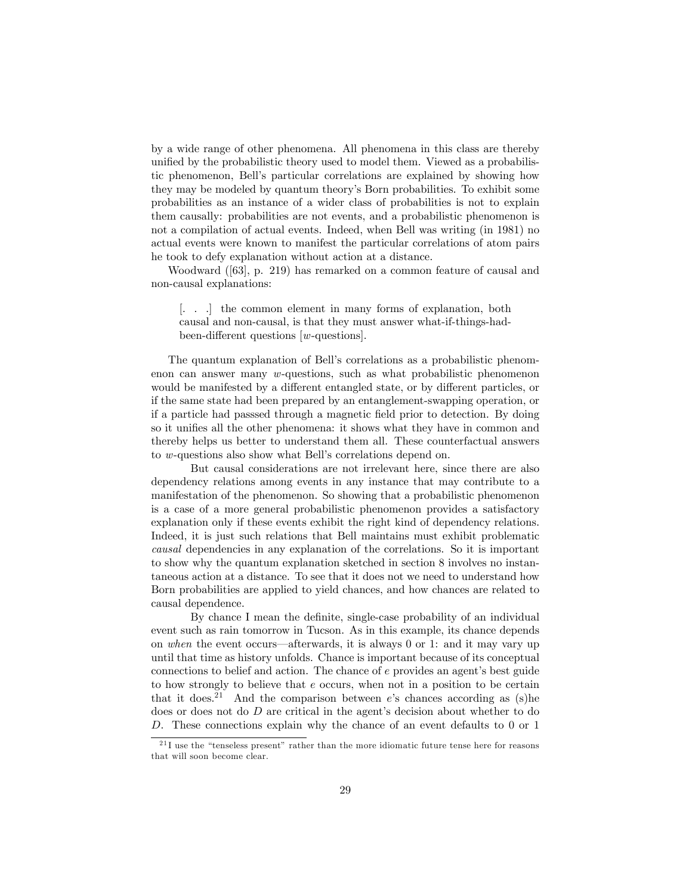by a wide range of other phenomena. All phenomena in this class are thereby unified by the probabilistic theory used to model them. Viewed as a probabilistic phenomenon, Bell's particular correlations are explained by showing how they may be modeled by quantum theory's Born probabilities. To exhibit some probabilities as an instance of a wider class of probabilities is not to explain them causally: probabilities are not events, and a probabilistic phenomenon is not a compilation of actual events. Indeed, when Bell was writing (in 1981) no actual events were known to manifest the particular correlations of atom pairs he took to defy explanation without action at a distance.

Woodward ([63], p. 219) has remarked on a common feature of causal and non-causal explanations:

> [. . .] the common element in many forms of explanation, both causal and non-causal, is that they must answer what-if-things-had-been-different questions [*w*-questions].

The quantum explanation of Bell's correlations as a probabilistic phenomenon can answer many *w*-questions, such as what probabilistic phenomenon would be manifested by a different entangled state, or by different particles, or if the same state had been prepared by an entanglement-swapping operation, or if a particle had passsed through a magnetic field prior to detection. By doing so it unifies all the other phenomena: it shows what they have in common and thereby helps us better to understand them all. These counterfactual answers to *w*-questions also show what Bell's correlations depend on.

But causal considerations are not irrelevant here, since there are also dependency relations among events in any instance that may contribute to a manifestation of the phenomenon. So showing that a probabilistic phenomenon is a case of a more general probabilistic phenomenon provides a satisfactory explanation only if these events exhibit the right kind of dependency relations. Indeed, it is just such relations that Bell maintains must exhibit problematic *causal* dependencies in any explanation of the correlations. So it is important to show why the quantum explanation sketched in section 8 involves no instantaneous action at a distance. To see that it does not we need to understand how Born probabilities are applied to yield chances, and how chances are related to causal dependence.

By chance I mean the definite, single-case probability of an individual event such as rain tomorrow in Tucson. As in this example, its chance depends on *when* the event occurs—afterwards, it is always 0 or 1: and it may vary up until that time as history unfolds. Chance is important because of its conceptual connections to belief and action. The chance of $e$ provides an agent's best guide to how strongly to believe that $e$ occurs, when not in a position to be certain that it does.[21] And the comparison between $e$'s chances according as (s)he does or does not do $D$ are critical in the agent's decision about whether to do $D$. These connections explain why the chance of an event defaults to 0 or 1

[21] I use the "tenseless present" rather than the more idiomatic future tense here for reasons that will soon become clear.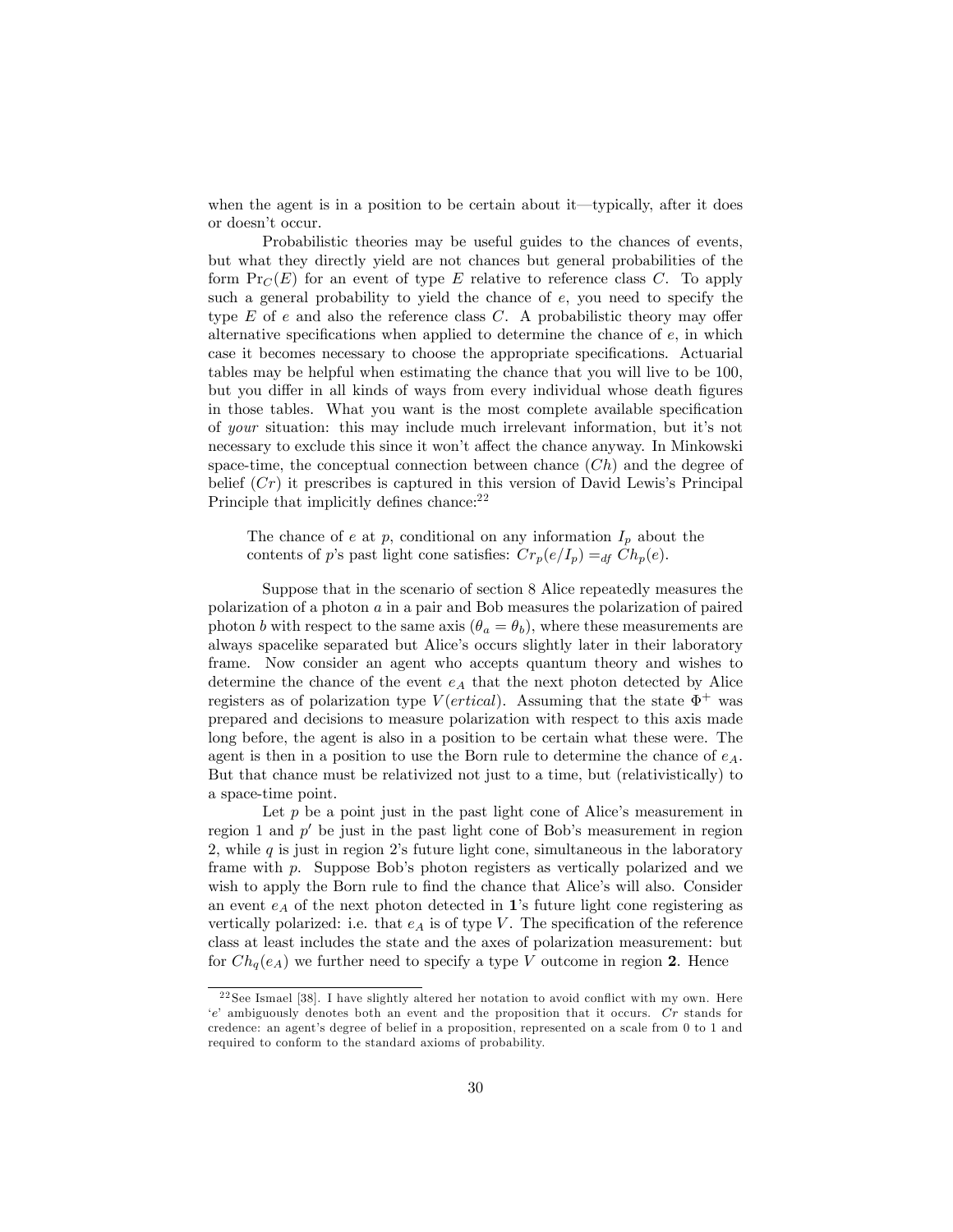when the agent is in a position to be certain about it—typically, after it does or doesn't occur.

Probabilistic theories may be useful guides to the chances of events, but what they directly yield are not chances but general probabilities of the form $\Pr_C(E)$ for an event of type $E$ relative to reference class $C$. To apply such a general probability to yield the chance of $e$, you need to specify the type $E$ of $e$ and also the reference class $C$. A probabilistic theory may offer alternative specifications when applied to determine the chance of $e$, in which case it becomes necessary to choose the appropriate specifications. Actuarial tables may be helpful when estimating the chance that you will live to be 100, but you differ in all kinds of ways from every individual whose death figures in those tables. What you want is the most complete available specification of *your* situation: this may include much irrelevant information, but it's not necessary to exclude this since it won't affect the chance anyway. In Minkowski space-time, the conceptual connection between chance ($Ch$) and the degree of belief ($Cr$) it prescribes is captured in this version of David Lewis's Principal Principle that implicitly defines chance:[22]

> The chance of $e$ at $p$, conditional on any information $I_p$ about the contents of $p$'s past light cone satisfies: $Cr_p(e/I_p) =_{df} Ch_p(e)$.

Suppose that in the scenario of section 8 Alice repeatedly measures the polarization of a photon $a$ in a pair and Bob measures the polarization of paired photon $b$ with respect to the same axis ($\theta_a = \theta_b$), where these measurements are always spacelike separated but Alice's occurs slightly later in their laboratory frame. Now consider an agent who accepts quantum theory and wishes to determine the chance of the event $e_A$ that the next photon detected by Alice registers as of polarization type $V(ertical)$. Assuming that the state $\Phi^+$ was prepared and decisions to measure polarization with respect to this axis made long before, the agent is also in a position to be certain what these were. The agent is then in a position to use the Born rule to determine the chance of $e_A$. But that chance must be relativized not just to a time, but (relativistically) to a space-time point.

Let $p$ be a point just in the past light cone of Alice's measurement in region 1 and $p'$ be just in the past light cone of Bob's measurement in region 2, while $q$ is just in region 2's future light cone, simultaneous in the laboratory frame with $p$. Suppose Bob's photon registers as vertically polarized and we wish to apply the Born rule to find the chance that Alice's will also. Consider an event $e_A$ of the next photon detected in **1**'s future light cone registering as vertically polarized: i.e. that $e_A$ is of type $V$. The specification of the reference class at least includes the state and the axes of polarization measurement: but for $Ch_q(e_A)$ we further need to specify a type $V$ outcome in region **2**. Hence

[22] See Ismael [38]. I have slightly altered her notation to avoid conflict with my own. Here '$e$' ambiguously denotes both an event and the proposition that it occurs. $Cr$ stands for credence: an agent's degree of belief in a proposition, represented on a scale from 0 to 1 and required to conform to the standard axioms of probability.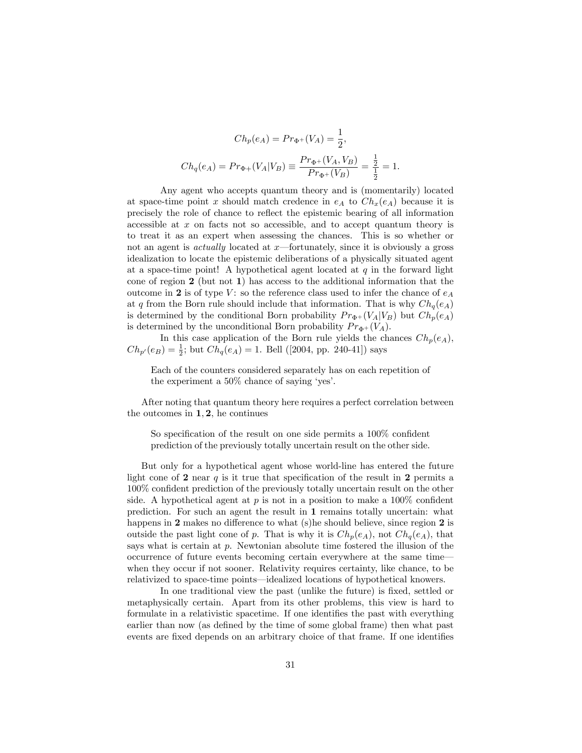$$Ch_p(e_A) = Pr_{\Phi^+}(V_A) = \frac{1}{2},$$

$$Ch_q(e_A) = Pr_{\Phi^+}(V_A|V_B) \equiv \frac{Pr_{\Phi^+}(V_A, V_B)}{Pr_{\Phi^+}(V_B)} = \frac{\frac{1}{2}}{\frac{1}{2}} = 1.$$

Any agent who accepts quantum theory and is (momentarily) located at space-time point $x$ should match credence in $e_A$ to $Ch_x(e_A)$ because it is precisely the role of chance to reflect the epistemic bearing of all information accessible at $x$ on facts not so accessible, and to accept quantum theory is to treat it as an expert when assessing the chances. This is so whether or not an agent is *actually* located at $x$—fortunately, since it is obviously a gross idealization to locate the epistemic deliberations of a physically situated agent at a space-time point! A hypothetical agent located at $q$ in the forward light cone of region **2** (but not **1**) has access to the additional information that the outcome in **2** is of type $V$: so the reference class used to infer the chance of $e_A$ at $q$ from the Born rule should include that information. That is why $Ch_q(e_A)$ is determined by the conditional Born probability $Pr_{\Phi^+}(V_A|V_B)$ but $Ch_p(e_A)$ is determined by the unconditional Born probability $Pr_{\Phi^+}(V_A)$.

In this case application of the Born rule yields the chances $Ch_p(e_A)$, $Ch_{p'}(e_B) = \frac{1}{2}$; but $Ch_q(e_A) = 1$. Bell ([2004, pp. 240-41]) says

> Each of the counters considered separately has on each repetition of the experiment a 50% chance of saying 'yes'.

After noting that quantum theory here requires a perfect correlation between the outcomes in **1**, **2**, he continues

> So specification of the result on one side permits a 100% confident prediction of the previously totally uncertain result on the other side.

But only for a hypothetical agent whose world-line has entered the future light cone of **2** near $q$ is it true that specification of the result in **2** permits a 100% confident prediction of the previously totally uncertain result on the other side. A hypothetical agent at $p$ is not in a position to make a 100% confident prediction. For such an agent the result in **1** remains totally uncertain: what happens in **2** makes no difference to what (s)he should believe, since region **2** is outside the past light cone of $p$. That is why it is $Ch_p(e_A)$, not $Ch_q(e_A)$, that says what is certain at $p$. Newtonian absolute time fostered the illusion of the occurrence of future events becoming certain everywhere at the same time—when they occur if not sooner. Relativity requires certainty, like chance, to be relativized to space-time points—idealized locations of hypothetical knowers.

In one traditional view the past (unlike the future) is fixed, settled or metaphysically certain. Apart from its other problems, this view is hard to formulate in a relativistic spacetime. If one identifies the past with everything earlier than now (as defined by the time of some global frame) then what past events are fixed depends on an arbitrary choice of that frame. If one identifies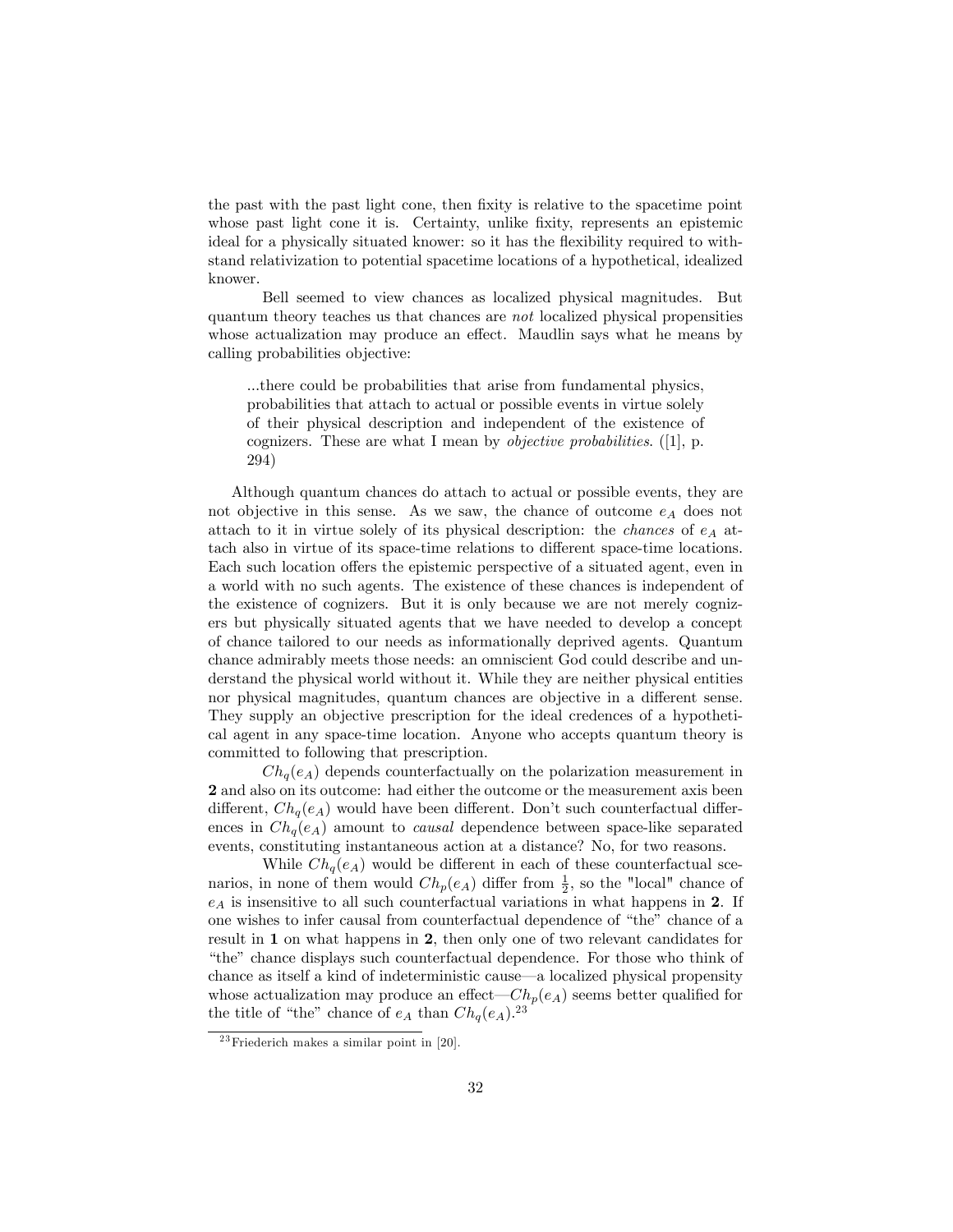the past with the past light cone, then fixity is relative to the spacetime point whose past light cone it is. Certainty, unlike fixity, represents an epistemic ideal for a physically situated knower: so it has the flexibility required to withstand relativization to potential spacetime locations of a hypothetical, idealized knower.

Bell seemed to view chances as localized physical magnitudes. But quantum theory teaches us that chances are *not* localized physical propensities whose actualization may produce an effect. Maudlin says what he means by calling probabilities objective:

> ...there could be probabilities that arise from fundamental physics, probabilities that attach to actual or possible events in virtue solely of their physical description and independent of the existence of cognizers. These are what I mean by *objective probabilities*. ([1], p. 294)

Although quantum chances do attach to actual or possible events, they are not objective in this sense. As we saw, the chance of outcome $e_A$ does not attach to it in virtue solely of its physical description: the *chances* of $e_A$ attach also in virtue of its space-time relations to different space-time locations. Each such location offers the epistemic perspective of a situated agent, even in a world with no such agents. The existence of these chances is independent of the existence of cognizers. But it is only because we are not merely cognizers but physically situated agents that we have needed to develop a concept of chance tailored to our needs as informationally deprived agents. Quantum chance admirably meets those needs: an omniscient God could describe and understand the physical world without it. While they are neither physical entities nor physical magnitudes, quantum chances are objective in a different sense. They supply an objective prescription for the ideal credences of a hypothetical agent in any space-time location. Anyone who accepts quantum theory is committed to following that prescription.

$Ch_q(e_A)$ depends counterfactually on the polarization measurement in **2** and also on its outcome: had either the outcome or the measurement axis been different, $Ch_q(e_A)$ would have been different. Don't such counterfactual differences in $Ch_q(e_A)$ amount to *causal* dependence between space-like separated events, constituting instantaneous action at a distance? No, for two reasons.

While $Ch_q(e_A)$ would be different in each of these counterfactual scenarios, in none of them would $Ch_p(e_A)$ differ from $\frac{1}{2}$, so the "local" chance of $e_A$ is insensitive to all such counterfactual variations in what happens in **2**. If one wishes to infer causal from counterfactual dependence of "the" chance of a result in **1** on what happens in **2**, then only one of two relevant candidates for "the" chance displays such counterfactual dependence. For those who think of chance as itself a kind of indeterministic cause—a localized physical propensity whose actualization may produce an effect—$Ch_p(e_A)$ seems better qualified for the title of "the" chance of $e_A$ than $Ch_q(e_A)$.[23]

[23] Friederich makes a similar point in [20].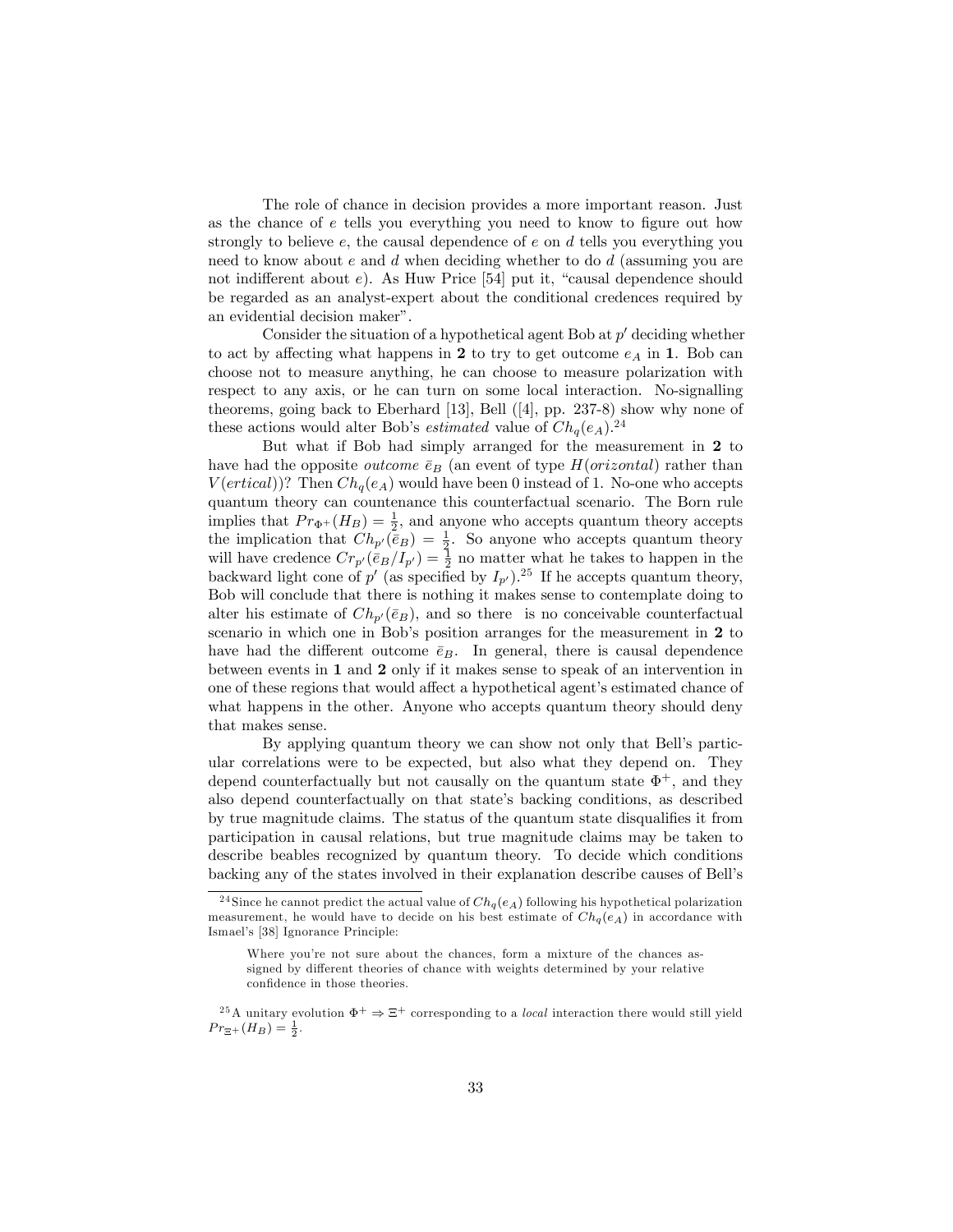The role of chance in decision provides a more important reason. Just as the chance of $e$ tells you everything you need to know to figure out how strongly to believe $e$, the causal dependence of $e$ on $d$ tells you everything you need to know about $e$ and $d$ when deciding whether to do $d$ (assuming you are not indifferent about $e$). As Huw Price [54] put it, "causal dependence should be regarded as an analyst-expert about the conditional credences required by an evidential decision maker".

Consider the situation of a hypothetical agent Bob at $p'$ deciding whether to act by affecting what happens in **2** to try to get outcome $e_A$ in **1**. Bob can choose not to measure anything, he can choose to measure polarization with respect to any axis, or he can turn on some local interaction. No-signalling theorems, going back to Eberhard [13], Bell ([4], pp. 237-8) show why none of these actions would alter Bob's *estimated* value of $Ch_q(e_A)$.[24]

But what if Bob had simply arranged for the measurement in **2** to have had the opposite *outcome* $\bar{e}_B$ (an event of type $H(orizontal)$ rather than $V(ertical)$)? Then $Ch_q(e_A)$ would have been 0 instead of 1. No-one who accepts quantum theory can countenance this counterfactual scenario. The Born rule implies that $Pr_{\Phi^+}(H_B) = \frac{1}{2}$, and anyone who accepts quantum theory accepts the implication that $Ch_{p'}(\bar{e}_B) = \frac{1}{2}$. So anyone who accepts quantum theory will have credence $Cr_{p'}(\bar{e}_B/I_{p'}) = \frac{1}{2}$ no matter what he takes to happen in the backward light cone of $p'$ (as specified by $I_{p'}$).[25] If he accepts quantum theory, Bob will conclude that there is nothing it makes sense to contemplate doing to alter his estimate of $Ch_{p'}(\bar{e}_B)$, and so there is no conceivable counterfactual scenario in which one in Bob's position arranges for the measurement in **2** to have had the different outcome $\bar{e}_B$. In general, there is causal dependence between events in **1** and **2** only if it makes sense to speak of an intervention in one of these regions that would affect a hypothetical agent's estimated chance of what happens in the other. Anyone who accepts quantum theory should deny that makes sense.

By applying quantum theory we can show not only that Bell's particular correlations were to be expected, but also what they depend on. They depend counterfactually but not causally on the quantum state $\Phi^+$, and they also depend counterfactually on that state's backing conditions, as described by true magnitude claims. The status of the quantum state disqualifies it from participation in causal relations, but true magnitude claims may be taken to describe beables recognized by quantum theory. To decide which conditions backing any of the states involved in their explanation describe causes of Bell's

---

[24] Since he cannot predict the actual value of $Ch_q(e_A)$ following his hypothetical polarization measurement, he would have to decide on his best estimate of $Ch_q(e_A)$ in accordance with Ismael's [38] Ignorance Principle:

> Where you're not sure about the chances, form a mixture of the chances assigned by different theories of chance with weights determined by your relative confidence in those theories.

[25] A unitary evolution $\Phi^+ \Rightarrow \Xi^+$ corresponding to a *local* interaction there would still yield $Pr_{\Xi^+}(H_B) = \frac{1}{2}$.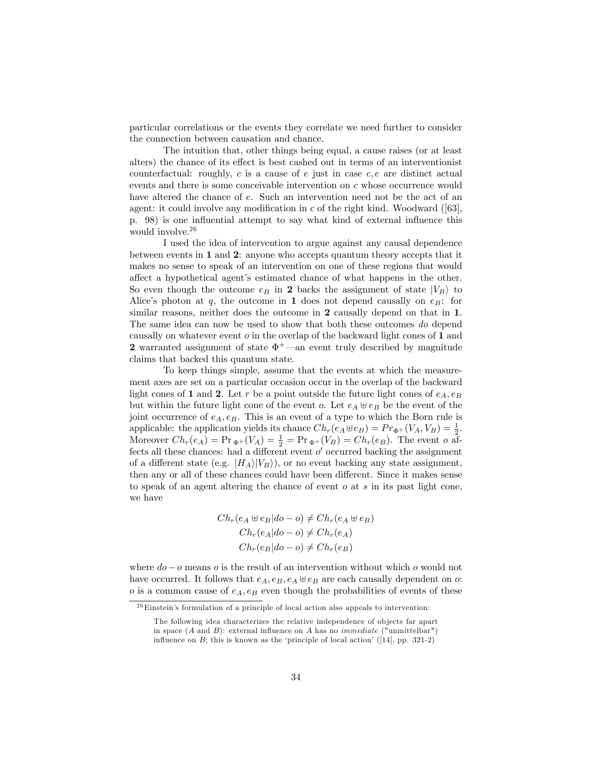particular correlations or the events they correlate we need further to consider the connection between causation and chance.

The intuition that, other things being equal, a cause raises (or at least alters) the chance of its effect is best cashed out in terms of an interventionist counterfactual: roughly, $c$ is a cause of $e$ just in case $c, e$ are distinct actual events and there is some conceivable intervention on $c$ whose occurrence would have altered the chance of $e$. Such an intervention need not be the act of an agent: it could involve any modification in $c$ of the right kind. Woodward ([63], p. 98) is one influential attempt to say what kind of external influence this would involve.[26]

I used the idea of intervention to argue against any causal dependence between events in **1** and **2**: anyone who accepts quantum theory accepts that it makes no sense to speak of an intervention on one of these regions that would affect a hypothetical agent's estimated chance of what happens in the other. So even though the outcome $e_B$ in **2** backs the assignment of state $|V_B\rangle$ to Alice's photon at $q$, the outcome in **1** does not depend causally on $e_B$: for similar reasons, neither does the outcome in **2** causally depend on that in **1**. The same idea can now be used to show that both these outcomes *do* depend causally on whatever event $o$ in the overlap of the backward light cones of **1** and **2** warranted assignment of state $\Phi^+$—an event truly described by magnitude claims that backed this quantum state.

To keep things simple, assume that the events at which the measurement axes are set on a particular occasion occur in the overlap of the backward light cones of **1** and **2**. Let $r$ be a point outside the future light cones of $e_A, e_B$ but within the future light cone of the event $o$. Let $e_A \uplus e_B$ be the event of the joint occurrence of $e_A, e_B$. This is an event of a type to which the Born rule is applicable: the application yields its chance $Ch_r(e_A \uplus e_B) = Pr_{\Phi^+}(V_A, V_B) = \frac{1}{2}$. Moreover $Ch_r(e_A) = \Pr_{\Phi^+}(V_A) = \frac{1}{2} = \Pr_{\Phi^+}(V_B) = Ch_r(e_B)$. The event $o$ affects all these chances: had a different event $o'$ occurred backing the assignment of a different state (e.g. $|H_A\rangle|V_B\rangle$), or no event backing any state assignment, then any or all of these chances could have been different. Since it makes sense to speak of an agent altering the chance of event $o$ at $s$ in its past light cone, we have

$$Ch_r(e_A \uplus e_B | do - o) \neq Ch_r(e_A \uplus e_B)$$
$$Ch_r(e_A | do - o) \neq Ch_r(e_A)$$
$$Ch_r(e_B | do - o) \neq Ch_r(e_B)$$

where $do - o$ means $o$ is the result of an intervention without which $o$ would not have occurred. It follows that $e_A, e_B, e_A \uplus e_B$ are each causally dependent on $o$: $o$ is a common cause of $e_A, e_B$ even though the probabilities of events of these

[26] Einstein's formulation of a principle of local action also appeals to intervention:

> The following idea characterizes the relative independence of objects far apart in space ($A$ and $B$): external influence on $A$ has no *immediate* ("unmittelbar") influence on $B$; this is known as the 'principle of local action' ([14], pp. 321-2)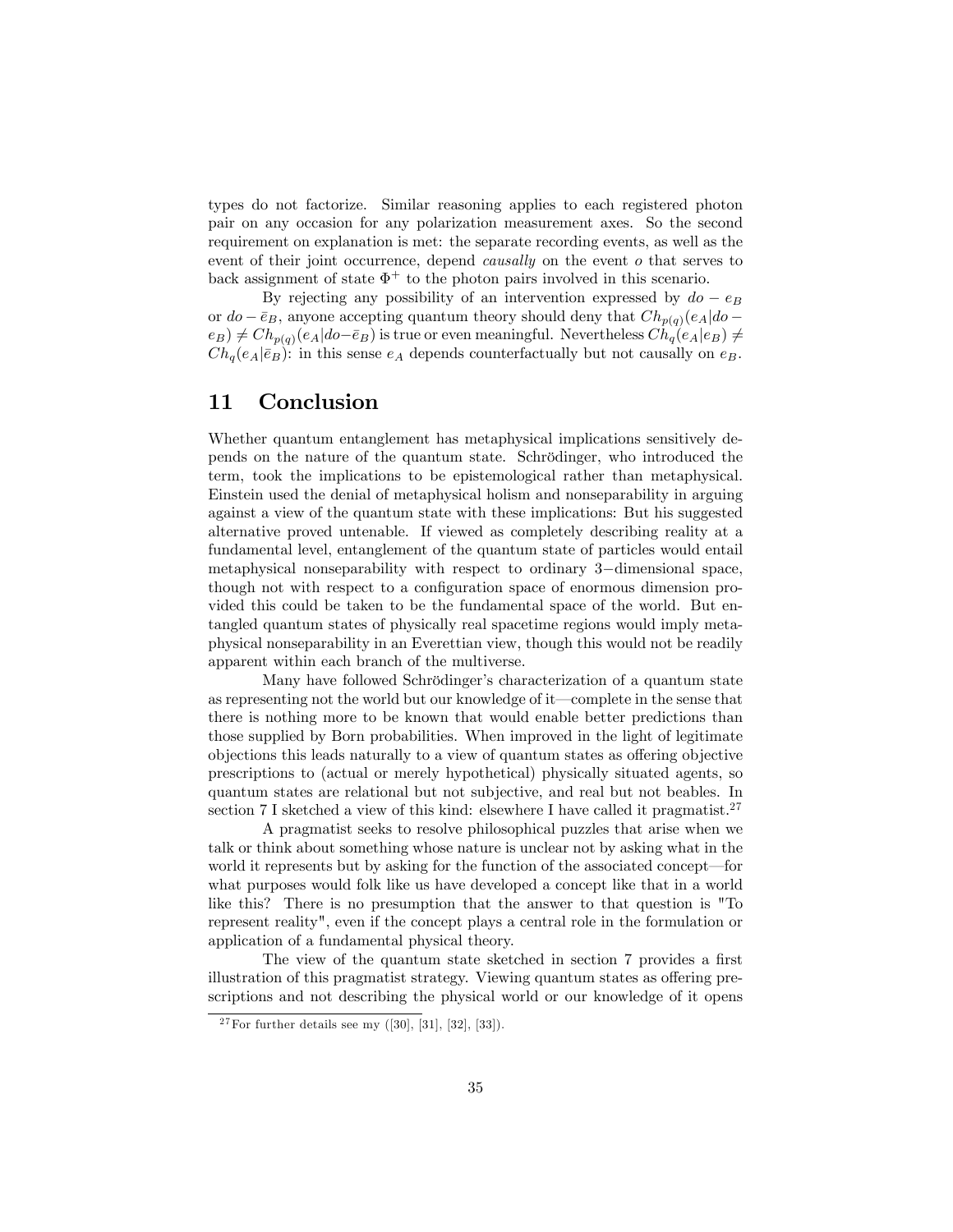types do not factorize. Similar reasoning applies to each registered photon pair on any occasion for any polarization measurement axes. So the second requirement on explanation is met: the separate recording events, as well as the event of their joint occurrence, depend *causally* on the event $o$ that serves to back assignment of state $\Phi^+$ to the photon pairs involved in this scenario.

By rejecting any possibility of an intervention expressed by $do - e_B$ or $do - \bar{e}_B$, anyone accepting quantum theory should deny that $Ch_{p(q)}(e_A|do - e_B) \neq Ch_{p(q)}(e_A|do - \bar{e}_B)$ is true or even meaningful. Nevertheless $Ch_q(e_A|e_B) \neq Ch_q(e_A|\bar{e}_B)$: in this sense $e_A$ depends counterfactually but not causally on $e_B$.

## 11 Conclusion

Whether quantum entanglement has metaphysical implications sensitively depends on the nature of the quantum state. Schrödinger, who introduced the term, took the implications to be epistemological rather than metaphysical. Einstein used the denial of metaphysical holism and nonseparability in arguing against a view of the quantum state with these implications: But his suggested alternative proved untenable. If viewed as completely describing reality at a fundamental level, entanglement of the quantum state of particles would entail metaphysical nonseparability with respect to ordinary 3−dimensional space, though not with respect to a configuration space of enormous dimension provided this could be taken to be the fundamental space of the world. But entangled quantum states of physically real spacetime regions would imply metaphysical nonseparability in an Everettian view, though this would not be readily apparent within each branch of the multiverse.

Many have followed Schrödinger's characterization of a quantum state as representing not the world but our knowledge of it—complete in the sense that there is nothing more to be known that would enable better predictions than those supplied by Born probabilities. When improved in the light of legitimate objections this leads naturally to a view of quantum states as offering objective prescriptions to (actual or merely hypothetical) physically situated agents, so quantum states are relational but not subjective, and real but not beables. In section 7 I sketched a view of this kind: elsewhere I have called it pragmatist.[27]

A pragmatist seeks to resolve philosophical puzzles that arise when we talk or think about something whose nature is unclear not by asking what in the world it represents but by asking for the function of the associated concept—for what purposes would folk like us have developed a concept like that in a world like this? There is no presumption that the answer to that question is "To represent reality", even if the concept plays a central role in the formulation or application of a fundamental physical theory.

The view of the quantum state sketched in section 7 provides a first illustration of this pragmatist strategy. Viewing quantum states as offering prescriptions and not describing the physical world or our knowledge of it opens

[27] For further details see my ([30], [31], [32], [33]).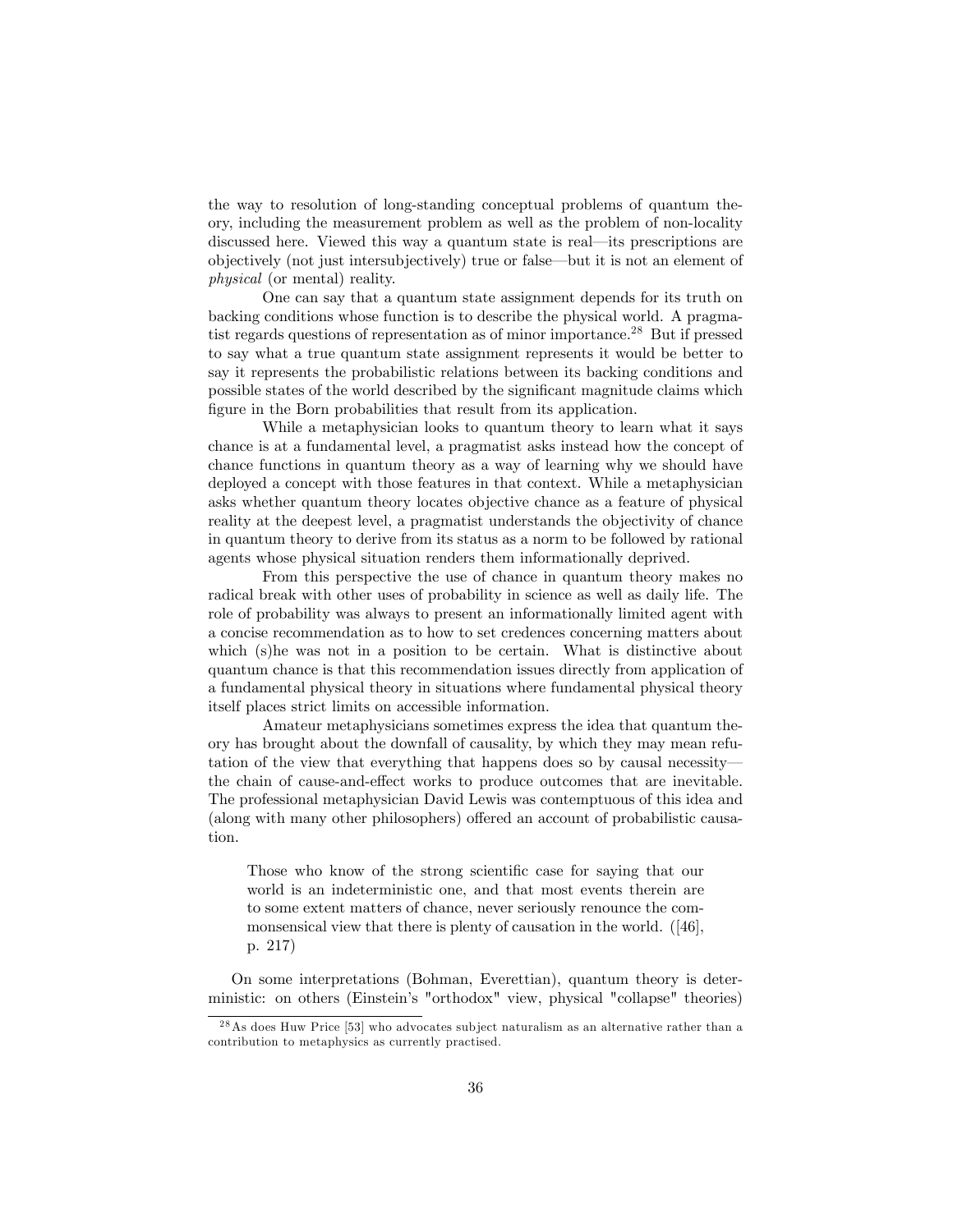the way to resolution of long-standing conceptual problems of quantum theory, including the measurement problem as well as the problem of non-locality discussed here. Viewed this way a quantum state is real—its prescriptions are objectively (not just intersubjectively) true or false—but it is not an element of *physical* (or mental) reality.

One can say that a quantum state assignment depends for its truth on backing conditions whose function is to describe the physical world. A pragmatist regards questions of representation as of minor importance.[28] But if pressed to say what a true quantum state assignment represents it would be better to say it represents the probabilistic relations between its backing conditions and possible states of the world described by the significant magnitude claims which figure in the Born probabilities that result from its application.

While a metaphysician looks to quantum theory to learn what it says chance is at a fundamental level, a pragmatist asks instead how the concept of chance functions in quantum theory as a way of learning why we should have deployed a concept with those features in that context. While a metaphysician asks whether quantum theory locates objective chance as a feature of physical reality at the deepest level, a pragmatist understands the objectivity of chance in quantum theory to derive from its status as a norm to be followed by rational agents whose physical situation renders them informationally deprived.

From this perspective the use of chance in quantum theory makes no radical break with other uses of probability in science as well as daily life. The role of probability was always to present an informationally limited agent with a concise recommendation as to how to set credences concerning matters about which (s)he was not in a position to be certain. What is distinctive about quantum chance is that this recommendation issues directly from application of a fundamental physical theory in situations where fundamental physical theory itself places strict limits on accessible information.

Amateur metaphysicians sometimes express the idea that quantum theory has brought about the downfall of causality, by which they may mean refutation of the view that everything that happens does so by causal necessity—the chain of cause-and-effect works to produce outcomes that are inevitable. The professional metaphysician David Lewis was contemptuous of this idea and (along with many other philosophers) offered an account of probabilistic causation.

> Those who know of the strong scientific case for saying that our world is an indeterministic one, and that most events therein are to some extent matters of chance, never seriously renounce the commonsensical view that there is plenty of causation in the world. ([46], p. 217)

On some interpretations (Bohman, Everettian), quantum theory is deterministic: on others (Einstein's "orthodox" view, physical "collapse" theories)

[28] As does Huw Price [53] who advocates subject naturalism as an alternative rather than a contribution to metaphysics as currently practised.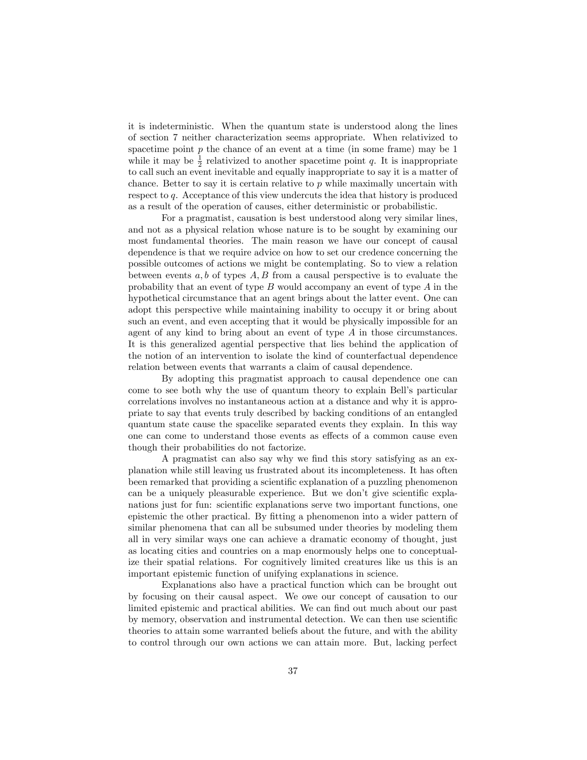it is indeterministic. When the quantum state is understood along the lines of section 7 neither characterization seems appropriate. When relativized to spacetime point $p$ the chance of an event at a time (in some frame) may be 1 while it may be $\frac{1}{2}$ relativized to another spacetime point $q$. It is inappropriate to call such an event inevitable and equally inappropriate to say it is a matter of chance. Better to say it is certain relative to $p$ while maximally uncertain with respect to $q$. Acceptance of this view undercuts the idea that history is produced as a result of the operation of causes, either deterministic or probabilistic.

For a pragmatist, causation is best understood along very similar lines, and not as a physical relation whose nature is to be sought by examining our most fundamental theories. The main reason we have our concept of causal dependence is that we require advice on how to set our credence concerning the possible outcomes of actions we might be contemplating. So to view a relation between events $a, b$ of types $A, B$ from a causal perspective is to evaluate the probability that an event of type $B$ would accompany an event of type $A$ in the hypothetical circumstance that an agent brings about the latter event. One can adopt this perspective while maintaining inability to occupy it or bring about such an event, and even accepting that it would be physically impossible for an agent of any kind to bring about an event of type $A$ in those circumstances. It is this generalized agential perspective that lies behind the application of the notion of an intervention to isolate the kind of counterfactual dependence relation between events that warrants a claim of causal dependence.

By adopting this pragmatist approach to causal dependence one can come to see both why the use of quantum theory to explain Bell's particular correlations involves no instantaneous action at a distance and why it is appropriate to say that events truly described by backing conditions of an entangled quantum state cause the spacelike separated events they explain. In this way one can come to understand those events as effects of a common cause even though their probabilities do not factorize.

A pragmatist can also say why we find this story satisfying as an explanation while still leaving us frustrated about its incompleteness. It has often been remarked that providing a scientific explanation of a puzzling phenomenon can be a uniquely pleasurable experience. But we don't give scientific explanations just for fun: scientific explanations serve two important functions, one epistemic the other practical. By fitting a phenomenon into a wider pattern of similar phenomena that can all be subsumed under theories by modeling them all in very similar ways one can achieve a dramatic economy of thought, just as locating cities and countries on a map enormously helps one to conceptualize their spatial relations. For cognitively limited creatures like us this is an important epistemic function of unifying explanations in science.

Explanations also have a practical function which can be brought out by focusing on their causal aspect. We owe our concept of causation to our limited epistemic and practical abilities. We can find out much about our past by memory, observation and instrumental detection. We can then use scientific theories to attain some warranted beliefs about the future, and with the ability to control through our own actions we can attain more. But, lacking perfect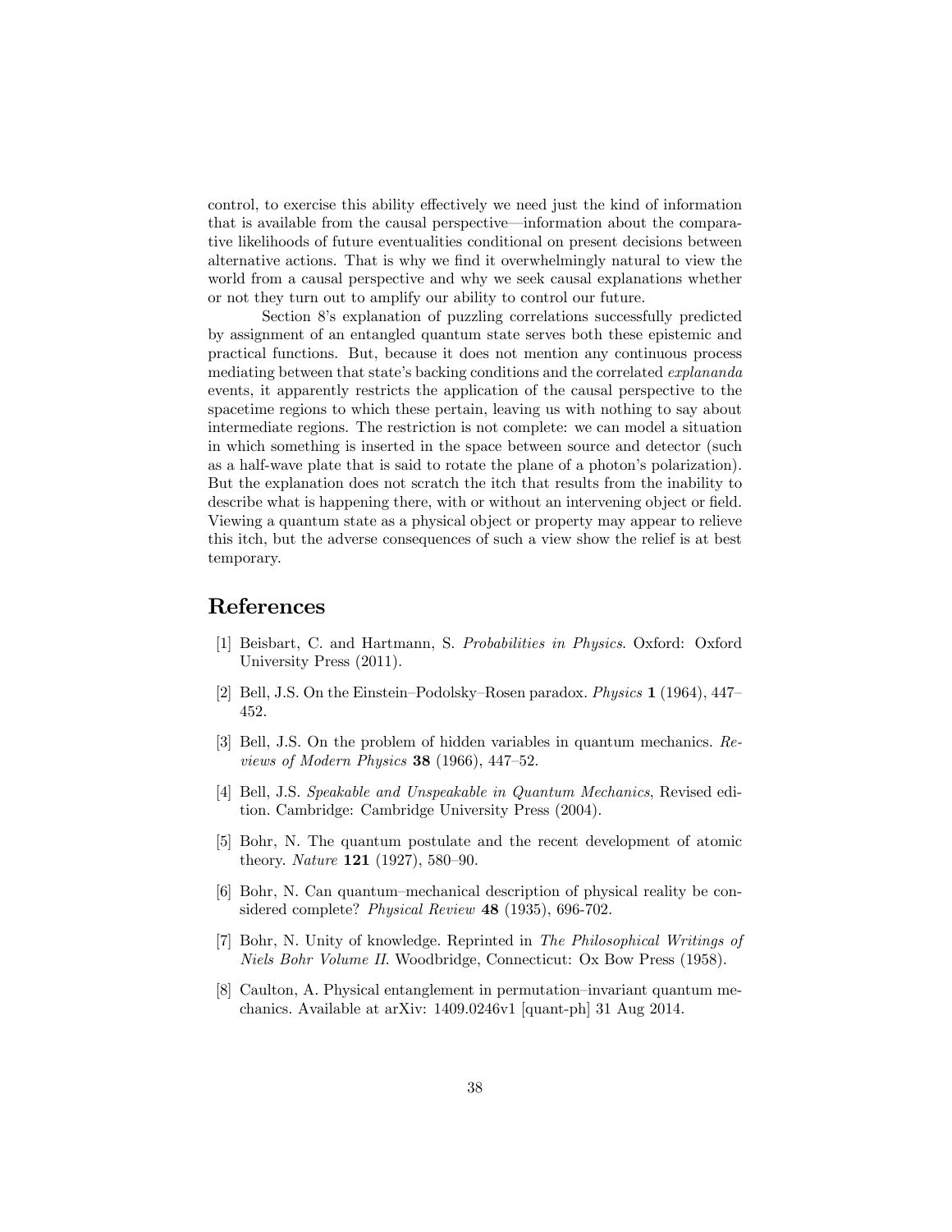control, to exercise this ability effectively we need just the kind of information that is available from the causal perspective—information about the comparative likelihoods of future eventualities conditional on present decisions between alternative actions. That is why we find it overwhelmingly natural to view the world from a causal perspective and why we seek causal explanations whether or not they turn out to amplify our ability to control our future.

Section 8's explanation of puzzling correlations successfully predicted by assignment of an entangled quantum state serves both these epistemic and practical functions. But, because it does not mention any continuous process mediating between that state's backing conditions and the correlated *explananda* events, it apparently restricts the application of the causal perspective to the spacetime regions to which these pertain, leaving us with nothing to say about intermediate regions. The restriction is not complete: we can model a situation in which something is inserted in the space between source and detector (such as a half-wave plate that is said to rotate the plane of a photon's polarization). But the explanation does not scratch the itch that results from the inability to describe what is happening there, with or without an intervening object or field. Viewing a quantum state as a physical object or property may appear to relieve this itch, but the adverse consequences of such a view show the relief is at best temporary.

## References

[1] Beisbart, C. and Hartmann, S. *Probabilities in Physics*. Oxford: Oxford University Press (2011).

[2] Bell, J.S. On the Einstein–Podolsky–Rosen paradox. *Physics* **1** (1964), 447–452.

[3] Bell, J.S. On the problem of hidden variables in quantum mechanics. *Reviews of Modern Physics* **38** (1966), 447–52.

[4] Bell, J.S. *Speakable and Unspeakable in Quantum Mechanics*, Revised edition. Cambridge: Cambridge University Press (2004).

[5] Bohr, N. The quantum postulate and the recent development of atomic theory. *Nature* **121** (1927), 580–90.

[6] Bohr, N. Can quantum–mechanical description of physical reality be considered complete? *Physical Review* **48** (1935), 696-702.

[7] Bohr, N. Unity of knowledge. Reprinted in *The Philosophical Writings of Niels Bohr Volume II*. Woodbridge, Connecticut: Ox Bow Press (1958).

[8] Caulton, A. Physical entanglement in permutation–invariant quantum mechanics. Available at arXiv: 1409.0246v1 [quant-ph] 31 Aug 2014.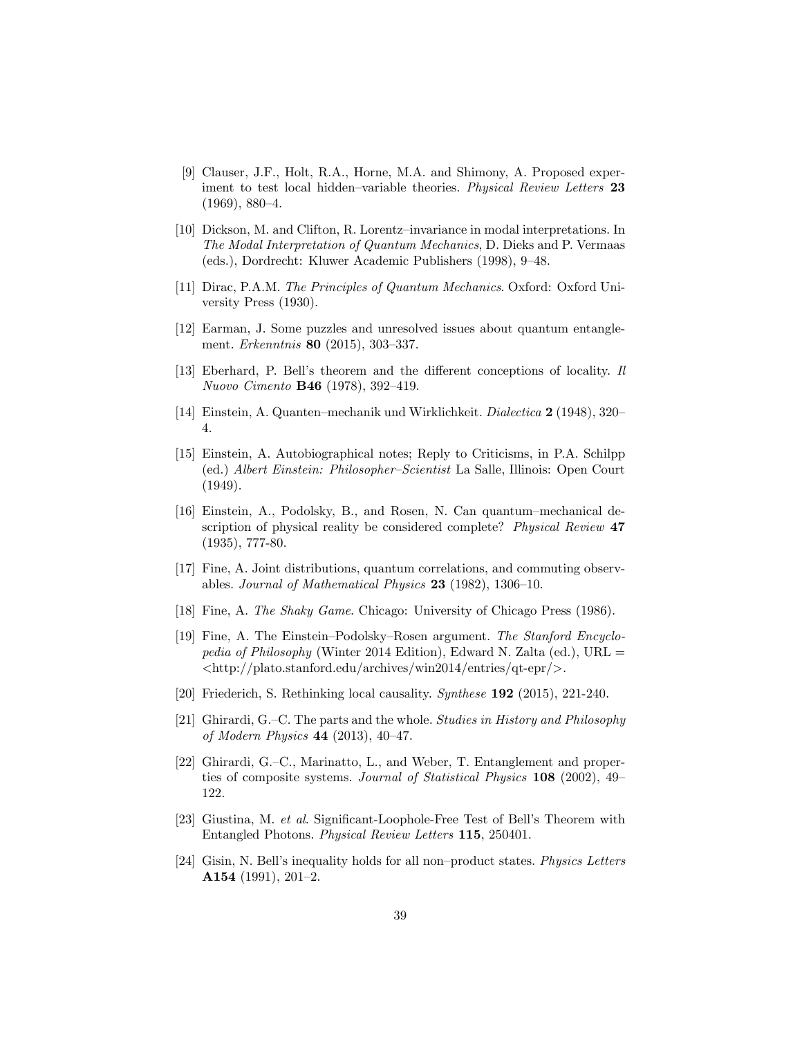[9] Clauser, J.F., Holt, R.A., Horne, M.A. and Shimony, A. Proposed experiment to test local hidden–variable theories. *Physical Review Letters* **23** (1969), 880–4.

[10] Dickson, M. and Clifton, R. Lorentz–invariance in modal interpretations. In *The Modal Interpretation of Quantum Mechanics*, D. Dieks and P. Vermaas (eds.), Dordrecht: Kluwer Academic Publishers (1998), 9–48.

[11] Dirac, P.A.M. *The Principles of Quantum Mechanics*. Oxford: Oxford University Press (1930).

[12] Earman, J. Some puzzles and unresolved issues about quantum entanglement. *Erkenntnis* **80** (2015), 303–337.

[13] Eberhard, P. Bell's theorem and the different conceptions of locality. *Il Nuovo Cimento* **B46** (1978), 392–419.

[14] Einstein, A. Quanten–mechanik und Wirklichkeit. *Dialectica* **2** (1948), 320–4.

[15] Einstein, A. Autobiographical notes; Reply to Criticisms, in P.A. Schilpp (ed.) *Albert Einstein: Philosopher–Scientist* La Salle, Illinois: Open Court (1949).

[16] Einstein, A., Podolsky, B., and Rosen, N. Can quantum–mechanical description of physical reality be considered complete? *Physical Review* **47** (1935), 777-80.

[17] Fine, A. Joint distributions, quantum correlations, and commuting observables. *Journal of Mathematical Physics* **23** (1982), 1306–10.

[18] Fine, A. *The Shaky Game*. Chicago: University of Chicago Press (1986).

[19] Fine, A. The Einstein–Podolsky–Rosen argument. *The Stanford Encyclopedia of Philosophy* (Winter 2014 Edition), Edward N. Zalta (ed.), URL = <http://plato.stanford.edu/archives/win2014/entries/qt-epr/>.

[20] Friederich, S. Rethinking local causality. *Synthese* **192** (2015), 221-240.

[21] Ghirardi, G.–C. The parts and the whole. *Studies in History and Philosophy of Modern Physics* **44** (2013), 40–47.

[22] Ghirardi, G.–C., Marinatto, L., and Weber, T. Entanglement and properties of composite systems. *Journal of Statistical Physics* **108** (2002), 49–122.

[23] Giustina, M. *et al*. Significant-Loophole-Free Test of Bell's Theorem with Entangled Photons. *Physical Review Letters* **115**, 250401.

[24] Gisin, N. Bell's inequality holds for all non–product states. *Physics Letters* **A154** (1991), 201–2.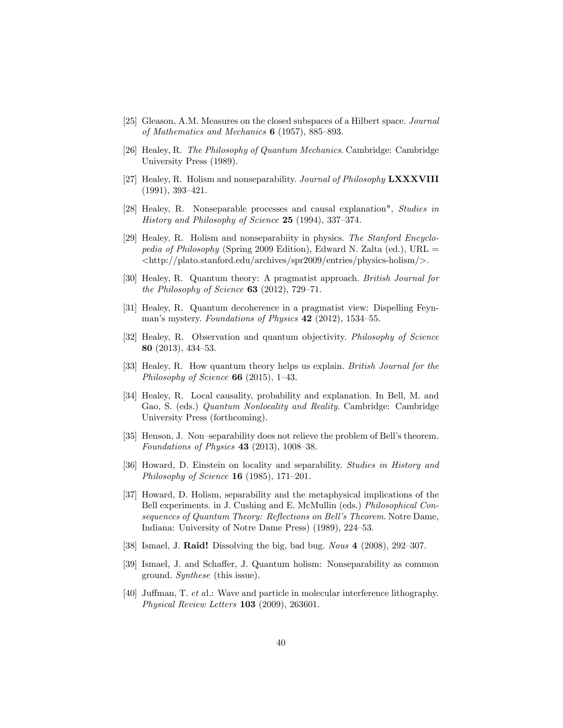[25] Gleason, A.M. Measures on the closed subspaces of a Hilbert space. *Journal of Mathematics and Mechanics* **6** (1957), 885–893.

[26] Healey, R. *The Philosophy of Quantum Mechanics*. Cambridge: Cambridge University Press (1989).

[27] Healey, R. Holism and nonseparability. *Journal of Philosophy* **LXXXVIII** (1991), 393–421.

[28] Healey, R. Nonseparable processes and causal explanation", *Studies in History and Philosophy of Science* **25** (1994), 337–374.

[29] Healey, R. Holism and nonseparabiity in physics. *The Stanford Encyclopedia of Philosophy* (Spring 2009 Edition), Edward N. Zalta (ed.), URL = <http://plato.stanford.edu/archives/spr2009/entries/physics-holism/>.

[30] Healey, R. Quantum theory: A pragmatist approach. *British Journal for the Philosophy of Science* **63** (2012), 729–71.

[31] Healey, R. Quantum decoherence in a pragmatist view: Dispelling Feynman's mystery. *Foundations of Physics* **42** (2012), 1534–55.

[32] Healey, R. Observation and quantum objectivity. *Philosophy of Science* **80** (2013), 434–53.

[33] Healey, R. How quantum theory helps us explain. *British Journal for the Philosophy of Science* **66** (2015), 1–43.

[34] Healey, R. Local causality, probability and explanation. In Bell, M. and Gao, S. (eds.) *Quantum Nonlocality and Reality*. Cambridge: Cambridge University Press (forthcoming).

[35] Henson, J. Non–separability does not relieve the problem of Bell's theorem. *Foundations of Physics* **43** (2013), 1008–38.

[36] Howard, D. Einstein on locality and separability. *Studies in History and Philosophy of Science* **16** (1985), 171–201.

[37] Howard, D. Holism, separability and the metaphysical implications of the Bell experiments. in J. Cushing and E. McMullin (eds.) *Philosophical Consequences of Quantum Theory: Reflections on Bell's Theorem*. Notre Dame, Indiana: University of Notre Dame Press) (1989), 224–53.

[38] Ismael, J. **Raid!** Dissolving the big, bad bug. *Nous* **4** (2008), 292–307.

[39] Ismael, J. and Schaffer, J. Quantum holism: Nonseparability as common ground. *Synthese* (this issue).

[40] Juffman, T. *et a*l.: Wave and particle in molecular interference lithography. *Physical Review Letters* **103** (2009), 263601.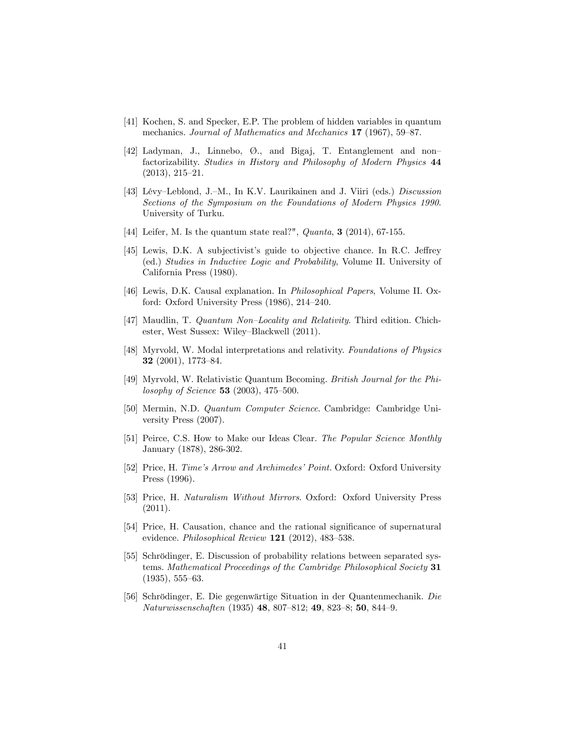[41] Kochen, S. and Specker, E.P. The problem of hidden variables in quantum mechanics. *Journal of Mathematics and Mechanics* **17** (1967), 59–87.

[42] Ladyman, J., Linnebo, Ø., and Bigaj, T. Entanglement and non–factorizability. *Studies in History and Philosophy of Modern Physics* **44** (2013), 215–21.

[43] Lévy–Leblond, J.–M., In K.V. Laurikainen and J. Viiri (eds.) *Discussion Sections of the Symposium on the Foundations of Modern Physics 1990*. University of Turku.

[44] Leifer, M. Is the quantum state real?", *Quanta*, **3** (2014), 67-155.

[45] Lewis, D.K. A subjectivist's guide to objective chance. In R.C. Jeffrey (ed.) *Studies in Inductive Logic and Probability*, Volume II. University of California Press (1980).

[46] Lewis, D.K. Causal explanation. In *Philosophical Papers*, Volume II. Oxford: Oxford University Press (1986), 214–240.

[47] Maudlin, T. *Quantum Non–Locality and Relativity*. Third edition. Chichester, West Sussex: Wiley–Blackwell (2011).

[48] Myrvold, W. Modal interpretations and relativity. *Foundations of Physics* **32** (2001), 1773–84.

[49] Myrvold, W. Relativistic Quantum Becoming. *British Journal for the Philosophy of Science* **53** (2003), 475–500.

[50] Mermin, N.D. *Quantum Computer Science*. Cambridge: Cambridge University Press (2007).

[51] Peirce, C.S. How to Make our Ideas Clear. *The Popular Science Monthly* January (1878), 286-302.

[52] Price, H. *Time's Arrow and Archimedes' Point.* Oxford: Oxford University Press (1996).

[53] Price, H. *Naturalism Without Mirrors*. Oxford: Oxford University Press (2011).

[54] Price, H. Causation, chance and the rational significance of supernatural evidence. *Philosophical Review* **121** (2012), 483–538.

[55] Schrödinger, E. Discussion of probability relations between separated systems. *Mathematical Proceedings of the Cambridge Philosophical Society* **31** (1935), 555–63.

[56] Schrödinger, E. Die gegenwärtige Situation in der Quantenmechanik. *Die Naturwissenschaften* (1935) **48**, 807–812; **49**, 823–8; **50**, 844–9.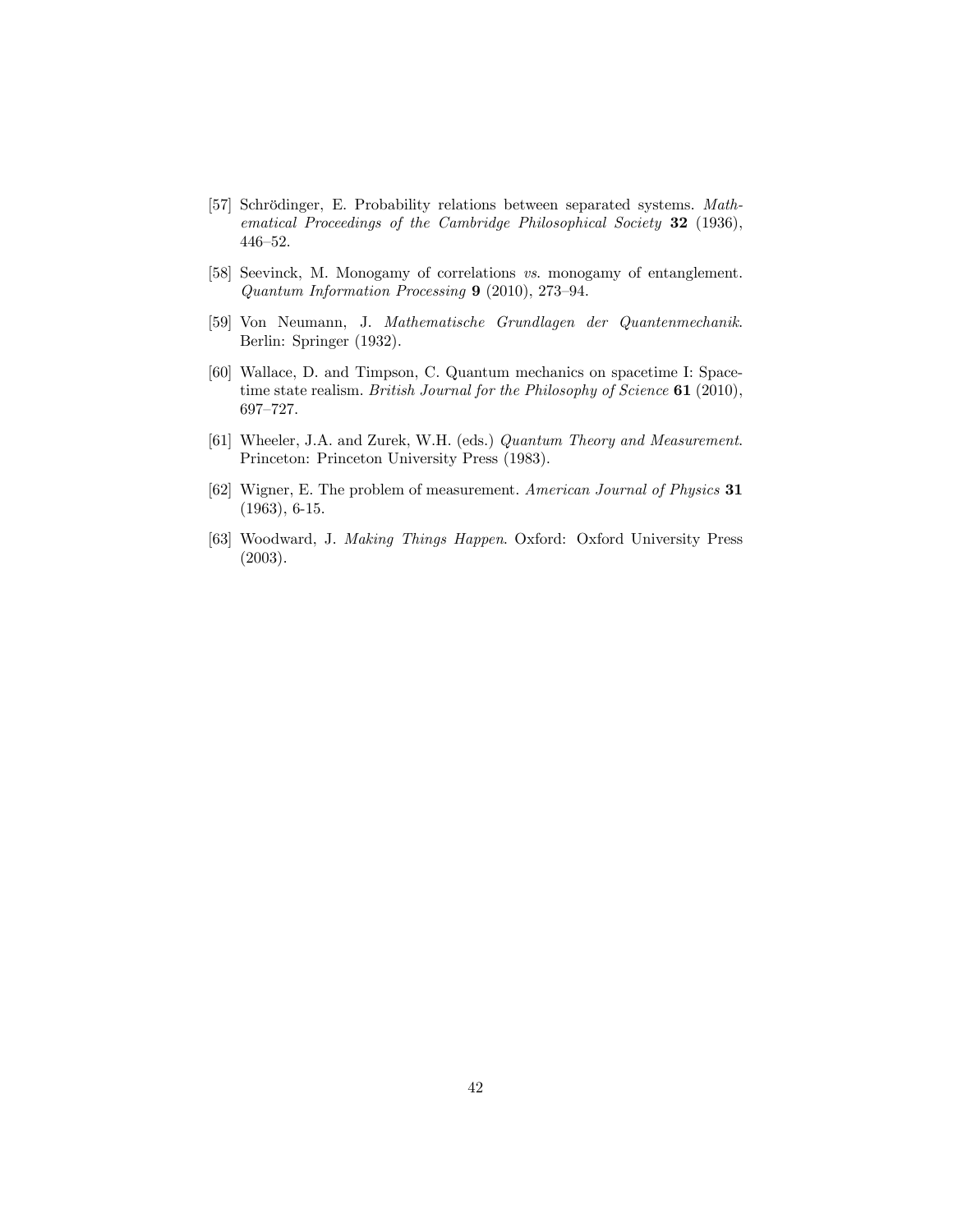[57] Schrödinger, E. Probability relations between separated systems. *Mathematical Proceedings of the Cambridge Philosophical Society* **32** (1936), 446–52.

[58] Seevinck, M. Monogamy of correlations *vs.* monogamy of entanglement. *Quantum Information Processing* **9** (2010), 273–94.

[59] Von Neumann, J. *Mathematische Grundlagen der Quantenmechanik*. Berlin: Springer (1932).

[60] Wallace, D. and Timpson, C. Quantum mechanics on spacetime I: Spacetime state realism. *British Journal for the Philosophy of Science* **61** (2010), 697–727.

[61] Wheeler, J.A. and Zurek, W.H. (eds.) *Quantum Theory and Measurement*. Princeton: Princeton University Press (1983).

[62] Wigner, E. The problem of measurement. *American Journal of Physics* **31** (1963), 6-15.

[63] Woodward, J. *Making Things Happen*. Oxford: Oxford University Press (2003).